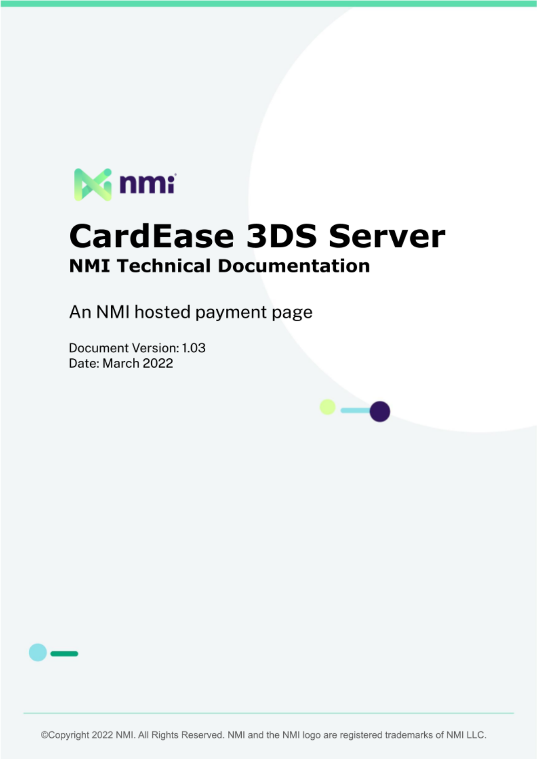nmi

# CardEase 3DS Server

## NMI Technical Documentation

An NMI hosted payment page

Document Version: 1.03
Date: March 2022

©Copyright 2022 NMI. All Rights Reserved. NMI and the NMI logo are registered trademarks of NMI LLC.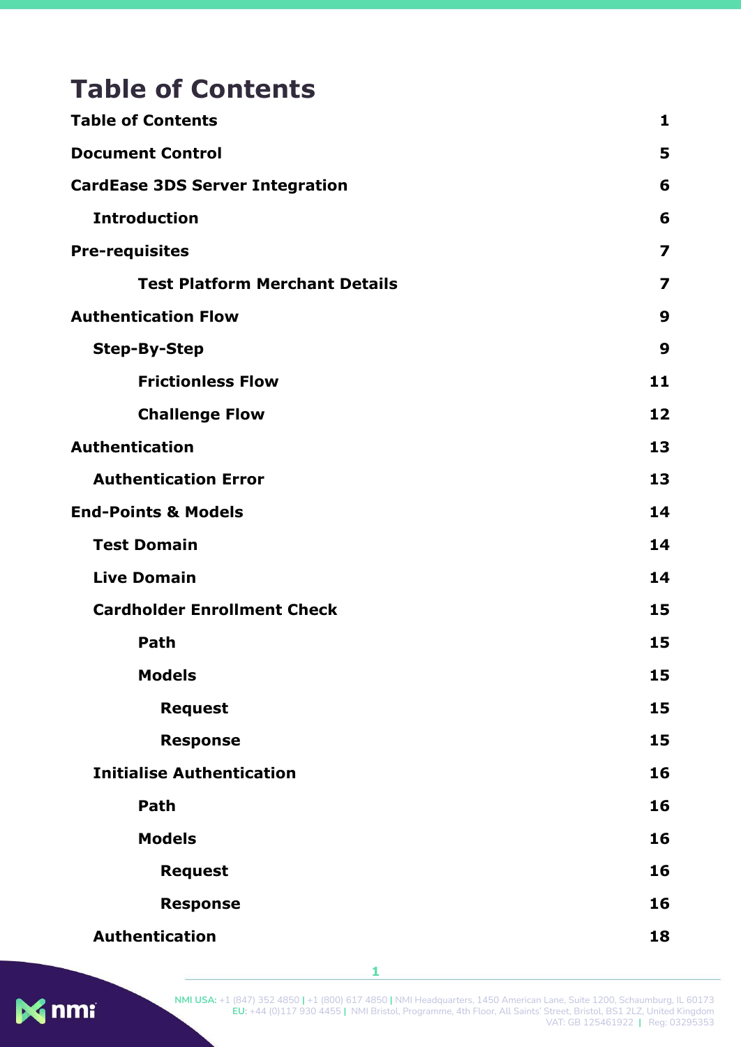# Table of Contents

| | |
|---|---|
| **Table of Contents** | **1** |
| **Document Control** | **5** |
| **CardEase 3DS Server Integration** | **6** |
| &nbsp;&nbsp;&nbsp;&nbsp;**Introduction** | **6** |
| **Pre-requisites** | **7** |
| &nbsp;&nbsp;&nbsp;&nbsp;&nbsp;&nbsp;&nbsp;&nbsp;**Test Platform Merchant Details** | **7** |
| **Authentication Flow** | **9** |
| &nbsp;&nbsp;&nbsp;&nbsp;**Step-By-Step** | **9** |
| &nbsp;&nbsp;&nbsp;&nbsp;&nbsp;&nbsp;&nbsp;&nbsp;**Frictionless Flow** | **11** |
| &nbsp;&nbsp;&nbsp;&nbsp;&nbsp;&nbsp;&nbsp;&nbsp;**Challenge Flow** | **12** |
| **Authentication** | **13** |
| &nbsp;&nbsp;&nbsp;&nbsp;**Authentication Error** | **13** |
| **End-Points & Models** | **14** |
| &nbsp;&nbsp;&nbsp;&nbsp;**Test Domain** | **14** |
| &nbsp;&nbsp;&nbsp;&nbsp;**Live Domain** | **14** |
| &nbsp;&nbsp;&nbsp;&nbsp;**Cardholder Enrollment Check** | **15** |
| &nbsp;&nbsp;&nbsp;&nbsp;&nbsp;&nbsp;&nbsp;&nbsp;**Path** | **15** |
| &nbsp;&nbsp;&nbsp;&nbsp;&nbsp;&nbsp;&nbsp;&nbsp;**Models** | **15** |
| &nbsp;&nbsp;&nbsp;&nbsp;&nbsp;&nbsp;&nbsp;&nbsp;&nbsp;&nbsp;&nbsp;&nbsp;**Request** | **15** |
| &nbsp;&nbsp;&nbsp;&nbsp;&nbsp;&nbsp;&nbsp;&nbsp;&nbsp;&nbsp;&nbsp;&nbsp;**Response** | **15** |
| &nbsp;&nbsp;&nbsp;&nbsp;**Initialise Authentication** | **16** |
| &nbsp;&nbsp;&nbsp;&nbsp;&nbsp;&nbsp;&nbsp;&nbsp;**Path** | **16** |
| &nbsp;&nbsp;&nbsp;&nbsp;&nbsp;&nbsp;&nbsp;&nbsp;**Models** | **16** |
| &nbsp;&nbsp;&nbsp;&nbsp;&nbsp;&nbsp;&nbsp;&nbsp;&nbsp;&nbsp;&nbsp;&nbsp;**Request** | **16** |
| &nbsp;&nbsp;&nbsp;&nbsp;&nbsp;&nbsp;&nbsp;&nbsp;&nbsp;&nbsp;&nbsp;&nbsp;**Response** | **16** |
| &nbsp;&nbsp;&nbsp;&nbsp;**Authentication** | **18** |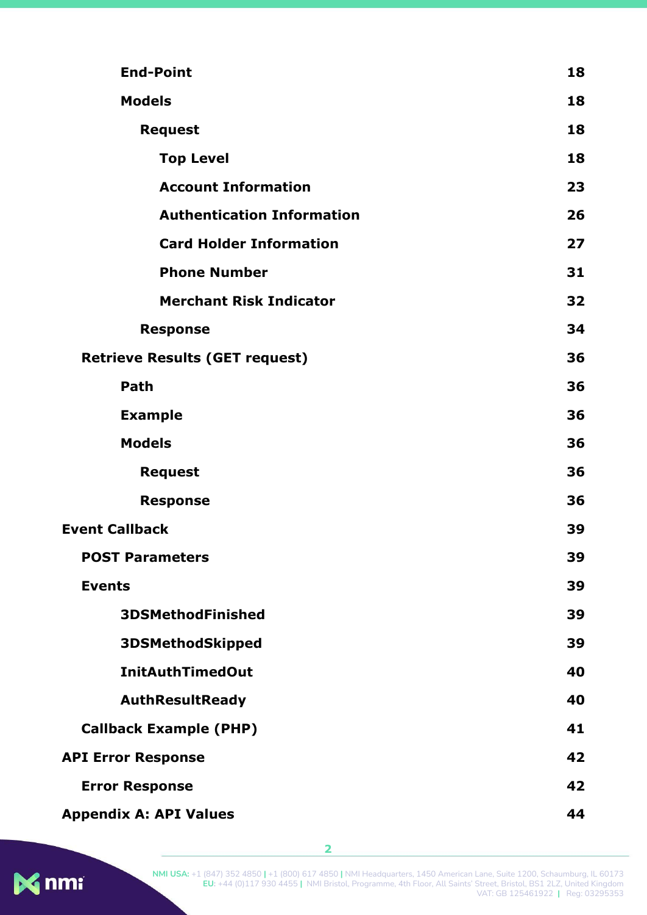| | |
|---|---|
| End-Point | 18 |
| Models | 18 |
| Request | 18 |
| Top Level | 18 |
| Account Information | 23 |
| Authentication Information | 26 |
| Card Holder Information | 27 |
| Phone Number | 31 |
| Merchant Risk Indicator | 32 |
| Response | 34 |
| Retrieve Results (GET request) | 36 |
| Path | 36 |
| Example | 36 |
| Models | 36 |
| Request | 36 |
| Response | 36 |
| Event Callback | 39 |
| POST Parameters | 39 |
| Events | 39 |
| 3DSMethodFinished | 39 |
| 3DSMethodSkipped | 39 |
| InitAuthTimedOut | 40 |
| AuthResultReady | 40 |
| Callback Example (PHP) | 41 |
| API Error Response | 42 |
| Error Response | 42 |
| Appendix A: API Values | 44 |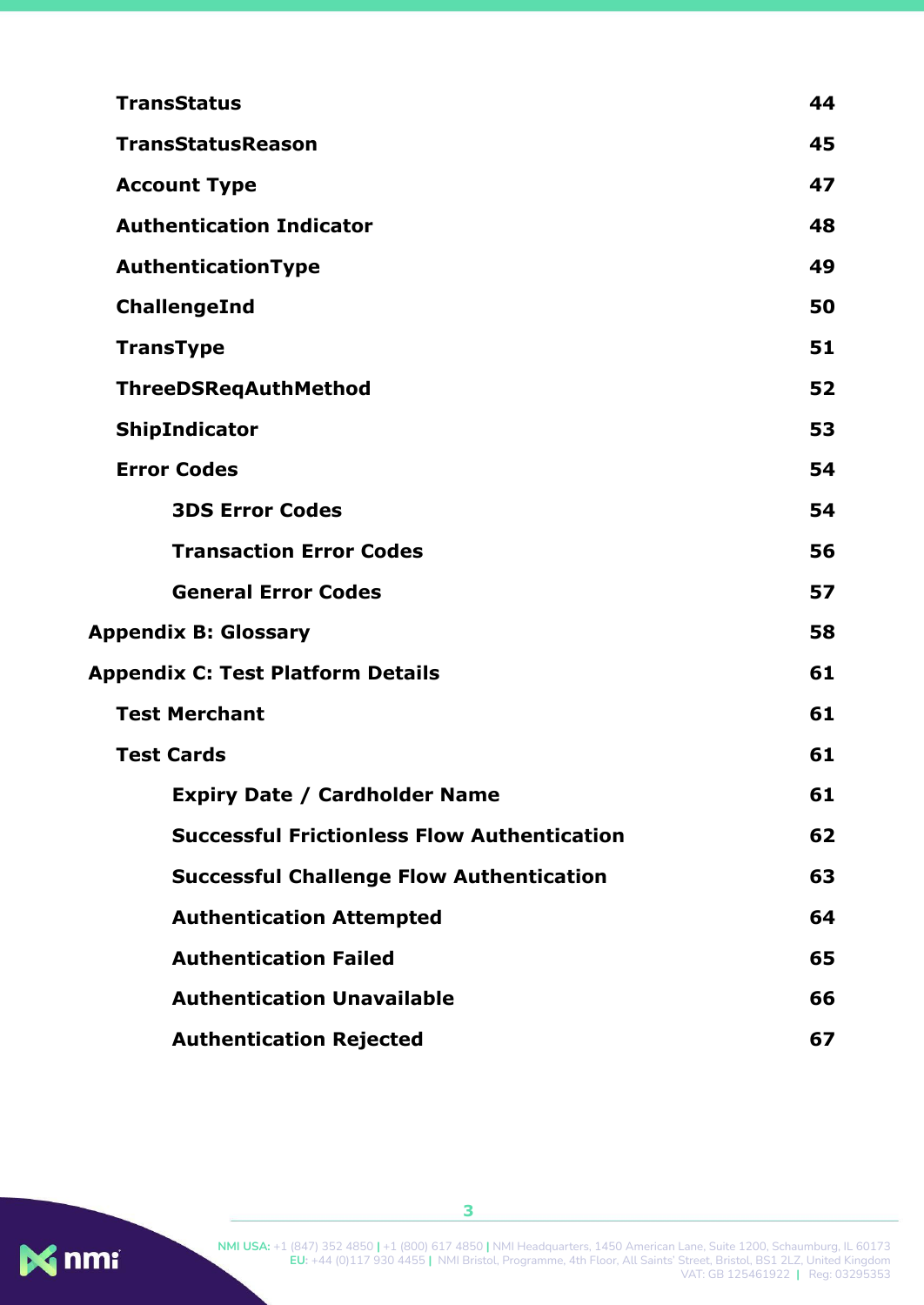| | |
|---|---|
| TransStatus | 44 |
| TransStatusReason | 45 |
| Account Type | 47 |
| Authentication Indicator | 48 |
| AuthenticationType | 49 |
| ChallengeInd | 50 |
| TransType | 51 |
| ThreeDSReqAuthMethod | 52 |
| ShipIndicator | 53 |
| Error Codes | 54 |
| 3DS Error Codes | 54 |
| Transaction Error Codes | 56 |
| General Error Codes | 57 |
| Appendix B: Glossary | 58 |
| Appendix C: Test Platform Details | 61 |
| Test Merchant | 61 |
| Test Cards | 61 |
| Expiry Date / Cardholder Name | 61 |
| Successful Frictionless Flow Authentication | 62 |
| Successful Challenge Flow Authentication | 63 |
| Authentication Attempted | 64 |
| Authentication Failed | 65 |
| Authentication Unavailable | 66 |
| Authentication Rejected | 67 |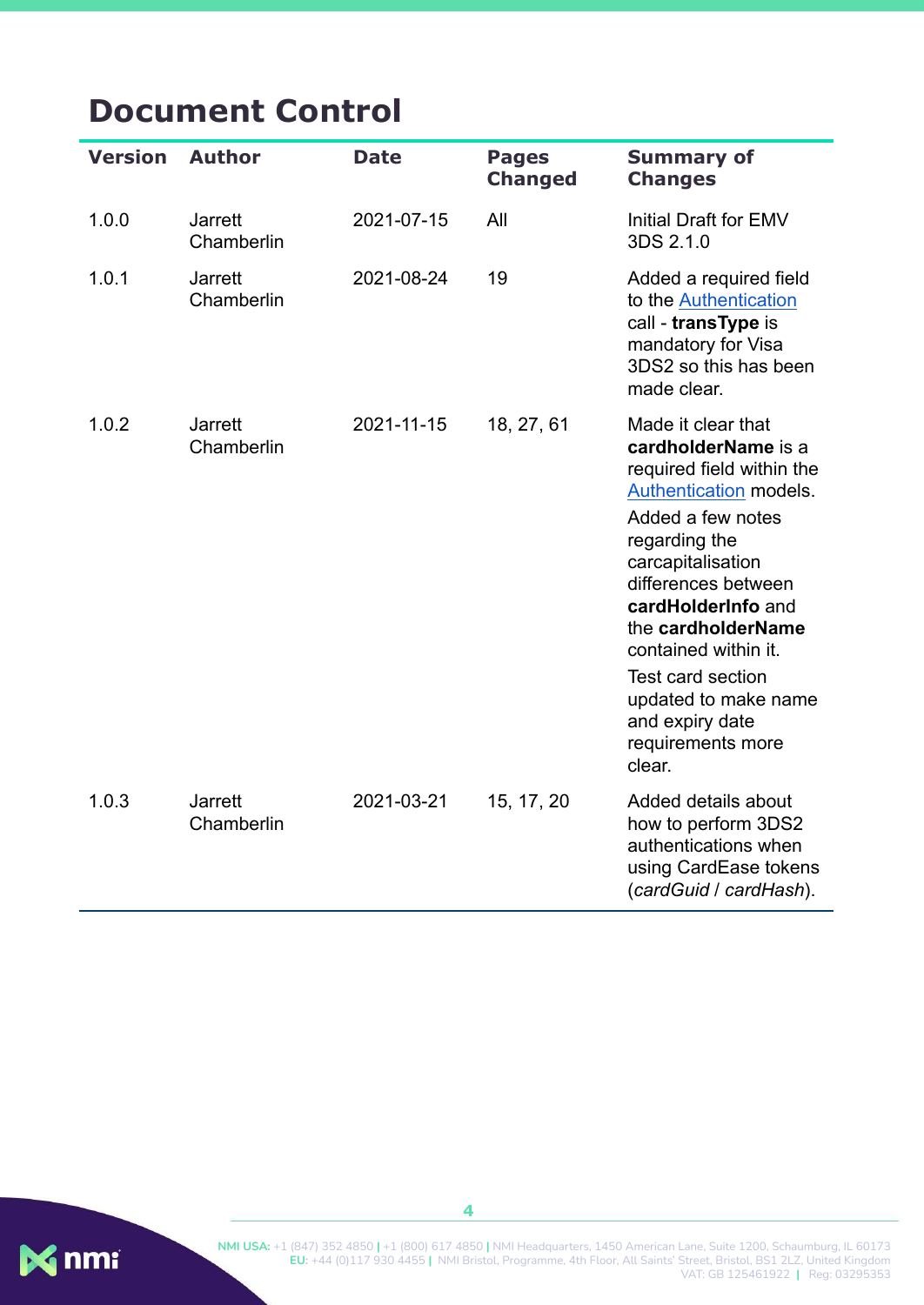# Document Control

| Version | Author | Date | Pages Changed | Summary of Changes |
|---|---|---|---|---|
| 1.0.0 | Jarrett Chamberlin | 2021-07-15 | All | Initial Draft for EMV 3DS 2.1.0 |
| 1.0.1 | Jarrett Chamberlin | 2021-08-24 | 19 | Added a required field to the Authentication call - **transType** is mandatory for Visa 3DS2 so this has been made clear. |
| 1.0.2 | Jarrett Chamberlin | 2021-11-15 | 18, 27, 61 | Made it clear that **cardholderName** is a required field within the Authentication models. Added a few notes regarding the carcapitalisation differences between **cardHolderInfo** and the **cardholderName** contained within it. Test card section updated to make name and expiry date requirements more clear. |
| 1.0.3 | Jarrett Chamberlin | 2021-03-21 | 15, 17, 20 | Added details about how to perform 3DS2 authentications when using CardEase tokens (*cardGuid* / *cardHash*). |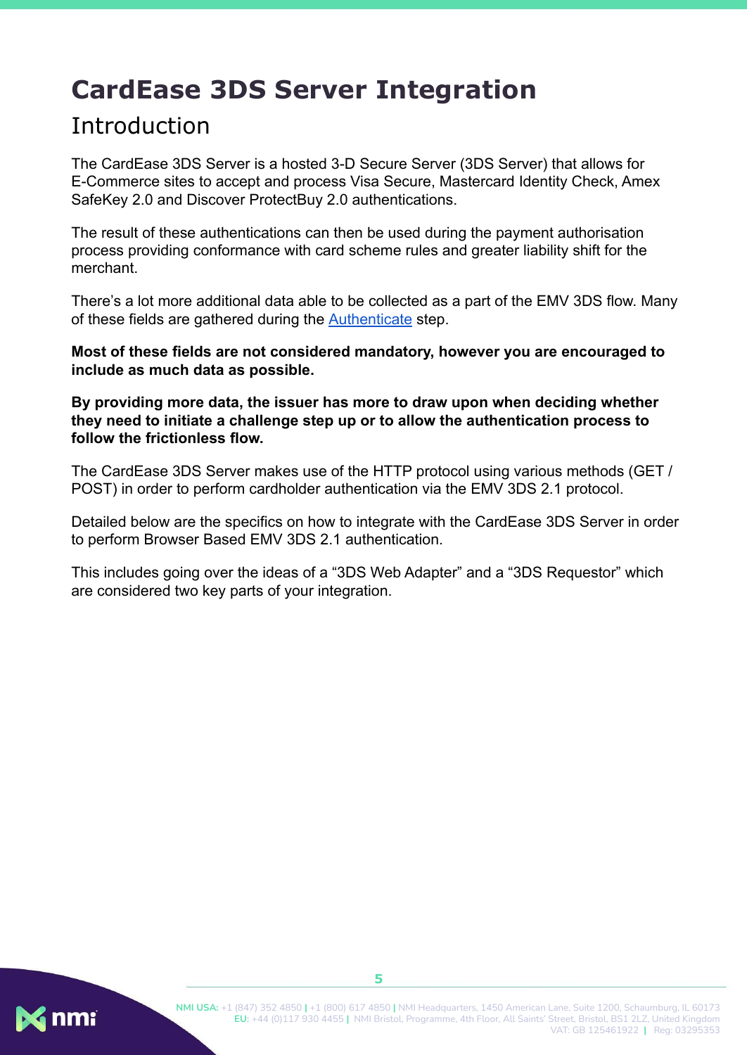# CardEase 3DS Server Integration

## Introduction

The CardEase 3DS Server is a hosted 3-D Secure Server (3DS Server) that allows for E-Commerce sites to accept and process Visa Secure, Mastercard Identity Check, Amex SafeKey 2.0 and Discover ProtectBuy 2.0 authentications.

The result of these authentications can then be used during the payment authorisation process providing conformance with card scheme rules and greater liability shift for the merchant.

There's a lot more additional data able to be collected as a part of the EMV 3DS flow. Many of these fields are gathered during the Authenticate step.

**Most of these fields are not considered mandatory, however you are encouraged to include as much data as possible.**

**By providing more data, the issuer has more to draw upon when deciding whether they need to initiate a challenge step up or to allow the authentication process to follow the frictionless flow.**

The CardEase 3DS Server makes use of the HTTP protocol using various methods (GET / POST) in order to perform cardholder authentication via the EMV 3DS 2.1 protocol.

Detailed below are the specifics on how to integrate with the CardEase 3DS Server in order to perform Browser Based EMV 3DS 2.1 authentication.

This includes going over the ideas of a "3DS Web Adapter" and a "3DS Requestor" which are considered two key parts of your integration.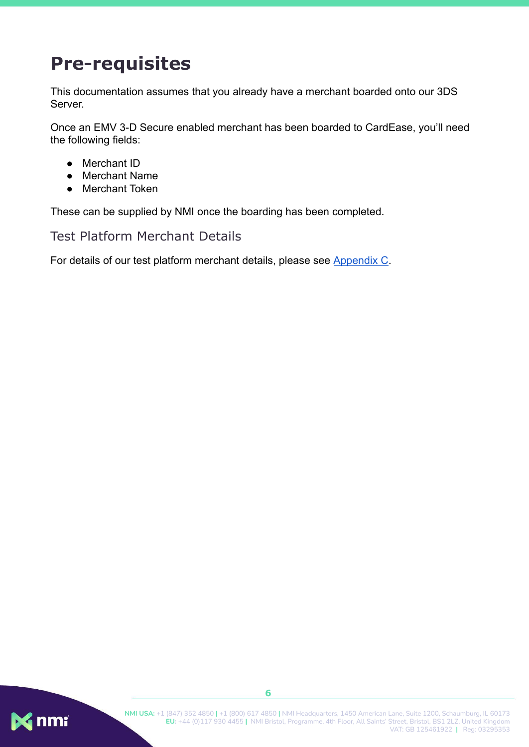# Pre-requisites

This documentation assumes that you already have a merchant boarded onto our 3DS Server.

Once an EMV 3-D Secure enabled merchant has been boarded to CardEase, you'll need the following fields:

- Merchant ID
- Merchant Name
- Merchant Token

These can be supplied by NMI once the boarding has been completed.

## Test Platform Merchant Details

For details of our test platform merchant details, please see Appendix C.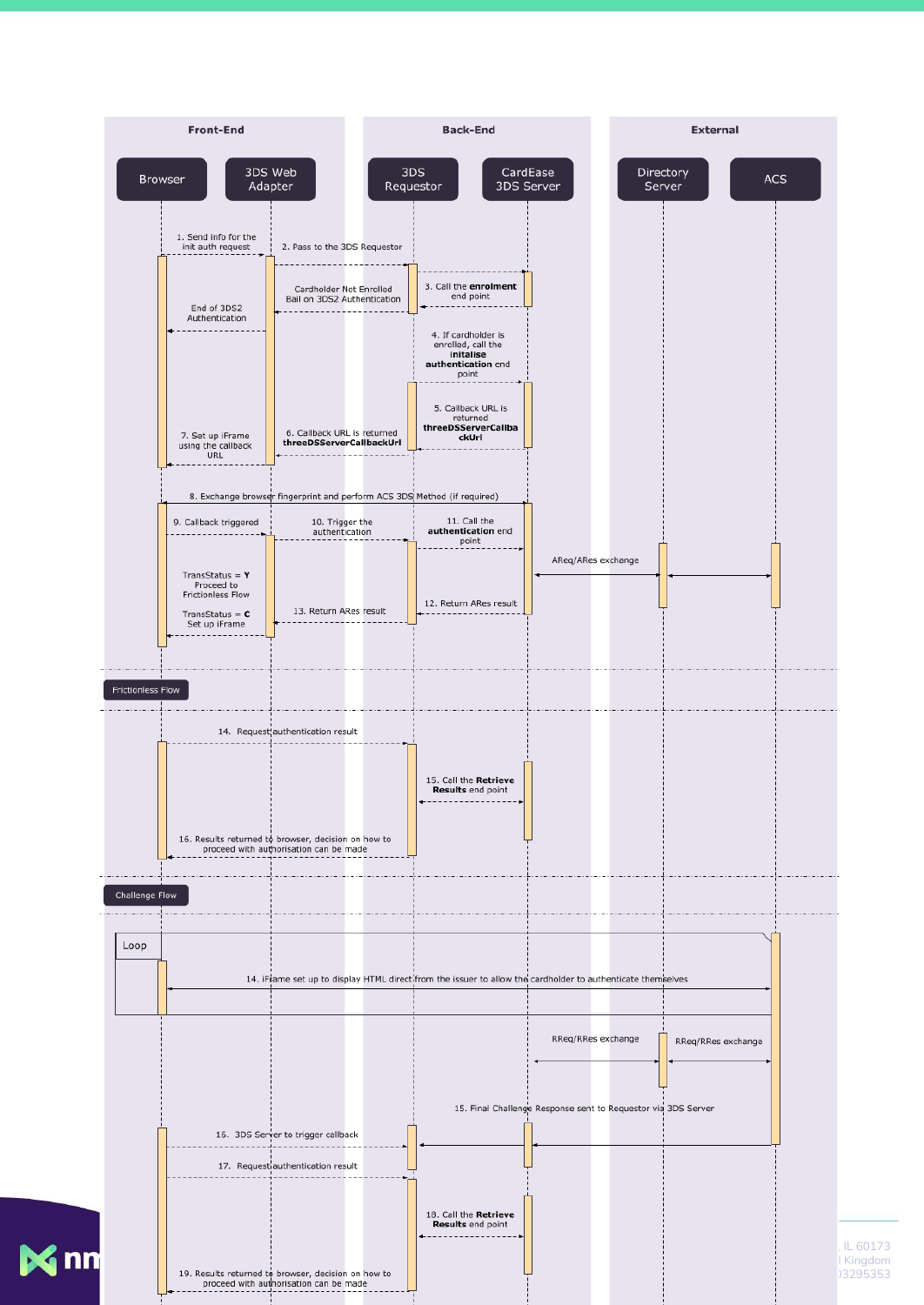**Front-End** | **Back-End** | **External**

Browser | 3DS Web Adapter | 3DS Requestor | CardEase 3DS Server | Directory Server | ACS

1. Send info for the init auth request
2. Pass to the 3DS Requestor
3. Call the **enrolment** end point

Cardholder Not Enrolled
Bail on 3DS2 Authentication

End of 3DS2 Authentication

4. If cardholder is enrolled, call the **initialise authentication** end point
5. Callback URL is returned **threeDSServerCallbackUrl**
6. Callback URL is returned **threeDSServerCallbackUrl**
7. Set up iFrame using the callback URL
8. Exchange browser fingerprint and perform ACS 3DS Method (if required)
9. Callback triggered
10. Trigger the authentication
11. Call the **authentication** end point

AReq/ARes exchange

12. Return ARes result
13. Return ARes result

TransStatus = **Y**
Proceed to Frictionless Flow

TransStatus = **C**
Set up iFrame

Frictionless Flow

14. Request authentication result
15. Call the **Retrieve Results** end point
16. Results returned to browser, decision on how to proceed with authorisation can be made

Challenge Flow

Loop

14. iFrame set up to display HTML direct from the issuer to allow the cardholder to authenticate themselves

RReq/RRes exchange

RReq/RRes exchange

15. Final Challenge Response sent to Requestor via 3DS Server
16. 3DS Server to trigger callback
17. Request authentication result
18. Call the **Retrieve Results** end point
19. Results returned to browser, decision on how to proceed with authorisation can be made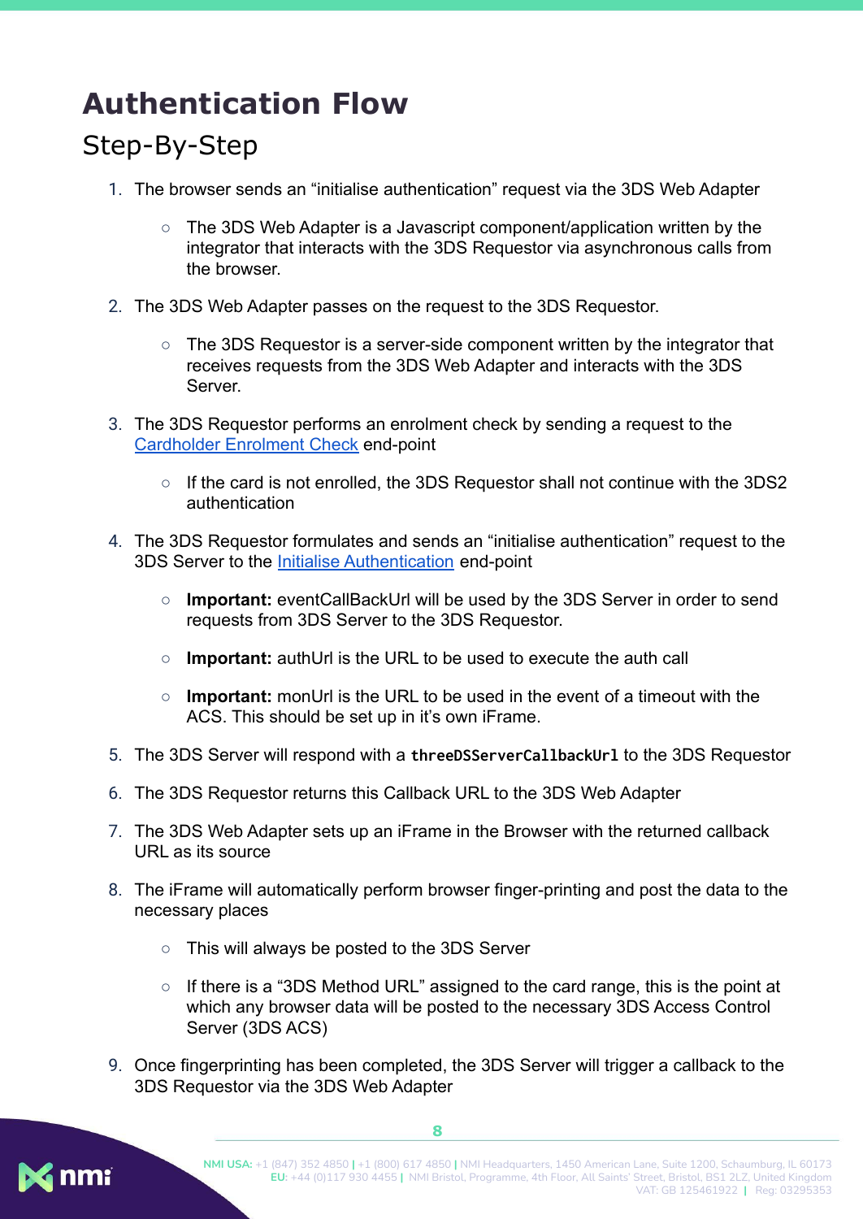# Authentication Flow

## Step-By-Step

1. The browser sends an "initialise authentication" request via the 3DS Web Adapter
   - The 3DS Web Adapter is a Javascript component/application written by the integrator that interacts with the 3DS Requestor via asynchronous calls from the browser.
2. The 3DS Web Adapter passes on the request to the 3DS Requestor.
   - The 3DS Requestor is a server-side component written by the integrator that receives requests from the 3DS Web Adapter and interacts with the 3DS Server.
3. The 3DS Requestor performs an enrolment check by sending a request to the [Cardholder Enrolment Check]() end-point
   - If the card is not enrolled, the 3DS Requestor shall not continue with the 3DS2 authentication
4. The 3DS Requestor formulates and sends an "initialise authentication" request to the 3DS Server to the [Initialise Authentication]() end-point
   - **Important:** eventCallBackUrl will be used by the 3DS Server in order to send requests from 3DS Server to the 3DS Requestor.
   - **Important:** authUrl is the URL to be used to execute the auth call
   - **Important:** monUrl is the URL to be used in the event of a timeout with the ACS. This should be set up in it's own iFrame.
5. The 3DS Server will respond with a `threeDSServerCallbackUrl` to the 3DS Requestor
6. The 3DS Requestor returns this Callback URL to the 3DS Web Adapter
7. The 3DS Web Adapter sets up an iFrame in the Browser with the returned callback URL as its source
8. The iFrame will automatically perform browser finger-printing and post the data to the necessary places
   - This will always be posted to the 3DS Server
   - If there is a "3DS Method URL" assigned to the card range, this is the point at which any browser data will be posted to the necessary 3DS Access Control Server (3DS ACS)
9. Once fingerprinting has been completed, the 3DS Server will trigger a callback to the 3DS Requestor via the 3DS Web Adapter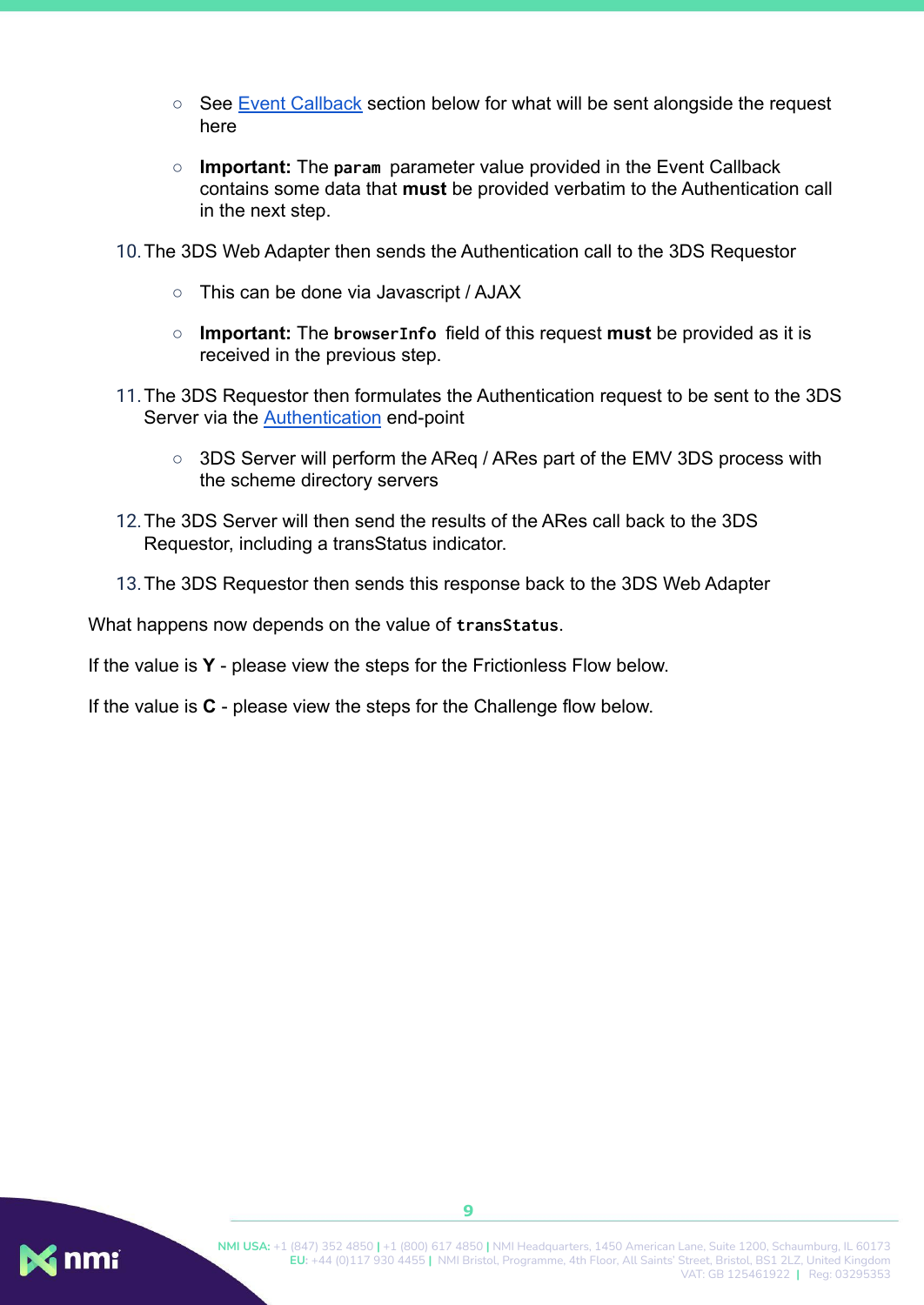- See Event Callback section below for what will be sent alongside the request here
    - **Important:** The `param` parameter value provided in the Event Callback contains some data that **must** be provided verbatim to the Authentication call in the next step.

10. The 3DS Web Adapter then sends the Authentication call to the 3DS Requestor
    - This can be done via Javascript / AJAX
    - **Important:** The `browserInfo` field of this request **must** be provided as it is received in the previous step.
11. The 3DS Requestor then formulates the Authentication request to be sent to the 3DS Server via the Authentication end-point
    - 3DS Server will perform the AReq / ARes part of the EMV 3DS process with the scheme directory servers
12. The 3DS Server will then send the results of the ARes call back to the 3DS Requestor, including a transStatus indicator.
13. The 3DS Requestor then sends this response back to the 3DS Web Adapter

What happens now depends on the value of `transStatus`.

If the value is **Y** - please view the steps for the Frictionless Flow below.

If the value is **C** - please view the steps for the Challenge flow below.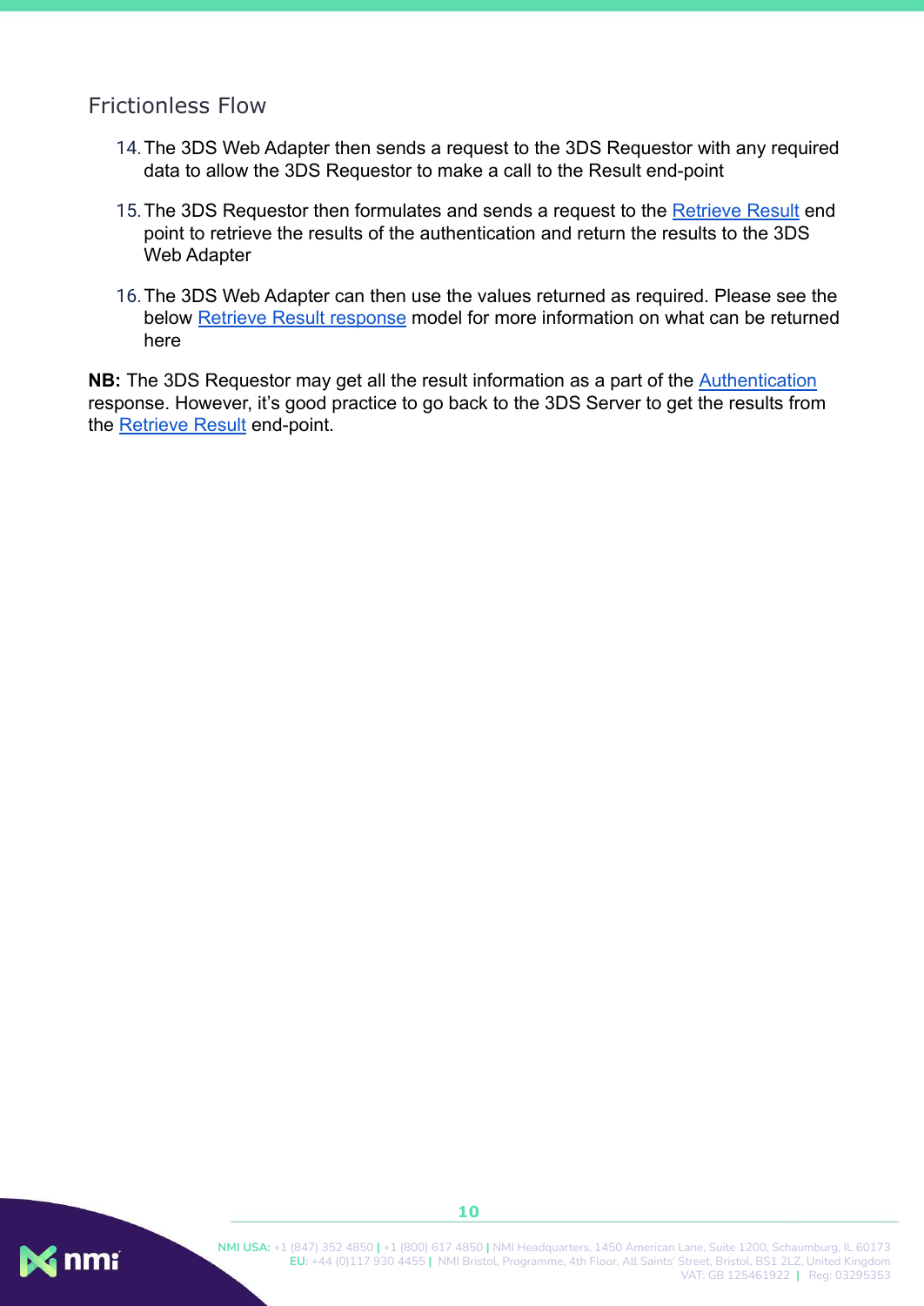### Frictionless Flow

14. The 3DS Web Adapter then sends a request to the 3DS Requestor with any required data to allow the 3DS Requestor to make a call to the Result end-point
15. The 3DS Requestor then formulates and sends a request to the Retrieve Result end point to retrieve the results of the authentication and return the results to the 3DS Web Adapter
16. The 3DS Web Adapter can then use the values returned as required. Please see the below Retrieve Result response model for more information on what can be returned here

**NB:** The 3DS Requestor may get all the result information as a part of the Authentication response. However, it's good practice to go back to the 3DS Server to get the results from the Retrieve Result end-point.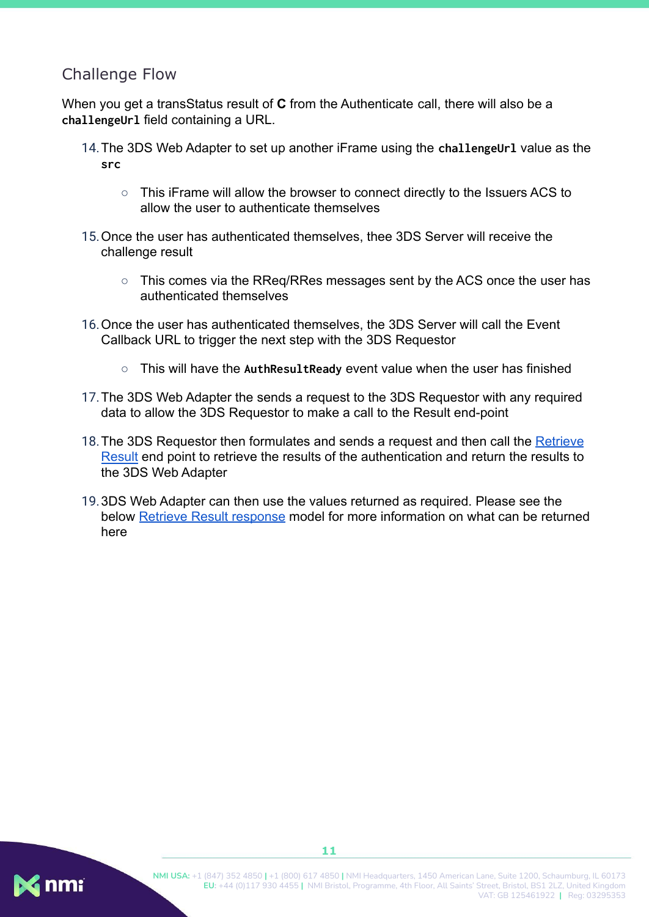## Challenge Flow

When you get a transStatus result of **C** from the Authenticate call, there will also be a **`challengeUrl`** field containing a URL.

14. The 3DS Web Adapter to set up another iFrame using the **`challengeUrl`** value as the **`src`**
    - This iFrame will allow the browser to connect directly to the Issuers ACS to allow the user to authenticate themselves
15. Once the user has authenticated themselves, thee 3DS Server will receive the challenge result
    - This comes via the RReq/RRes messages sent by the ACS once the user has authenticated themselves
16. Once the user has authenticated themselves, the 3DS Server will call the Event Callback URL to trigger the next step with the 3DS Requestor
    - This will have the **`AuthResultReady`** event value when the user has finished
17. The 3DS Web Adapter the sends a request to the 3DS Requestor with any required data to allow the 3DS Requestor to make a call to the Result end-point
18. The 3DS Requestor then formulates and sends a request and then call the Retrieve Result end point to retrieve the results of the authentication and return the results to the 3DS Web Adapter
19. 3DS Web Adapter can then use the values returned as required. Please see the below Retrieve Result response model for more information on what can be returned here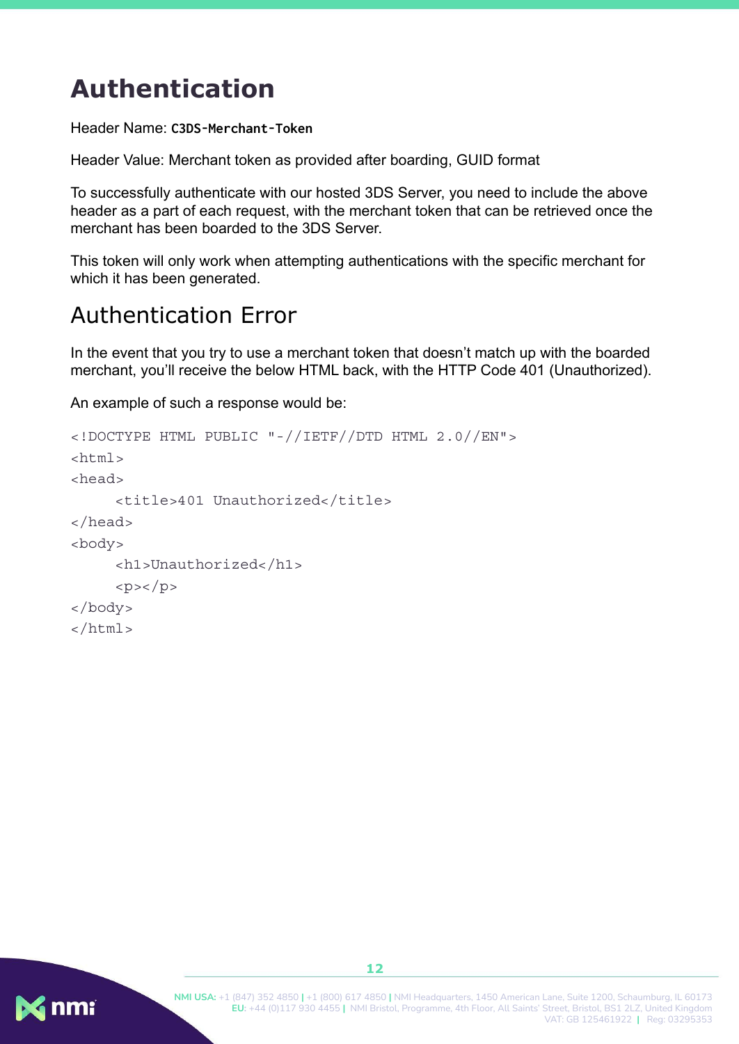# Authentication

Header Name: `C3DS-Merchant-Token`

Header Value: Merchant token as provided after boarding, GUID format

To successfully authenticate with our hosted 3DS Server, you need to include the above header as a part of each request, with the merchant token that can be retrieved once the merchant has been boarded to the 3DS Server.

This token will only work when attempting authentications with the specific merchant for which it has been generated.

## Authentication Error

In the event that you try to use a merchant token that doesn't match up with the boarded merchant, you'll receive the below HTML back, with the HTTP Code 401 (Unauthorized).

An example of such a response would be:

```
<!DOCTYPE HTML PUBLIC "-//IETF//DTD HTML 2.0//EN">
<html>
<head>
     <title>401 Unauthorized</title>
</head>
<body>
     <h1>Unauthorized</h1>
     <p></p>
</body>
</html>
```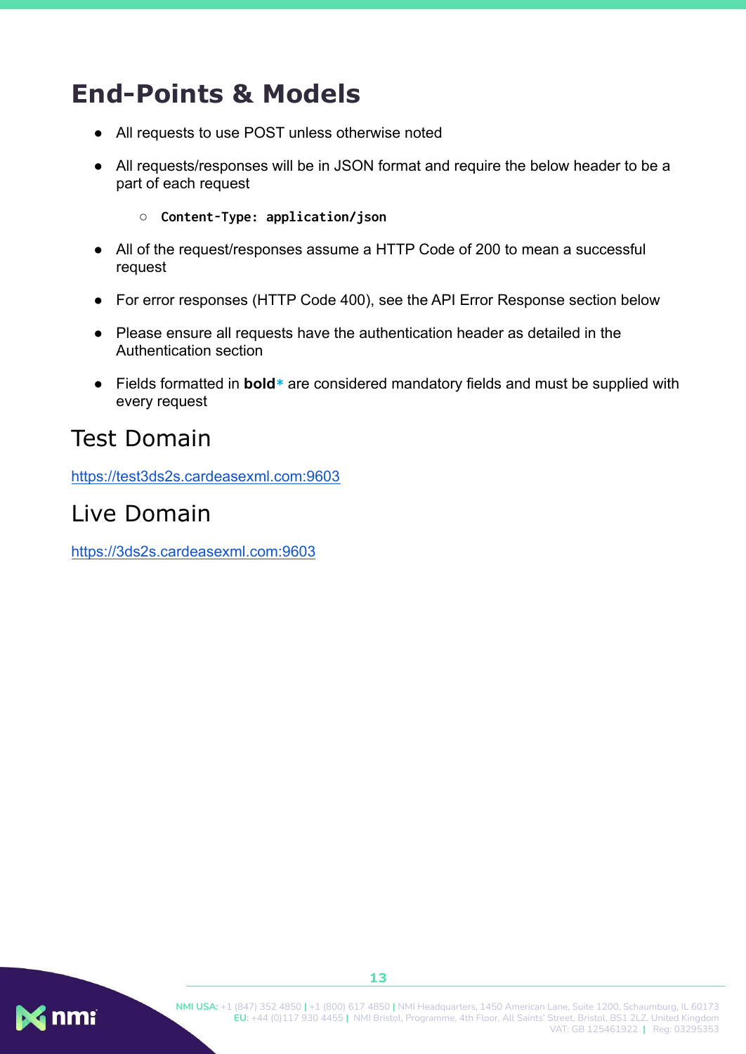# End-Points & Models

- All requests to use POST unless otherwise noted
- All requests/responses will be in JSON format and require the below header to be a part of each request
  - `Content-Type: application/json`
- All of the request/responses assume a HTTP Code of 200 to mean a successful request
- For error responses (HTTP Code 400), see the API Error Response section below
- Please ensure all requests have the authentication header as detailed in the Authentication section
- Fields formatted in **bold*** are considered mandatory fields and must be supplied with every request

## Test Domain

https://test3ds2s.cardeasexml.com:9603

## Live Domain

https://3ds2s.cardeasexml.com:9603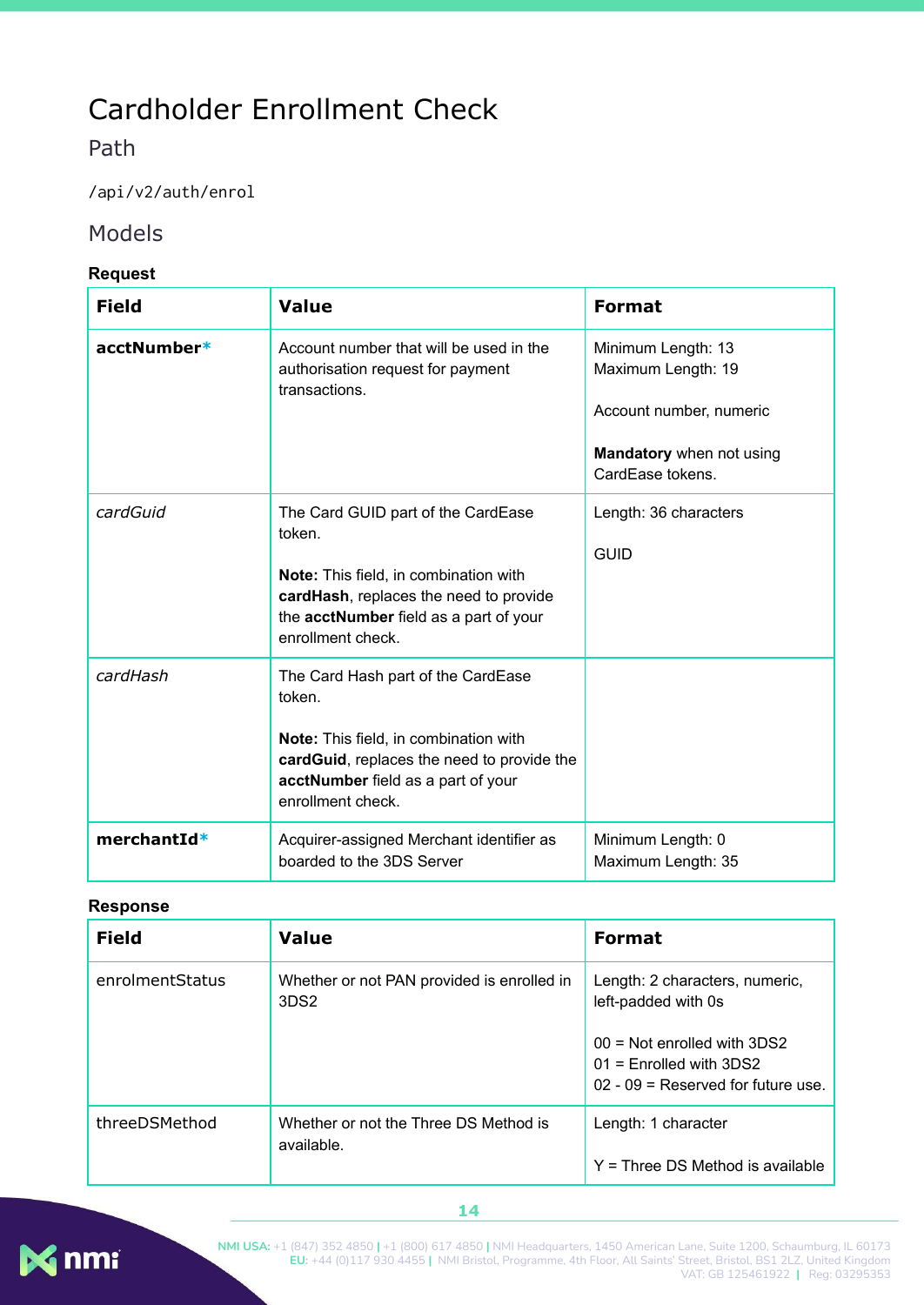# Cardholder Enrollment Check

## Path

`/api/v2/auth/enrol`

## Models

**Request**

| Field | Value | Format |
|---|---|---|
| **acctNumber*** | Account number that will be used in the authorisation request for payment transactions. | Minimum Length: 13<br>Maximum Length: 19<br><br>Account number, numeric<br><br>**Mandatory** when not using CardEase tokens. |
| *cardGuid* | The Card GUID part of the CardEase token.<br><br>**Note:** This field, in combination with **cardHash**, replaces the need to provide the **acctNumber** field as a part of your enrollment check. | Length: 36 characters<br><br>GUID |
| *cardHash* | The Card Hash part of the CardEase token.<br><br>**Note:** This field, in combination with **cardGuid**, replaces the need to provide the **acctNumber** field as a part of your enrollment check. | |
| **merchantId*** | Acquirer-assigned Merchant identifier as boarded to the 3DS Server | Minimum Length: 0<br>Maximum Length: 35 |

**Response**

| Field | Value | Format |
|---|---|---|
| enrolmentStatus | Whether or not PAN provided is enrolled in 3DS2 | Length: 2 characters, numeric, left-padded with 0s<br><br>00 = Not enrolled with 3DS2<br>01 = Enrolled with 3DS2<br>02 - 09 = Reserved for future use. |
| threeDSMethod | Whether or not the Three DS Method is available. | Length: 1 character<br><br>Y = Three DS Method is available |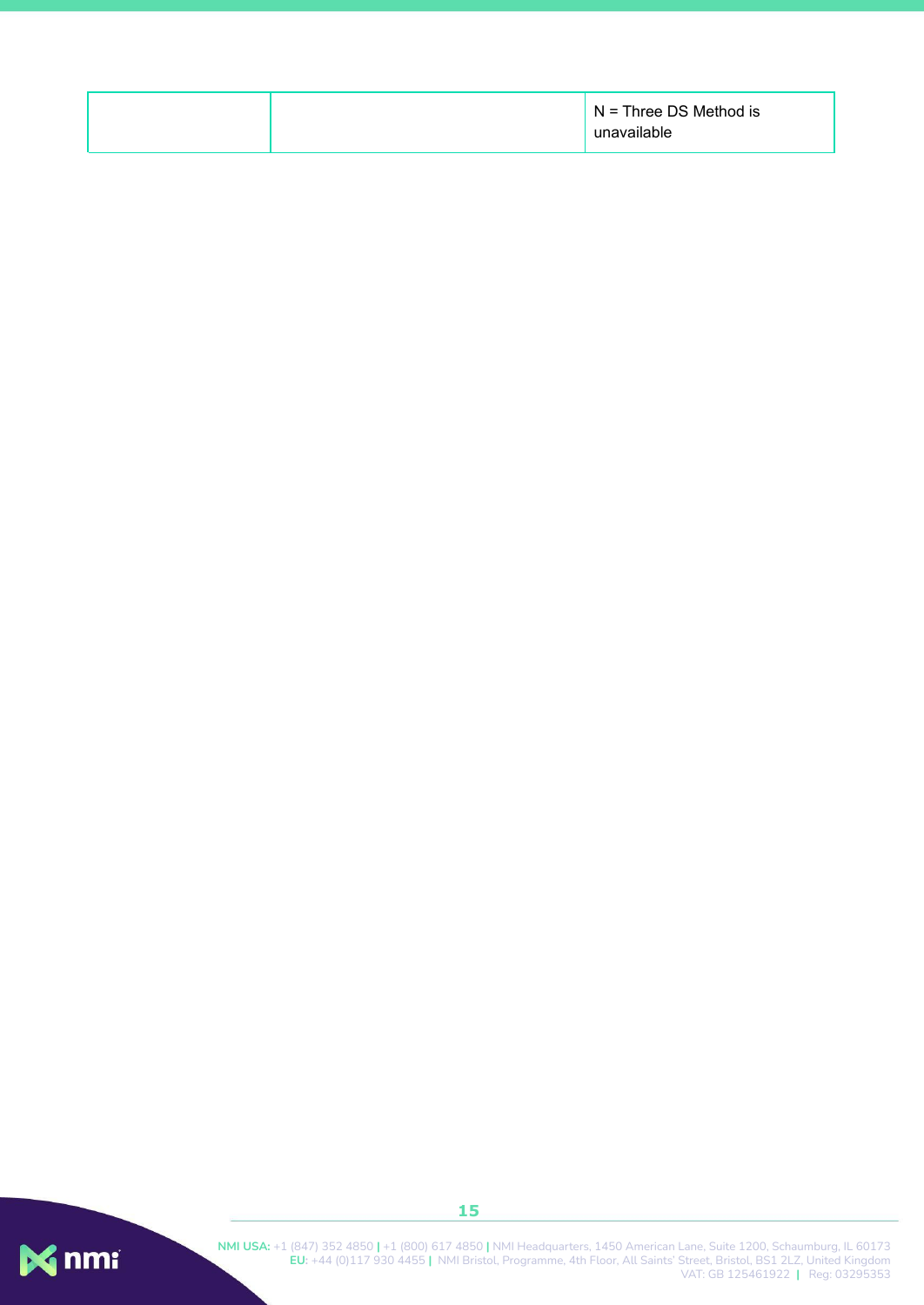|  |  | N = Three DS Method is unavailable |
|---|---|---|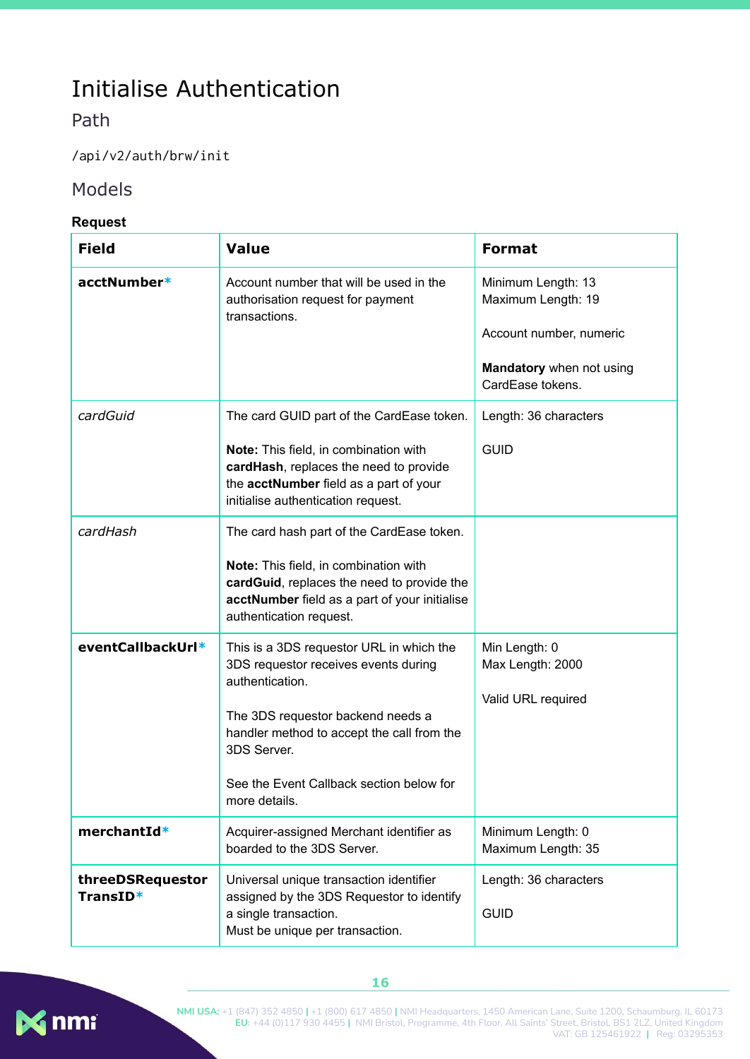# Initialise Authentication

## Path

/api/v2/auth/brw/init

## Models

**Request**

| Field | Value | Format |
|---|---|---|
| **acctNumber*** | Account number that will be used in the authorisation request for payment transactions. | Minimum Length: 13<br>Maximum Length: 19<br><br>Account number, numeric<br><br>**Mandatory** when not using CardEase tokens. |
| *cardGuid* | The card GUID part of the CardEase token.<br><br>**Note:** This field, in combination with **cardHash**, replaces the need to provide the **acctNumber** field as a part of your initialise authentication request. | Length: 36 characters<br><br>GUID |
| *cardHash* | The card hash part of the CardEase token.<br><br>**Note:** This field, in combination with **cardGuid**, replaces the need to provide the **acctNumber** field as a part of your initialise authentication request. | |
| **eventCallbackUrl*** | This is a 3DS requestor URL in which the 3DS requestor receives events during authentication.<br><br>The 3DS requestor backend needs a handler method to accept the call from the 3DS Server.<br><br>See the Event Callback section below for more details. | Min Length: 0<br>Max Length: 2000<br><br>Valid URL required |
| **merchantId*** | Acquirer-assigned Merchant identifier as boarded to the 3DS Server. | Minimum Length: 0<br>Maximum Length: 35 |
| **threeDSRequestorTransID*** | Universal unique transaction identifier assigned by the 3DS Requestor to identify a single transaction.<br>Must be unique per transaction. | Length: 36 characters<br><br>GUID |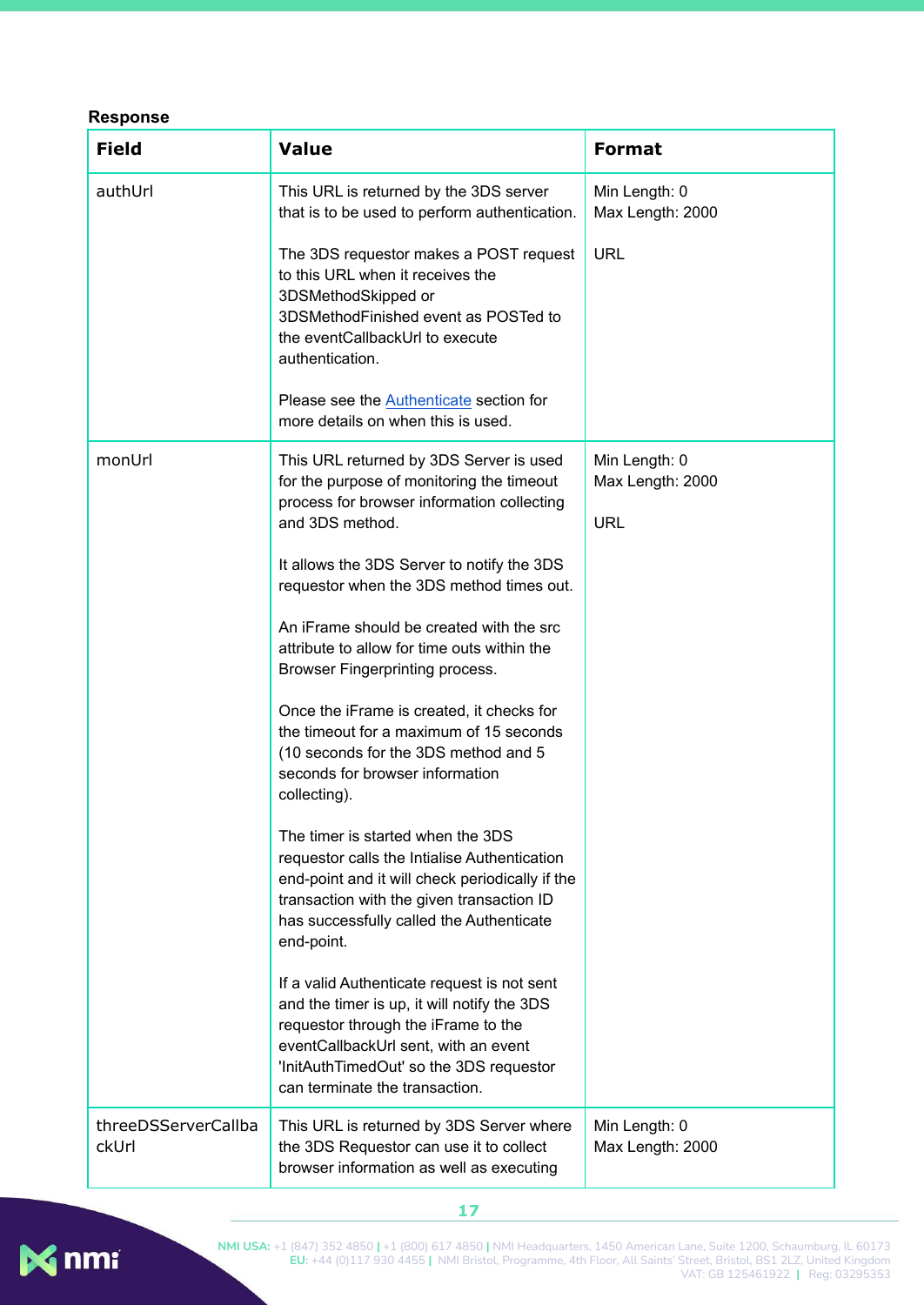**Response**

| Field | Value | Format |
|---|---|---|
| authUrl | This URL is returned by the 3DS server that is to be used to perform authentication.<br><br>The 3DS requestor makes a POST request to this URL when it receives the 3DSMethodSkipped or 3DSMethodFinished event as POSTed to the eventCallbackUrl to execute authentication.<br><br>Please see the Authenticate section for more details on when this is used. | Min Length: 0<br>Max Length: 2000<br><br>URL |
| monUrl | This URL returned by 3DS Server is used for the purpose of monitoring the timeout process for browser information collecting and 3DS method.<br><br>It allows the 3DS Server to notify the 3DS requestor when the 3DS method times out.<br><br>An iFrame should be created with the src attribute to allow for time outs within the Browser Fingerprinting process.<br><br>Once the iFrame is created, it checks for the timeout for a maximum of 15 seconds (10 seconds for the 3DS method and 5 seconds for browser information collecting).<br><br>The timer is started when the 3DS requestor calls the Intialise Authentication end-point and it will check periodically if the transaction with the given transaction ID has successfully called the Authenticate end-point.<br><br>If a valid Authenticate request is not sent and the timer is up, it will notify the 3DS requestor through the iFrame to the eventCallbackUrl sent, with an event 'InitAuthTimedOut' so the 3DS requestor can terminate the transaction. | Min Length: 0<br>Max Length: 2000<br><br>URL |
| threeDSServerCallbackUrl | This URL is returned by 3DS Server where the 3DS Requestor can use it to collect browser information as well as executing | Min Length: 0<br>Max Length: 2000 |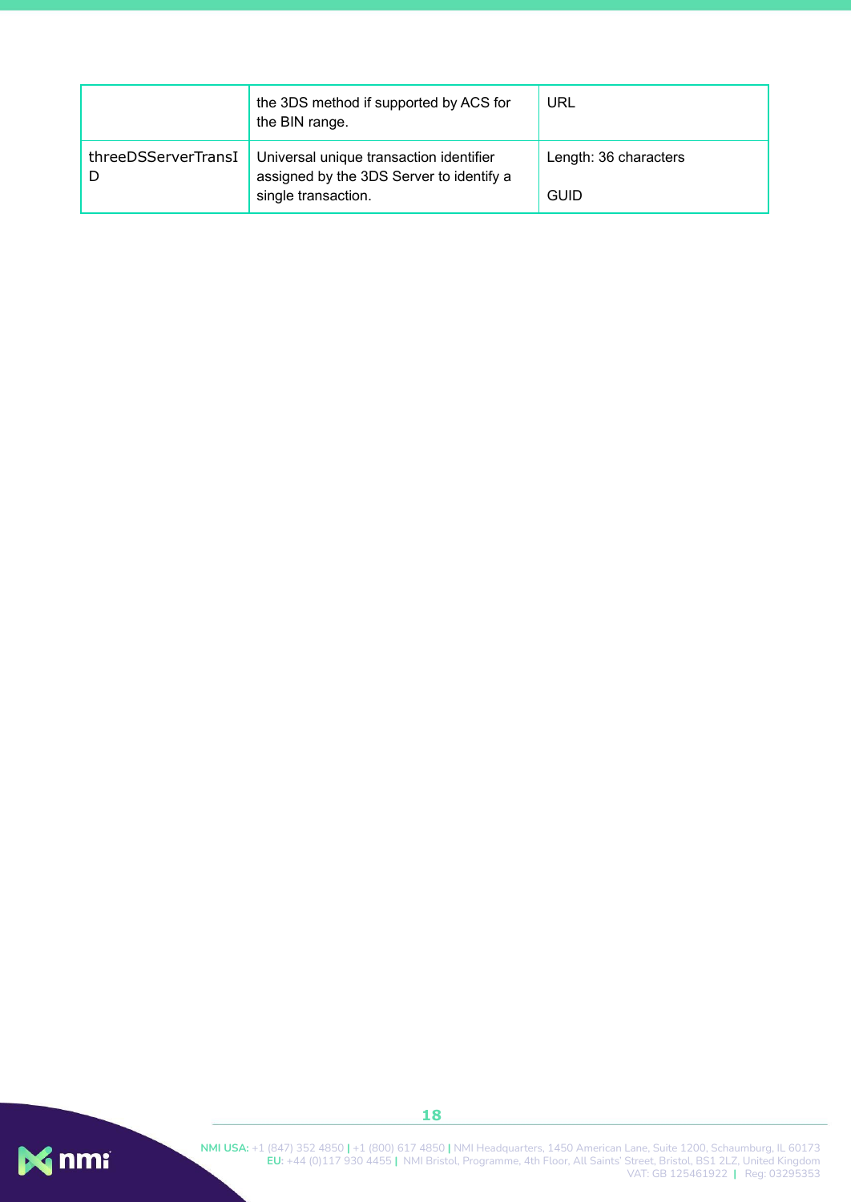| | | |
|---|---|---|
| | the 3DS method if supported by ACS for the BIN range. | URL |
| threeDSServerTransID | Universal unique transaction identifier assigned by the 3DS Server to identify a single transaction. | Length: 36 characters<br><br>GUID |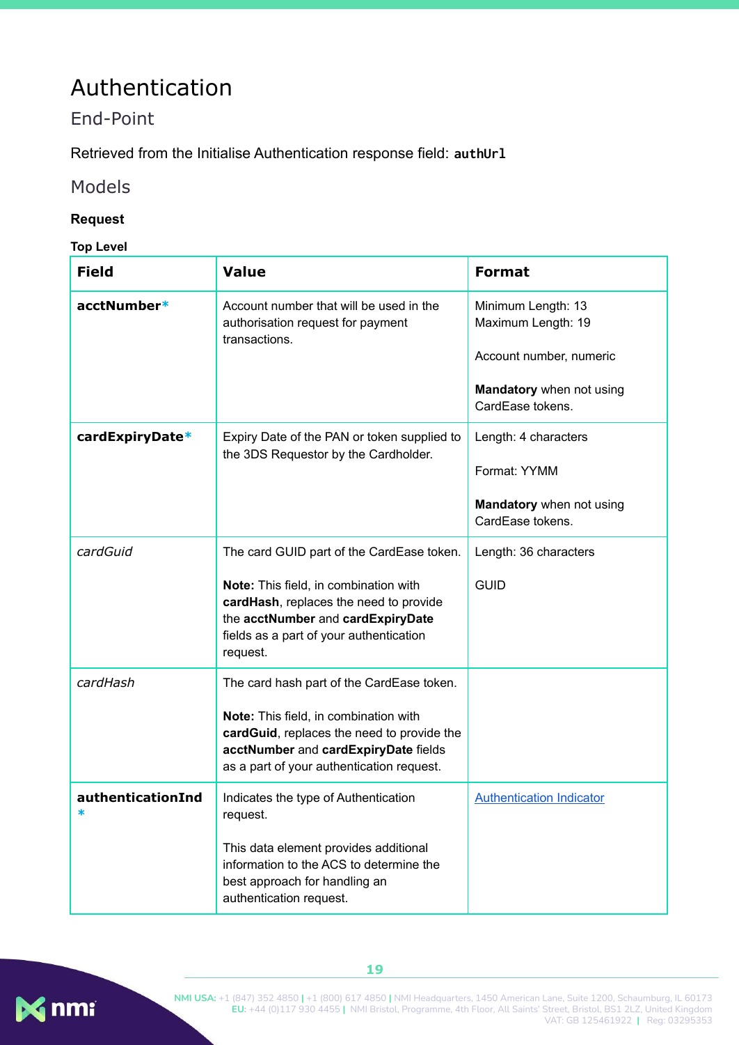# Authentication

## End-Point

Retrieved from the Initialise Authentication response field: `authUrl`

## Models

**Request**

**Top Level**

| Field | Value | Format |
|---|---|---|
| **acctNumber*** | Account number that will be used in the authorisation request for payment transactions. | Minimum Length: 13<br>Maximum Length: 19<br><br>Account number, numeric<br><br>**Mandatory** when not using CardEase tokens. |
| **cardExpiryDate*** | Expiry Date of the PAN or token supplied to the 3DS Requestor by the Cardholder. | Length: 4 characters<br><br>Format: YYMM<br><br>**Mandatory** when not using CardEase tokens. |
| *cardGuid* | The card GUID part of the CardEase token.<br><br>**Note:** This field, in combination with **cardHash**, replaces the need to provide the **acctNumber** and **cardExpiryDate** fields as a part of your authentication request. | Length: 36 characters<br><br>GUID |
| *cardHash* | The card hash part of the CardEase token.<br><br>**Note:** This field, in combination with **cardGuid**, replaces the need to provide the **acctNumber** and **cardExpiryDate** fields as a part of your authentication request. | |
| **authenticationInd*** | Indicates the type of Authentication request.<br><br>This data element provides additional information to the ACS to determine the best approach for handling an authentication request. | [Authentication Indicator]() |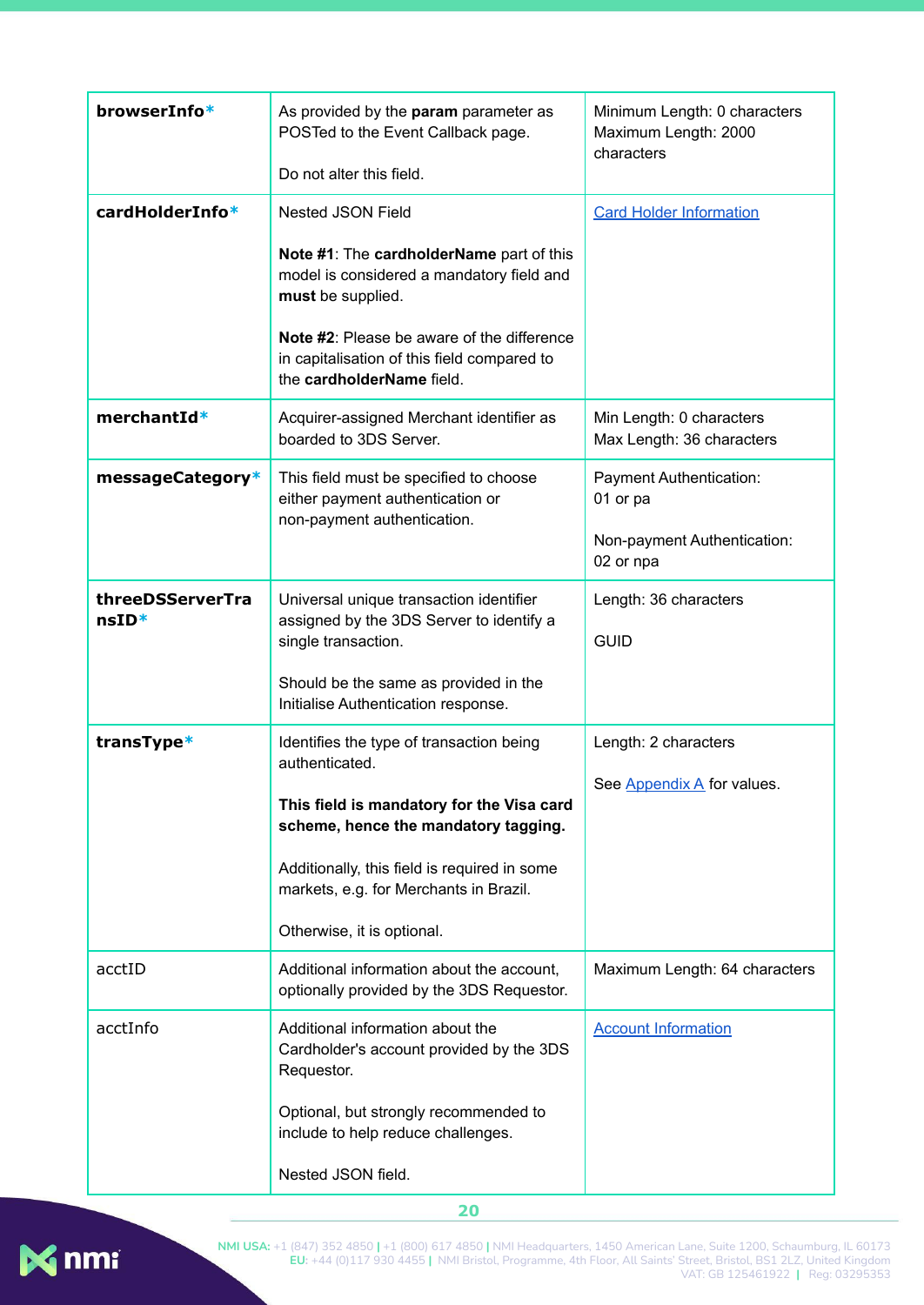| | | |
|---|---|---|
| **browserInfo*** | As provided by the **param** parameter as POSTed to the Event Callback page.<br><br>Do not alter this field. | Minimum Length: 0 characters<br>Maximum Length: 2000 characters |
| **cardHolderInfo*** | Nested JSON Field<br><br>**Note #1**: The **cardholderName** part of this model is considered a mandatory field and **must** be supplied.<br><br>**Note #2**: Please be aware of the difference in capitalisation of this field compared to the **cardholderName** field. | Card Holder Information |
| **merchantId*** | Acquirer-assigned Merchant identifier as boarded to 3DS Server. | Min Length: 0 characters<br>Max Length: 36 characters |
| **messageCategory*** | This field must be specified to choose either payment authentication or non-payment authentication. | Payment Authentication:<br>01 or pa<br><br>Non-payment Authentication:<br>02 or npa |
| **threeDSServerTransID*** | Universal unique transaction identifier assigned by the 3DS Server to identify a single transaction.<br><br>Should be the same as provided in the Initialise Authentication response. | Length: 36 characters<br><br>GUID |
| **transType*** | Identifies the type of transaction being authenticated.<br><br>**This field is mandatory for the Visa card scheme, hence the mandatory tagging.**<br><br>Additionally, this field is required in some markets, e.g. for Merchants in Brazil.<br><br>Otherwise, it is optional. | Length: 2 characters<br><br>See Appendix A for values. |
| acctID | Additional information about the account, optionally provided by the 3DS Requestor. | Maximum Length: 64 characters |
| acctInfo | Additional information about the Cardholder's account provided by the 3DS Requestor.<br><br>Optional, but strongly recommended to include to help reduce challenges.<br><br>Nested JSON field. | Account Information |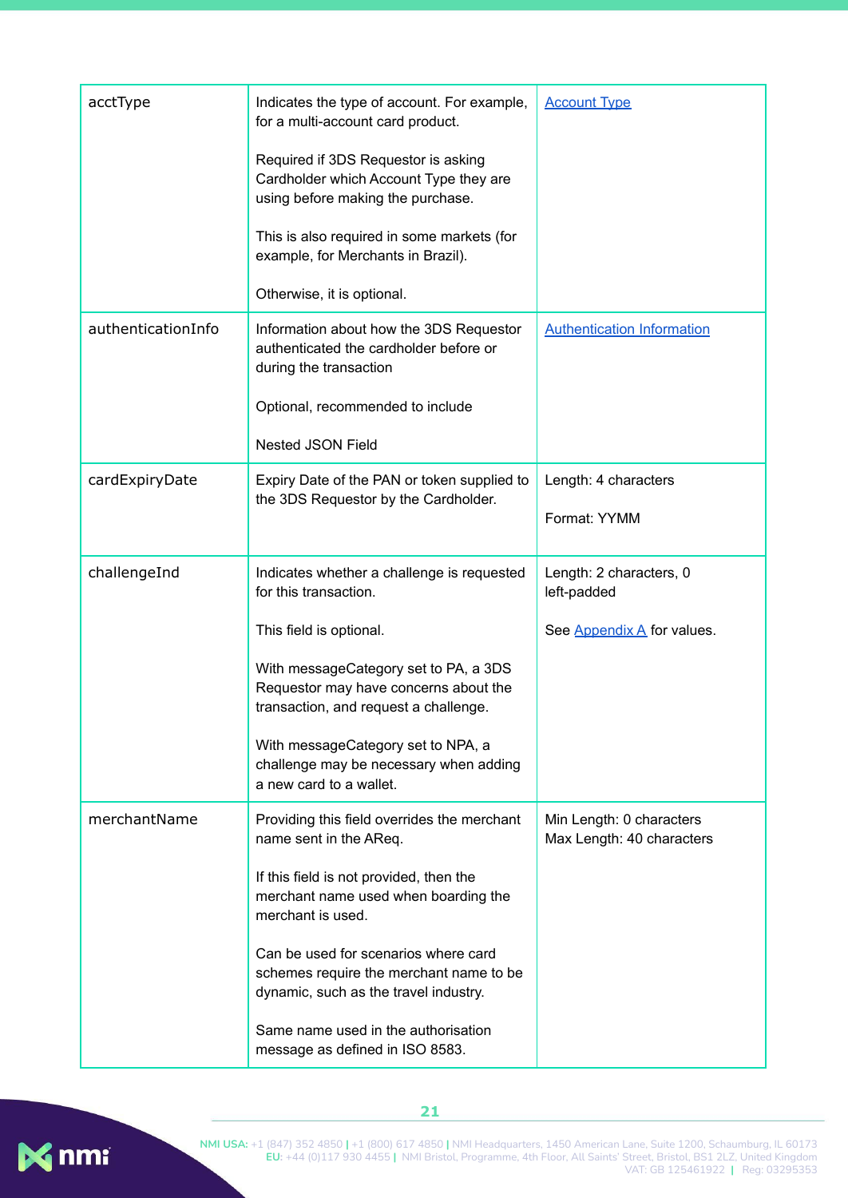| acctType | Indicates the type of account. For example, for a multi-account card product.<br><br>Required if 3DS Requestor is asking Cardholder which Account Type they are using before making the purchase.<br><br>This is also required in some markets (for example, for Merchants in Brazil).<br><br>Otherwise, it is optional. | [Account Type](#) |
|---|---|---|
| authenticationInfo | Information about how the 3DS Requestor authenticated the cardholder before or during the transaction<br><br>Optional, recommended to include<br><br>Nested JSON Field | [Authentication Information](#) |
| cardExpiryDate | Expiry Date of the PAN or token supplied to the 3DS Requestor by the Cardholder. | Length: 4 characters<br><br>Format: YYMM |
| challengeInd | Indicates whether a challenge is requested for this transaction.<br><br>This field is optional.<br><br>With messageCategory set to PA, a 3DS Requestor may have concerns about the transaction, and request a challenge.<br><br>With messageCategory set to NPA, a challenge may be necessary when adding a new card to a wallet. | Length: 2 characters, 0 left-padded<br><br>See [Appendix A](#) for values. |
| merchantName | Providing this field overrides the merchant name sent in the AReq.<br><br>If this field is not provided, then the merchant name used when boarding the merchant is used.<br><br>Can be used for scenarios where card schemes require the merchant name to be dynamic, such as the travel industry.<br><br>Same name used in the authorisation message as defined in ISO 8583. | Min Length: 0 characters<br>Max Length: 40 characters |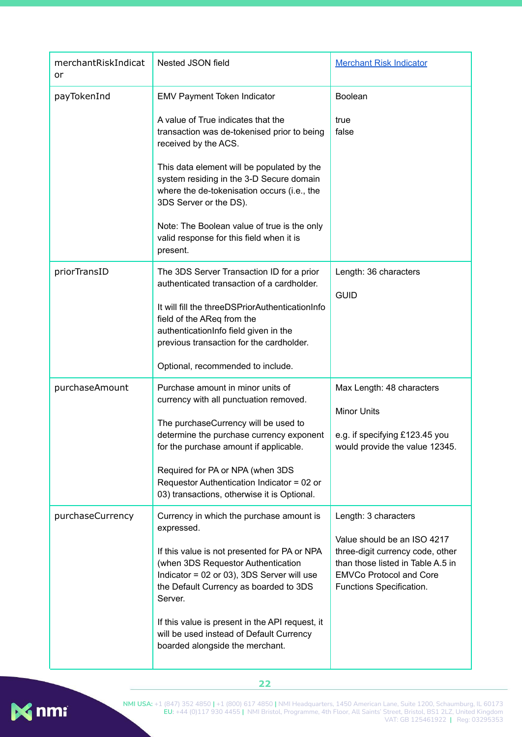| merchantRiskIndicator | Nested JSON field | [Merchant Risk Indicator](#) |
|---|---|---|
| payTokenInd | EMV Payment Token Indicator<br><br>A value of True indicates that the transaction was de-tokenised prior to being received by the ACS.<br><br>This data element will be populated by the system residing in the 3-D Secure domain where the de-tokenisation occurs (i.e., the 3DS Server or the DS).<br><br>Note: The Boolean value of true is the only valid response for this field when it is present. | Boolean<br><br>true<br>false |
| priorTransID | The 3DS Server Transaction ID for a prior authenticated transaction of a cardholder.<br><br>It will fill the threeDSPriorAuthenticationInfo field of the AReq from the authenticationInfo field given in the previous transaction for the cardholder.<br><br>Optional, recommended to include. | Length: 36 characters<br><br>GUID |
| purchaseAmount | Purchase amount in minor units of currency with all punctuation removed.<br><br>The purchaseCurrency will be used to determine the purchase currency exponent for the purchase amount if applicable.<br><br>Required for PA or NPA (when 3DS Requestor Authentication Indicator = 02 or 03) transactions, otherwise it is Optional. | Max Length: 48 characters<br><br>Minor Units<br><br>e.g. if specifying £123.45 you would provide the value 12345. |
| purchaseCurrency | Currency in which the purchase amount is expressed.<br><br>If this value is not presented for PA or NPA (when 3DS Requestor Authentication Indicator = 02 or 03), 3DS Server will use the Default Currency as boarded to 3DS Server.<br><br>If this value is present in the API request, it will be used instead of Default Currency boarded alongside the merchant. | Length: 3 characters<br><br>Value should be an ISO 4217 three-digit currency code, other than those listed in Table A.5 in EMVCo Protocol and Core Functions Specification. |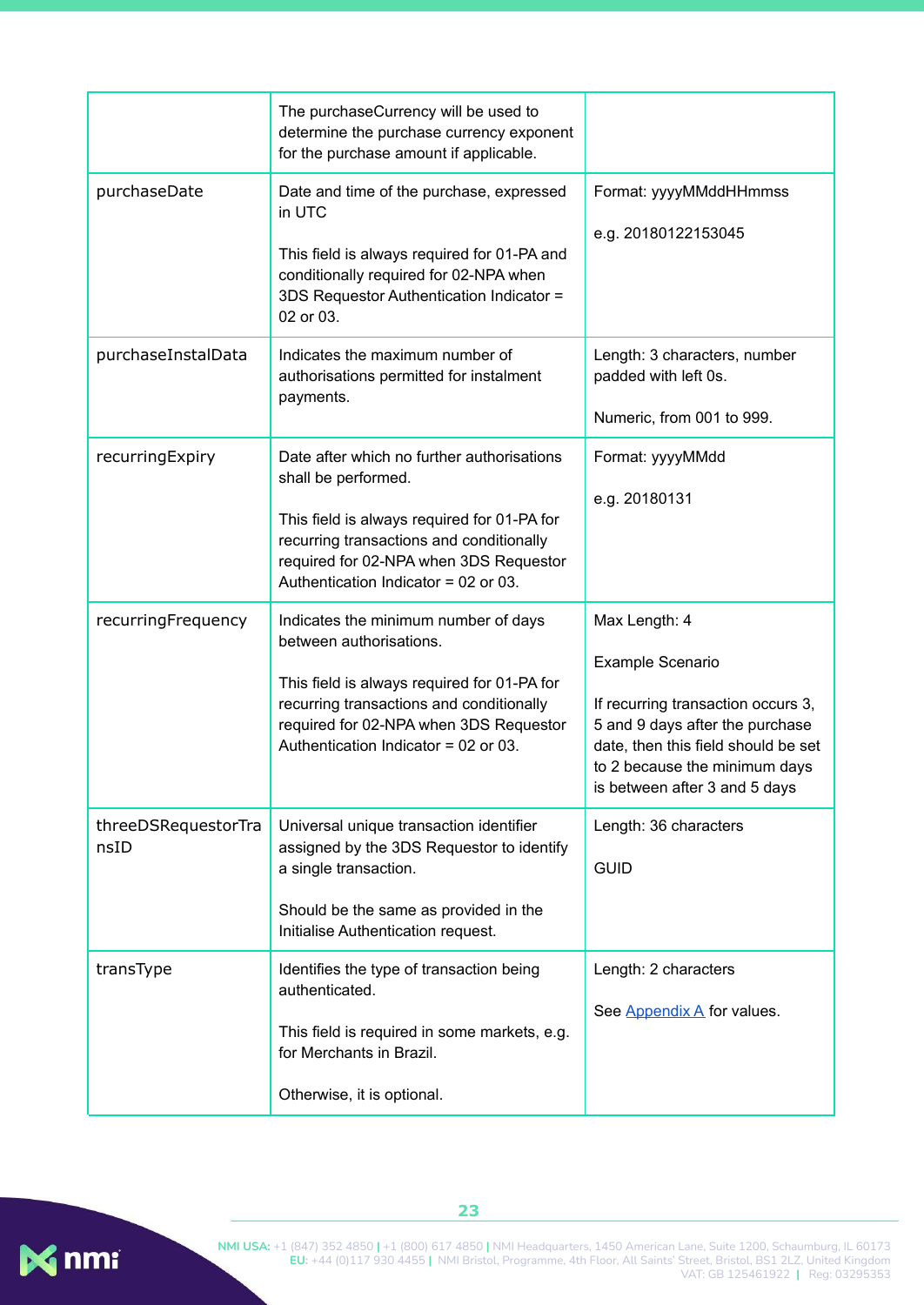| | | |
|---|---|---|
| | The purchaseCurrency will be used to determine the purchase currency exponent for the purchase amount if applicable. | |
| purchaseDate | Date and time of the purchase, expressed in UTC<br><br>This field is always required for 01-PA and conditionally required for 02-NPA when 3DS Requestor Authentication Indicator = 02 or 03. | Format: yyyyMMddHHmmss<br><br>e.g. 20180122153045 |
| purchaseInstalData | Indicates the maximum number of authorisations permitted for instalment payments. | Length: 3 characters, number padded with left 0s.<br><br>Numeric, from 001 to 999. |
| recurringExpiry | Date after which no further authorisations shall be performed.<br><br>This field is always required for 01-PA for recurring transactions and conditionally required for 02-NPA when 3DS Requestor Authentication Indicator = 02 or 03. | Format: yyyyMMdd<br><br>e.g. 20180131 |
| recurringFrequency | Indicates the minimum number of days between authorisations.<br><br>This field is always required for 01-PA for recurring transactions and conditionally required for 02-NPA when 3DS Requestor Authentication Indicator = 02 or 03. | Max Length: 4<br><br>Example Scenario<br><br>If recurring transaction occurs 3, 5 and 9 days after the purchase date, then this field should be set to 2 because the minimum days is between after 3 and 5 days |
| threeDSRequestorTransID | Universal unique transaction identifier assigned by the 3DS Requestor to identify a single transaction.<br><br>Should be the same as provided in the Initialise Authentication request. | Length: 36 characters<br><br>GUID |
| transType | Identifies the type of transaction being authenticated.<br><br>This field is required in some markets, e.g. for Merchants in Brazil.<br><br>Otherwise, it is optional. | Length: 2 characters<br><br>See Appendix A for values. |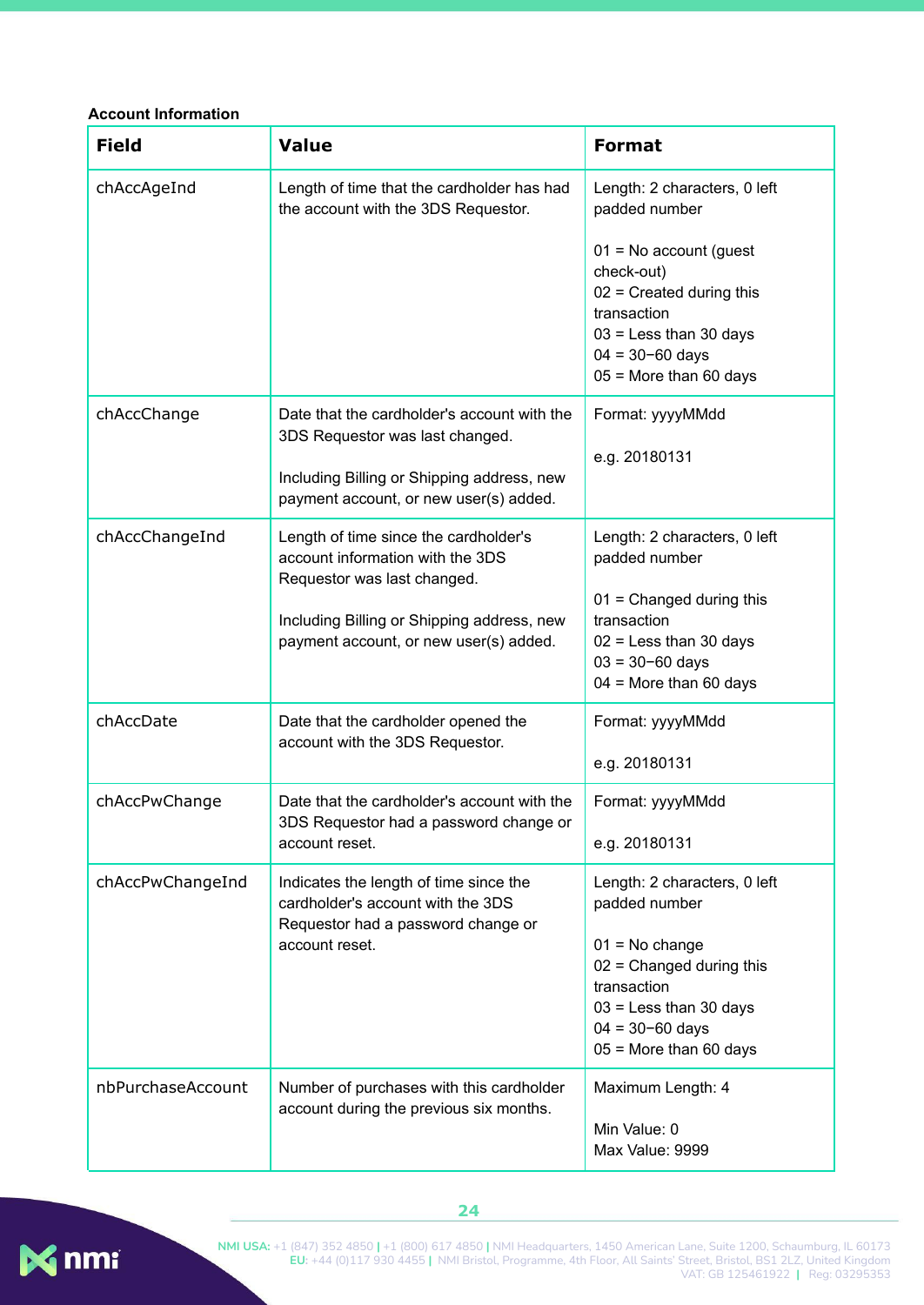**Account Information**

| Field | Value | Format |
|---|---|---|
| chAccAgeInd | Length of time that the cardholder has had the account with the 3DS Requestor. | Length: 2 characters, 0 left padded number<br><br>01 = No account (guest check-out)<br>02 = Created during this transaction<br>03 = Less than 30 days<br>04 = 30−60 days<br>05 = More than 60 days |
| chAccChange | Date that the cardholder's account with the 3DS Requestor was last changed.<br><br>Including Billing or Shipping address, new payment account, or new user(s) added. | Format: yyyyMMdd<br><br>e.g. 20180131 |
| chAccChangeInd | Length of time since the cardholder's account information with the 3DS Requestor was last changed.<br><br>Including Billing or Shipping address, new payment account, or new user(s) added. | Length: 2 characters, 0 left padded number<br><br>01 = Changed during this transaction<br>02 = Less than 30 days<br>03 = 30−60 days<br>04 = More than 60 days |
| chAccDate | Date that the cardholder opened the account with the 3DS Requestor. | Format: yyyyMMdd<br><br>e.g. 20180131 |
| chAccPwChange | Date that the cardholder's account with the 3DS Requestor had a password change or account reset. | Format: yyyyMMdd<br><br>e.g. 20180131 |
| chAccPwChangeInd | Indicates the length of time since the cardholder's account with the 3DS Requestor had a password change or account reset. | Length: 2 characters, 0 left padded number<br><br>01 = No change<br>02 = Changed during this transaction<br>03 = Less than 30 days<br>04 = 30−60 days<br>05 = More than 60 days |
| nbPurchaseAccount | Number of purchases with this cardholder account during the previous six months. | Maximum Length: 4<br><br>Min Value: 0<br>Max Value: 9999 |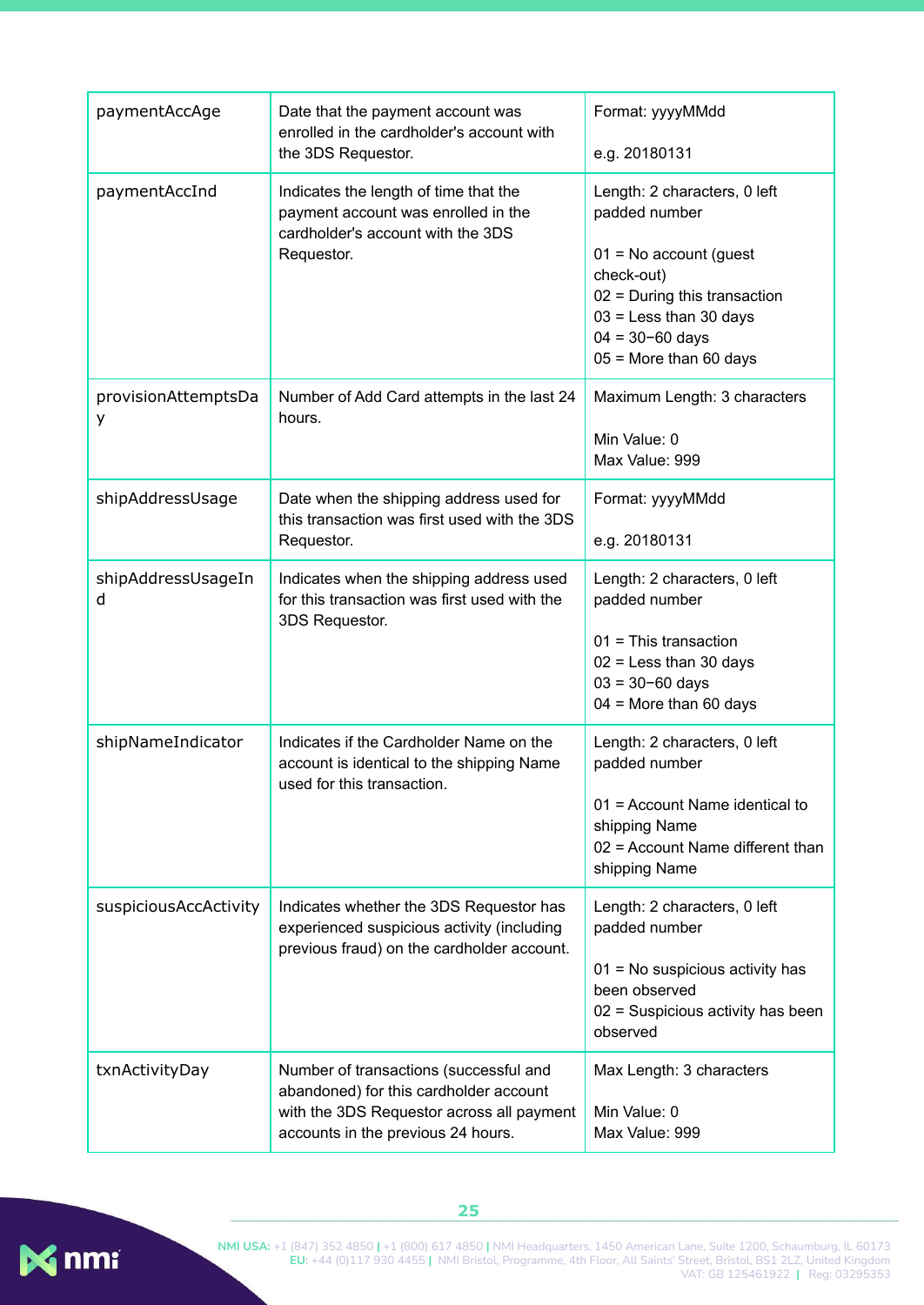| | | |
|---|---|---|
| paymentAccAge | Date that the payment account was enrolled in the cardholder's account with the 3DS Requestor. | Format: yyyyMMdd<br><br>e.g. 20180131 |
| paymentAccInd | Indicates the length of time that the payment account was enrolled in the cardholder's account with the 3DS Requestor. | Length: 2 characters, 0 left padded number<br><br>01 = No account (guest check-out)<br>02 = During this transaction<br>03 = Less than 30 days<br>04 = 30−60 days<br>05 = More than 60 days |
| provisionAttemptsDay | Number of Add Card attempts in the last 24 hours. | Maximum Length: 3 characters<br><br>Min Value: 0<br>Max Value: 999 |
| shipAddressUsage | Date when the shipping address used for this transaction was first used with the 3DS Requestor. | Format: yyyyMMdd<br><br>e.g. 20180131 |
| shipAddressUsageInd | Indicates when the shipping address used for this transaction was first used with the 3DS Requestor. | Length: 2 characters, 0 left padded number<br><br>01 = This transaction<br>02 = Less than 30 days<br>03 = 30−60 days<br>04 = More than 60 days |
| shipNameIndicator | Indicates if the Cardholder Name on the account is identical to the shipping Name used for this transaction. | Length: 2 characters, 0 left padded number<br><br>01 = Account Name identical to shipping Name<br>02 = Account Name different than shipping Name |
| suspiciousAccActivity | Indicates whether the 3DS Requestor has experienced suspicious activity (including previous fraud) on the cardholder account. | Length: 2 characters, 0 left padded number<br><br>01 = No suspicious activity has been observed<br>02 = Suspicious activity has been observed |
| txnActivityDay | Number of transactions (successful and abandoned) for this cardholder account with the 3DS Requestor across all payment accounts in the previous 24 hours. | Max Length: 3 characters<br><br>Min Value: 0<br>Max Value: 999 |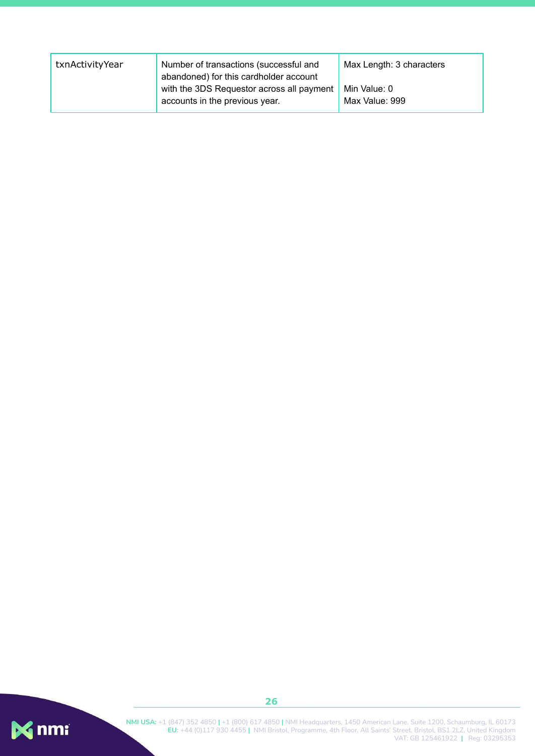| | | |
|---|---|---|
| txnActivityYear | Number of transactions (successful and abandoned) for this cardholder account with the 3DS Requestor across all payment accounts in the previous year. | Max Length: 3 characters<br><br>Min Value: 0<br>Max Value: 999 |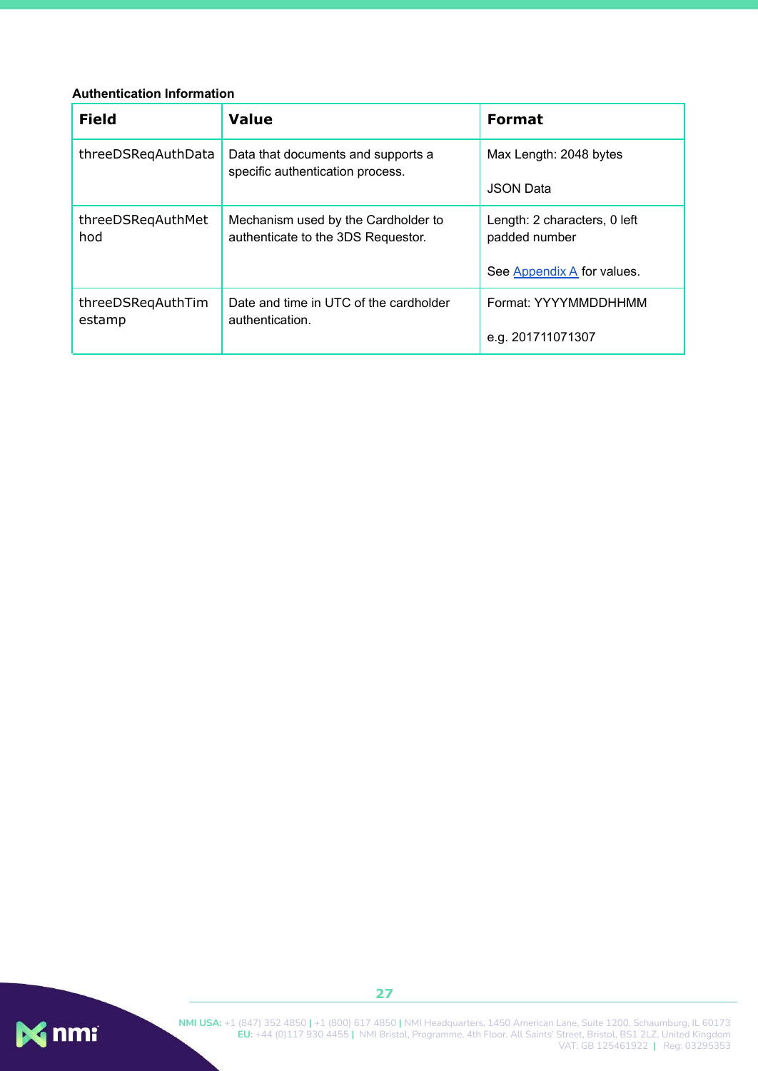**Authentication Information**

| Field | Value | Format |
| --- | --- | --- |
| threeDSReqAuthData | Data that documents and supports a specific authentication process. | Max Length: 2048 bytes<br><br>JSON Data |
| threeDSReqAuthMethod | Mechanism used by the Cardholder to authenticate to the 3DS Requestor. | Length: 2 characters, 0 left padded number<br><br>See Appendix A for values. |
| threeDSReqAuthTimestamp | Date and time in UTC of the cardholder authentication. | Format: YYYYMMDDHHMM<br><br>e.g. 201711071307 |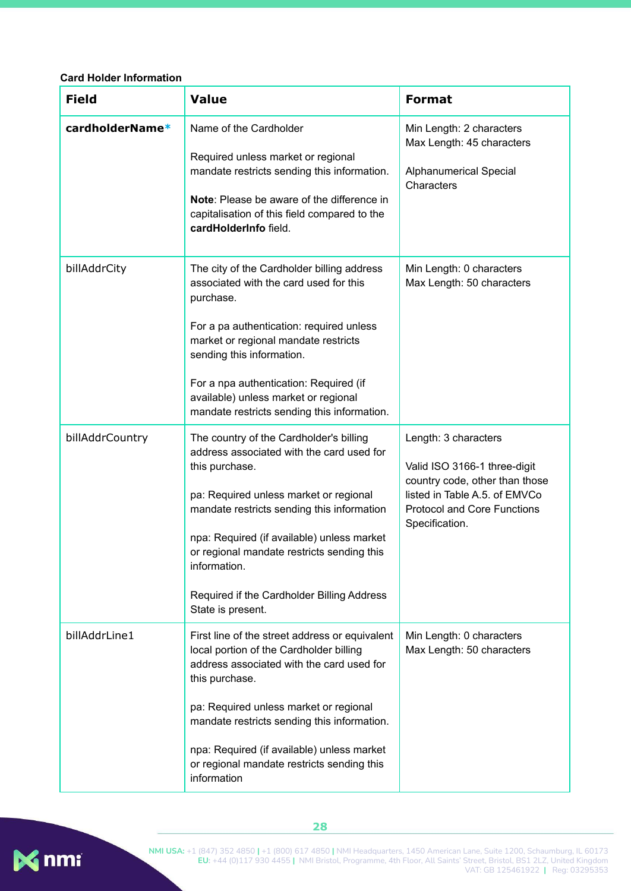**Card Holder Information**

| Field | Value | Format |
| --- | --- | --- |
| **cardholderName*** | Name of the Cardholder<br><br>Required unless market or regional mandate restricts sending this information.<br><br>**Note**: Please be aware of the difference in capitalisation of this field compared to the **cardHolderInfo** field. | Min Length: 2 characters<br>Max Length: 45 characters<br><br>Alphanumerical Special Characters |
| billAddrCity | The city of the Cardholder billing address associated with the card used for this purchase.<br><br>For a pa authentication: required unless market or regional mandate restricts sending this information.<br><br>For a npa authentication: Required (if available) unless market or regional mandate restricts sending this information. | Min Length: 0 characters<br>Max Length: 50 characters |
| billAddrCountry | The country of the Cardholder's billing address associated with the card used for this purchase.<br><br>pa: Required unless market or regional mandate restricts sending this information<br><br>npa: Required (if available) unless market or regional mandate restricts sending this information.<br><br>Required if the Cardholder Billing Address State is present. | Length: 3 characters<br><br>Valid ISO 3166-1 three-digit country code, other than those listed in Table A.5. of EMVCo Protocol and Core Functions Specification. |
| billAddrLine1 | First line of the street address or equivalent local portion of the Cardholder billing address associated with the card used for this purchase.<br><br>pa: Required unless market or regional mandate restricts sending this information.<br><br>npa: Required (if available) unless market or regional mandate restricts sending this information | Min Length: 0 characters<br>Max Length: 50 characters |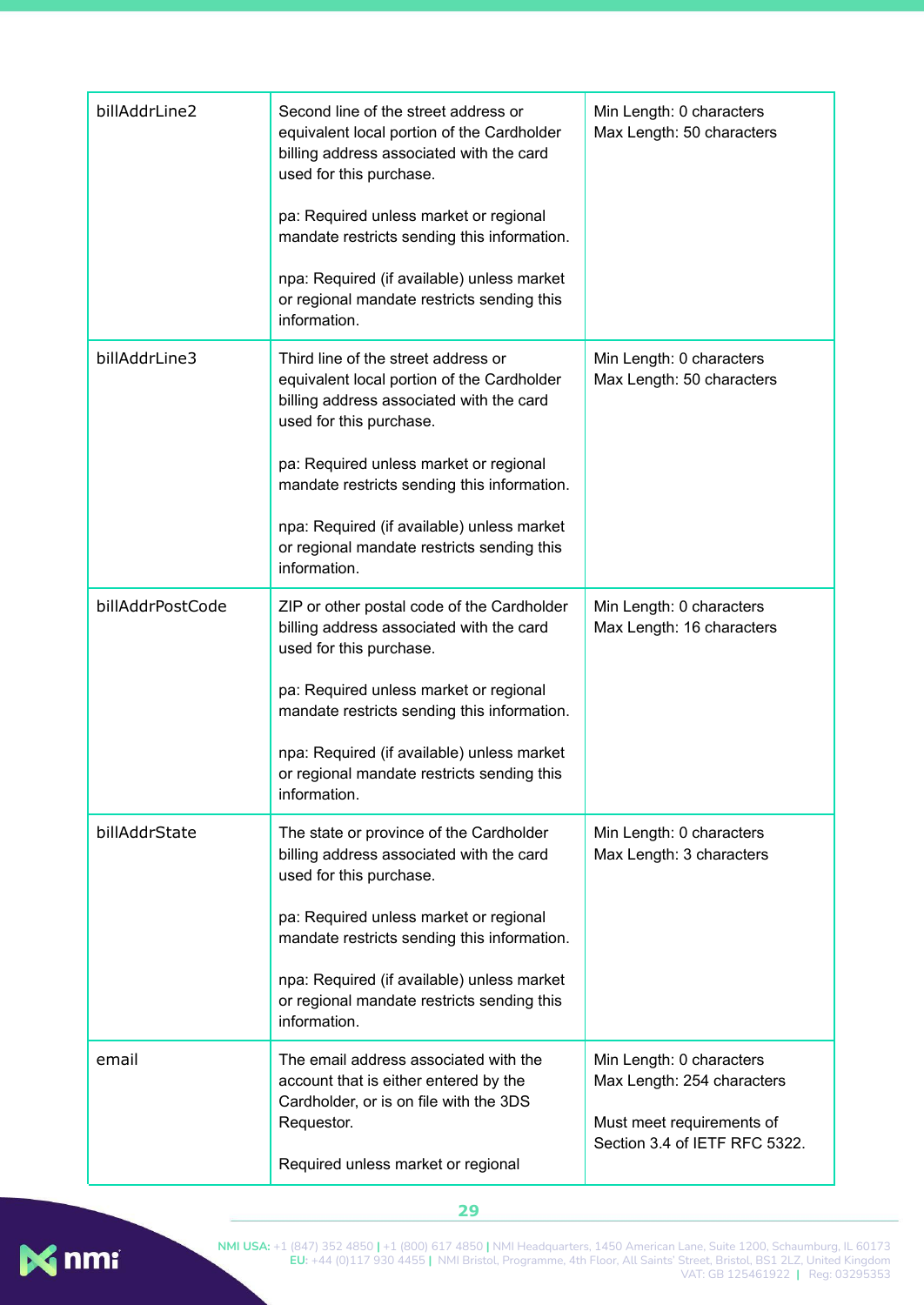| | | |
|---|---|---|
| billAddrLine2 | Second line of the street address or equivalent local portion of the Cardholder billing address associated with the card used for this purchase.<br><br>pa: Required unless market or regional mandate restricts sending this information.<br><br>npa: Required (if available) unless market or regional mandate restricts sending this information. | Min Length: 0 characters<br>Max Length: 50 characters |
| billAddrLine3 | Third line of the street address or equivalent local portion of the Cardholder billing address associated with the card used for this purchase.<br><br>pa: Required unless market or regional mandate restricts sending this information.<br><br>npa: Required (if available) unless market or regional mandate restricts sending this information. | Min Length: 0 characters<br>Max Length: 50 characters |
| billAddrPostCode | ZIP or other postal code of the Cardholder billing address associated with the card used for this purchase.<br><br>pa: Required unless market or regional mandate restricts sending this information.<br><br>npa: Required (if available) unless market or regional mandate restricts sending this information. | Min Length: 0 characters<br>Max Length: 16 characters |
| billAddrState | The state or province of the Cardholder billing address associated with the card used for this purchase.<br><br>pa: Required unless market or regional mandate restricts sending this information.<br><br>npa: Required (if available) unless market or regional mandate restricts sending this information. | Min Length: 0 characters<br>Max Length: 3 characters |
| email | The email address associated with the account that is either entered by the Cardholder, or is on file with the 3DS Requestor.<br><br>Required unless market or regional | Min Length: 0 characters<br>Max Length: 254 characters<br><br>Must meet requirements of Section 3.4 of IETF RFC 5322. |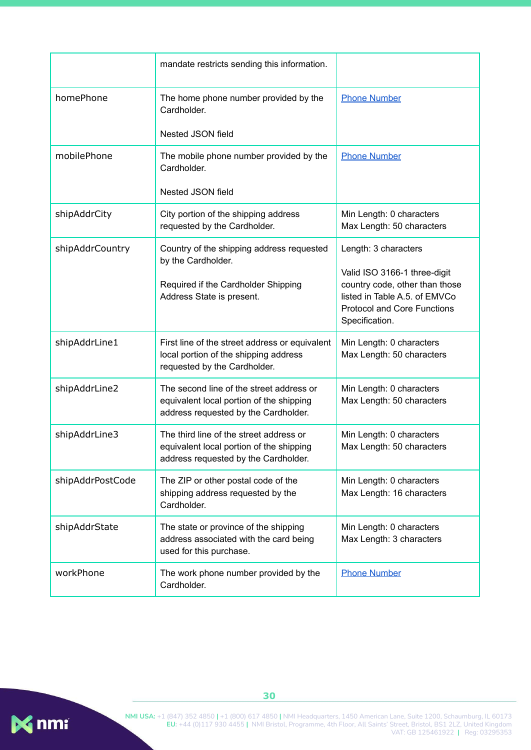| | | |
|---|---|---|
| | mandate restricts sending this information. | |
| homePhone | The home phone number provided by the Cardholder.<br><br>Nested JSON field | [Phone Number] |
| mobilePhone | The mobile phone number provided by the Cardholder.<br><br>Nested JSON field | [Phone Number] |
| shipAddrCity | City portion of the shipping address requested by the Cardholder. | Min Length: 0 characters<br>Max Length: 50 characters |
| shipAddrCountry | Country of the shipping address requested by the Cardholder.<br><br>Required if the Cardholder Shipping Address State is present. | Length: 3 characters<br><br>Valid ISO 3166-1 three-digit country code, other than those listed in Table A.5. of EMVCo Protocol and Core Functions Specification. |
| shipAddrLine1 | First line of the street address or equivalent local portion of the shipping address requested by the Cardholder. | Min Length: 0 characters<br>Max Length: 50 characters |
| shipAddrLine2 | The second line of the street address or equivalent local portion of the shipping address requested by the Cardholder. | Min Length: 0 characters<br>Max Length: 50 characters |
| shipAddrLine3 | The third line of the street address or equivalent local portion of the shipping address requested by the Cardholder. | Min Length: 0 characters<br>Max Length: 50 characters |
| shipAddrPostCode | The ZIP or other postal code of the shipping address requested by the Cardholder. | Min Length: 0 characters<br>Max Length: 16 characters |
| shipAddrState | The state or province of the shipping address associated with the card being used for this purchase. | Min Length: 0 characters<br>Max Length: 3 characters |
| workPhone | The work phone number provided by the Cardholder. | [Phone Number] |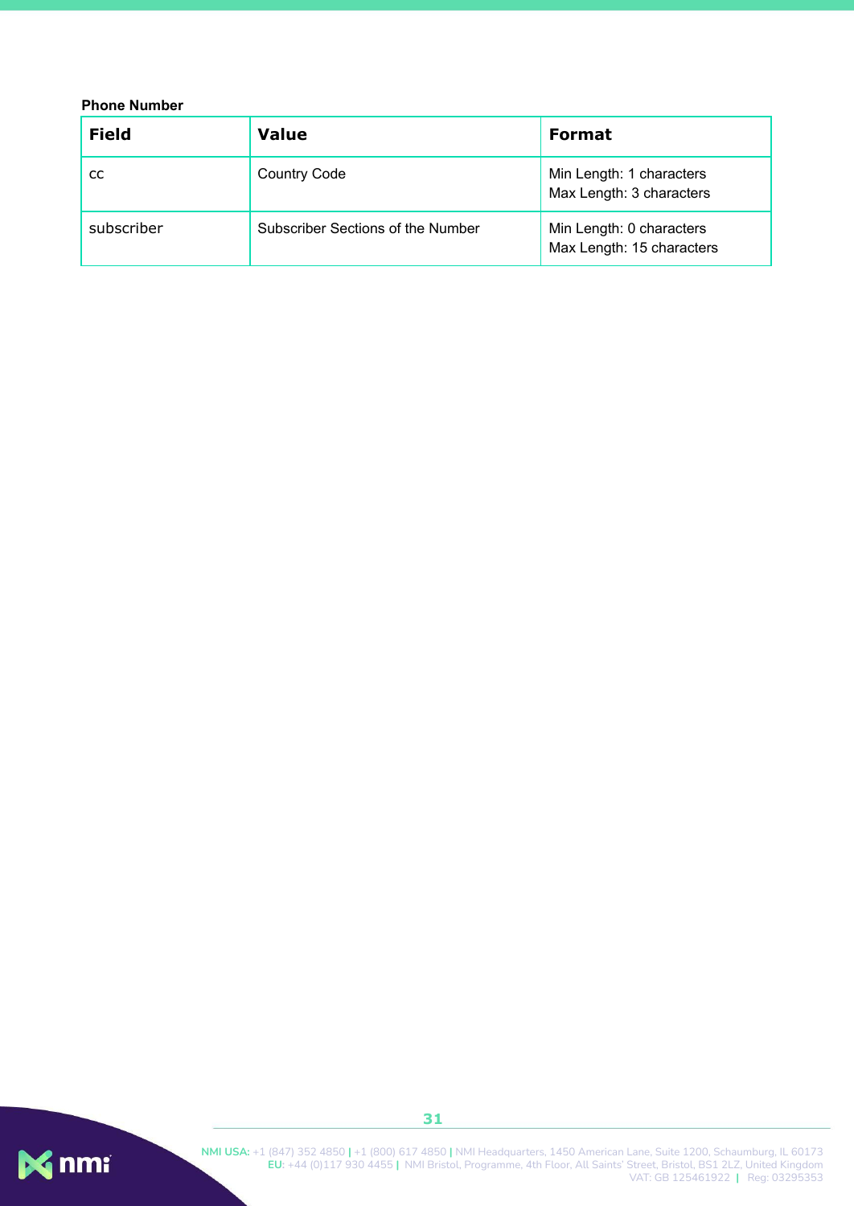**Phone Number**

| Field | Value | Format |
| --- | --- | --- |
| cc | Country Code | Min Length: 1 characters<br>Max Length: 3 characters |
| subscriber | Subscriber Sections of the Number | Min Length: 0 characters<br>Max Length: 15 characters |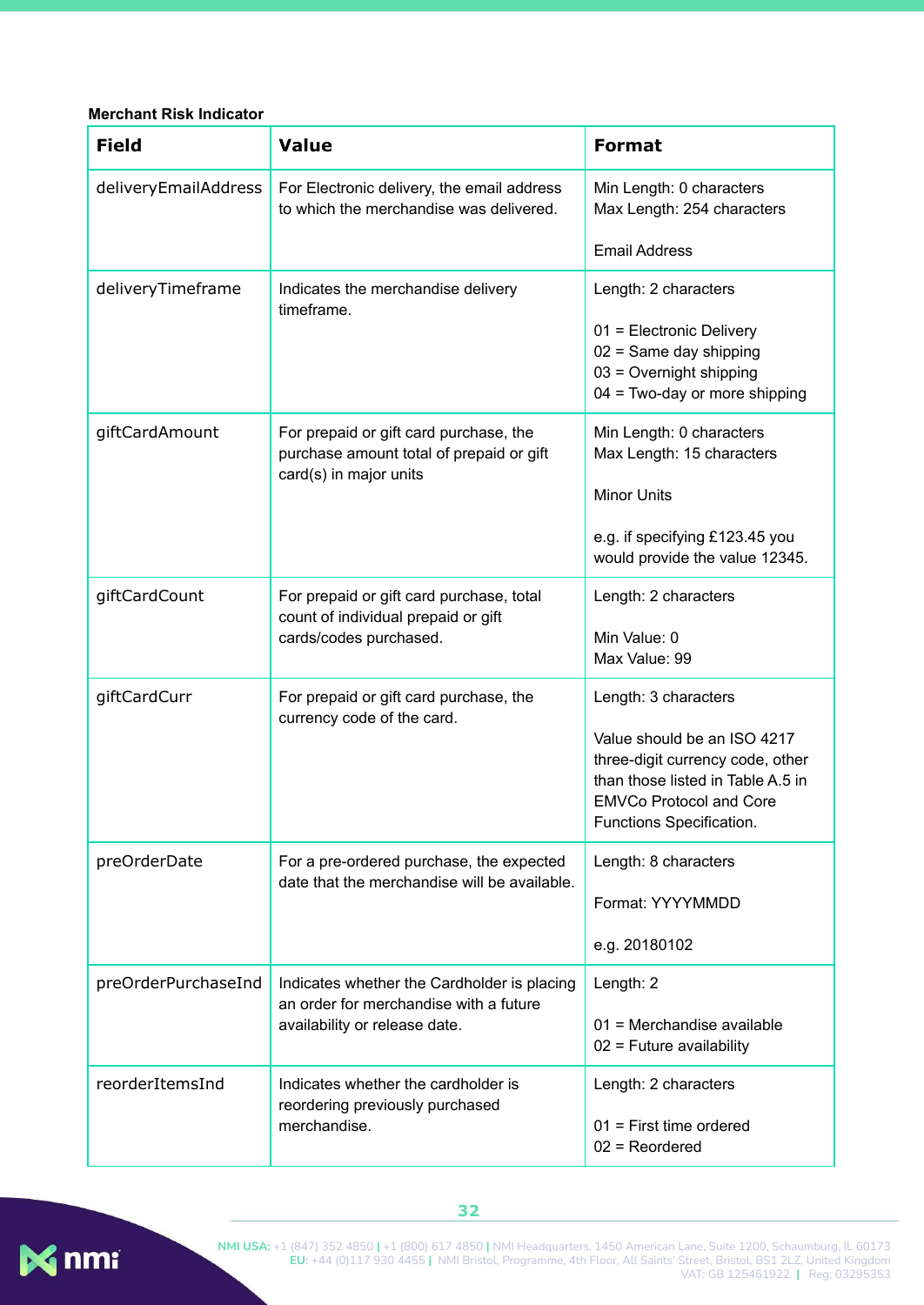**Merchant Risk Indicator**

| Field | Value | Format |
|---|---|---|
| deliveryEmailAddress | For Electronic delivery, the email address to which the merchandise was delivered. | Min Length: 0 characters<br>Max Length: 254 characters<br><br>Email Address |
| deliveryTimeframe | Indicates the merchandise delivery timeframe. | Length: 2 characters<br><br>01 = Electronic Delivery<br>02 = Same day shipping<br>03 = Overnight shipping<br>04 = Two-day or more shipping |
| giftCardAmount | For prepaid or gift card purchase, the purchase amount total of prepaid or gift card(s) in major units | Min Length: 0 characters<br>Max Length: 15 characters<br><br>Minor Units<br><br>e.g. if specifying £123.45 you would provide the value 12345. |
| giftCardCount | For prepaid or gift card purchase, total count of individual prepaid or gift cards/codes purchased. | Length: 2 characters<br><br>Min Value: 0<br>Max Value: 99 |
| giftCardCurr | For prepaid or gift card purchase, the currency code of the card. | Length: 3 characters<br><br>Value should be an ISO 4217 three-digit currency code, other than those listed in Table A.5 in EMVCo Protocol and Core Functions Specification. |
| preOrderDate | For a pre-ordered purchase, the expected date that the merchandise will be available. | Length: 8 characters<br><br>Format: YYYYMMDD<br><br>e.g. 20180102 |
| preOrderPurchaseInd | Indicates whether the Cardholder is placing an order for merchandise with a future availability or release date. | Length: 2<br><br>01 = Merchandise available<br>02 = Future availability |
| reorderItemsInd | Indicates whether the cardholder is reordering previously purchased merchandise. | Length: 2 characters<br><br>01 = First time ordered<br>02 = Reordered |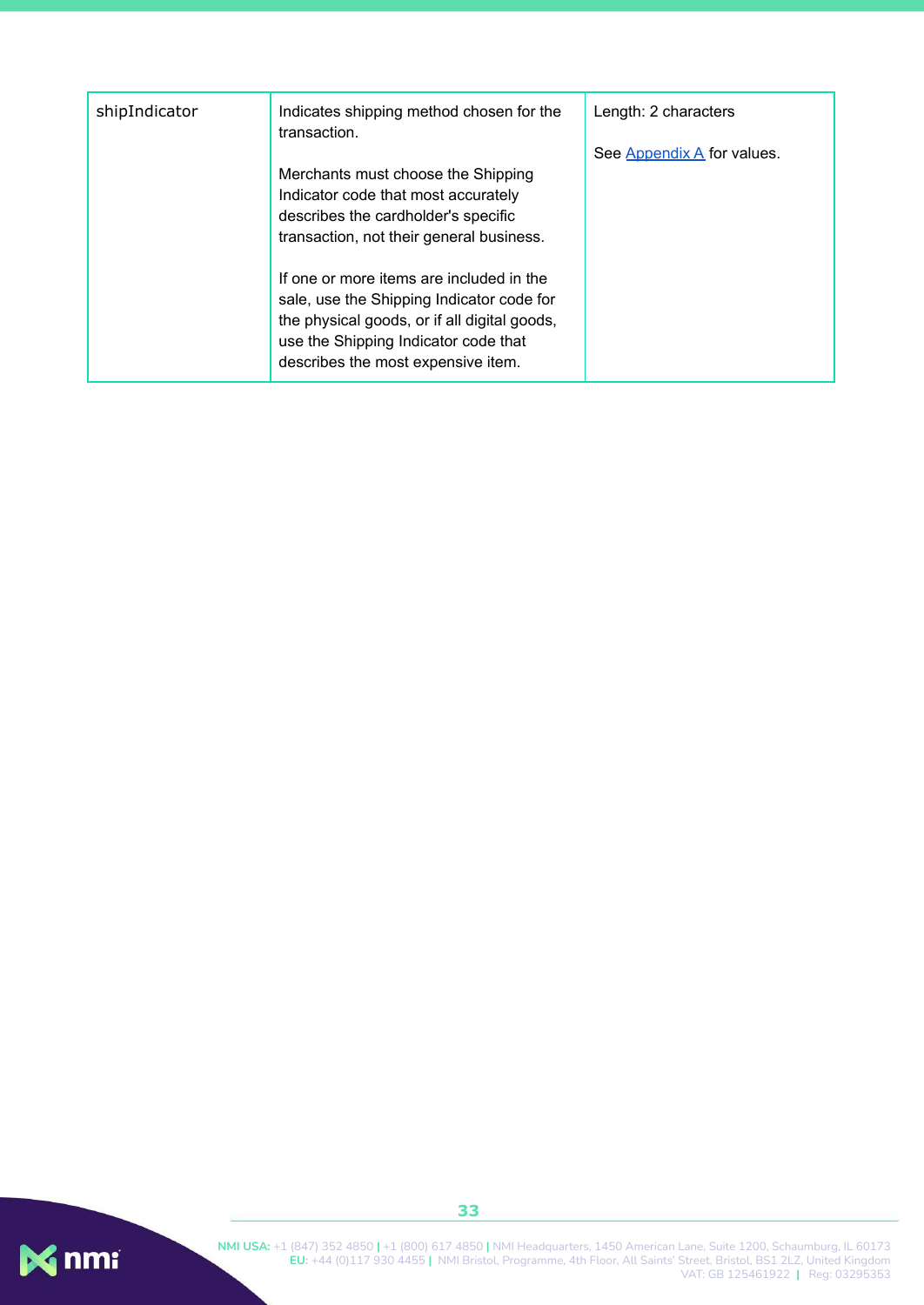| | | |
|---|---|---|
| shipIndicator | Indicates shipping method chosen for the transaction.<br><br>Merchants must choose the Shipping Indicator code that most accurately describes the cardholder's specific transaction, not their general business.<br><br>If one or more items are included in the sale, use the Shipping Indicator code for the physical goods, or if all digital goods, use the Shipping Indicator code that describes the most expensive item. | Length: 2 characters<br><br>See Appendix A for values. |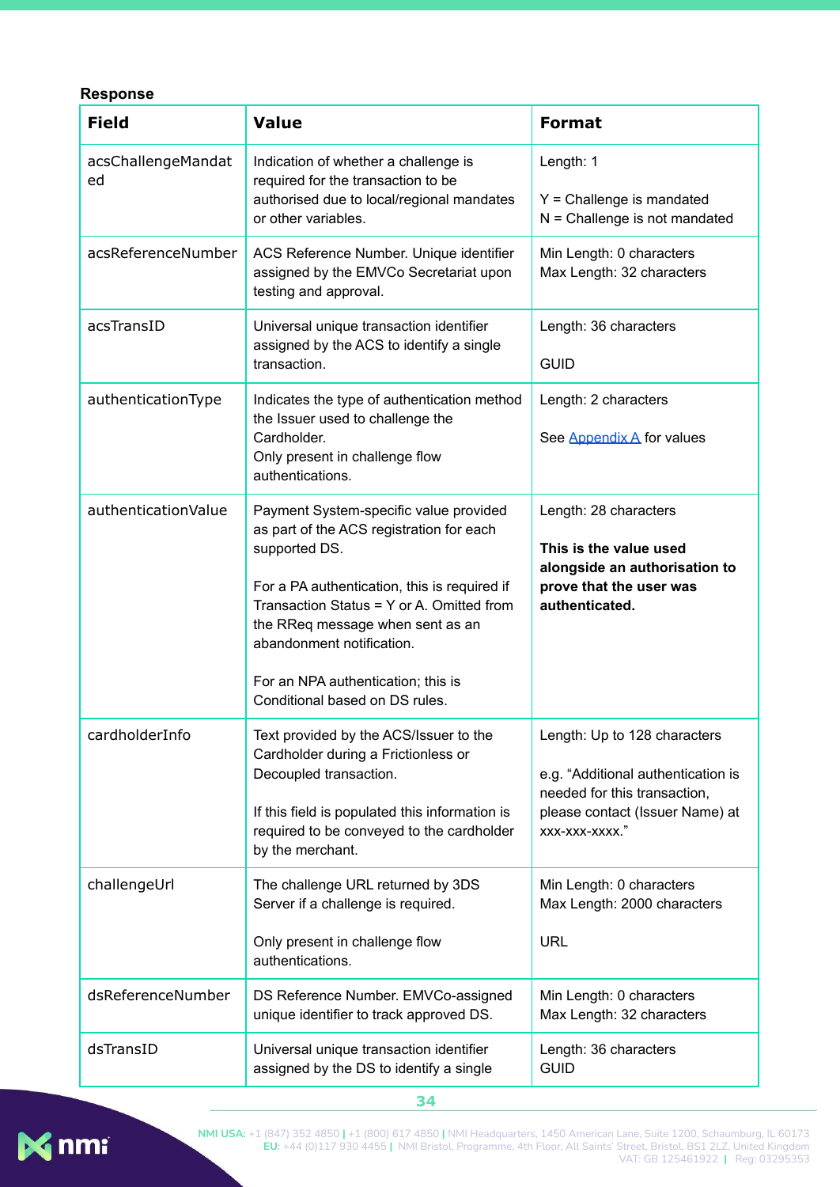**Response**

| Field | Value | Format |
|---|---|---|
| acsChallengeMandated | Indication of whether a challenge is required for the transaction to be authorised due to local/regional mandates or other variables. | Length: 1<br><br>Y = Challenge is mandated<br>N = Challenge is not mandated |
| acsReferenceNumber | ACS Reference Number. Unique identifier assigned by the EMVCo Secretariat upon testing and approval. | Min Length: 0 characters<br>Max Length: 32 characters |
| acsTransID | Universal unique transaction identifier assigned by the ACS to identify a single transaction. | Length: 36 characters<br><br>GUID |
| authenticationType | Indicates the type of authentication method the Issuer used to challenge the Cardholder.<br>Only present in challenge flow authentications. | Length: 2 characters<br><br>See Appendix A for values |
| authenticationValue | Payment System-specific value provided as part of the ACS registration for each supported DS.<br><br>For a PA authentication, this is required if Transaction Status = Y or A. Omitted from the RReq message when sent as an abandonment notification.<br><br>For an NPA authentication; this is Conditional based on DS rules. | Length: 28 characters<br><br>**This is the value used alongside an authorisation to prove that the user was authenticated.** |
| cardholderInfo | Text provided by the ACS/Issuer to the Cardholder during a Frictionless or Decoupled transaction.<br><br>If this field is populated this information is required to be conveyed to the cardholder by the merchant. | Length: Up to 128 characters<br><br>e.g. "Additional authentication is needed for this transaction, please contact (Issuer Name) at xxx-xxx-xxxx." |
| challengeUrl | The challenge URL returned by 3DS Server if a challenge is required.<br><br>Only present in challenge flow authentications. | Min Length: 0 characters<br>Max Length: 2000 characters<br><br>URL |
| dsReferenceNumber | DS Reference Number. EMVCo-assigned unique identifier to track approved DS. | Min Length: 0 characters<br>Max Length: 32 characters |
| dsTransID | Universal unique transaction identifier assigned by the DS to identify a single | Length: 36 characters<br>GUID |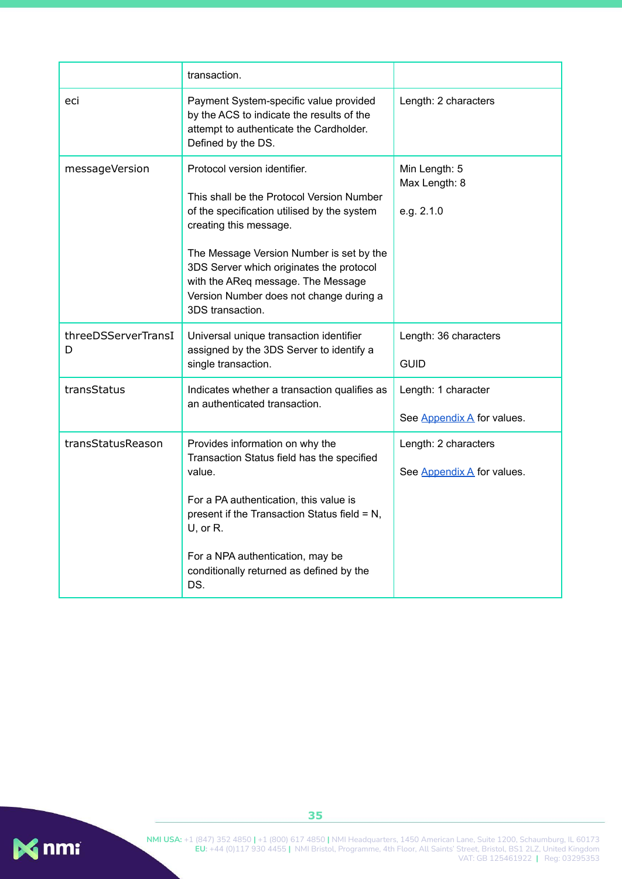| | transaction. | |
|---|---|---|
| eci | Payment System-specific value provided by the ACS to indicate the results of the attempt to authenticate the Cardholder. Defined by the DS. | Length: 2 characters |
| messageVersion | Protocol version identifier.<br><br>This shall be the Protocol Version Number of the specification utilised by the system creating this message.<br><br>The Message Version Number is set by the 3DS Server which originates the protocol with the AReq message. The Message Version Number does not change during a 3DS transaction. | Min Length: 5<br>Max Length: 8<br><br>e.g. 2.1.0 |
| threeDSServerTransID | Universal unique transaction identifier assigned by the 3DS Server to identify a single transaction. | Length: 36 characters<br><br>GUID |
| transStatus | Indicates whether a transaction qualifies as an authenticated transaction. | Length: 1 character<br><br>See Appendix A for values. |
| transStatusReason | Provides information on why the Transaction Status field has the specified value.<br><br>For a PA authentication, this value is present if the Transaction Status field = N, U, or R.<br><br>For a NPA authentication, may be conditionally returned as defined by the DS. | Length: 2 characters<br><br>See Appendix A for values. |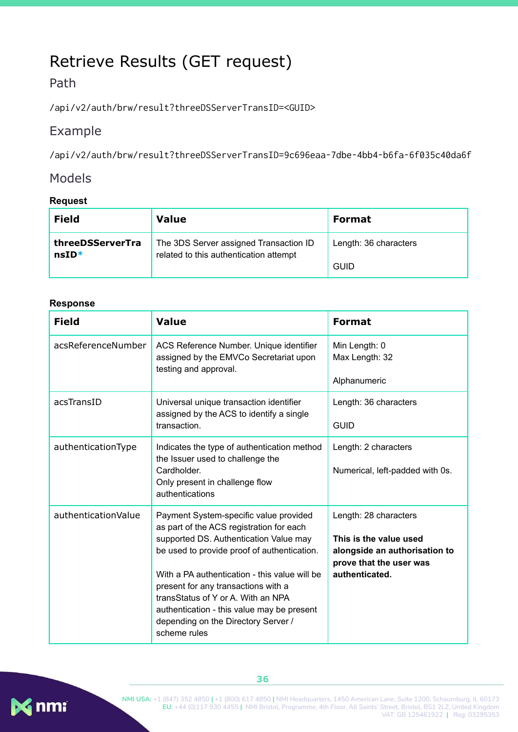# Retrieve Results (GET request)

## Path

```
/api/v2/auth/brw/result?threeDSServerTransID=<GUID>
```

## Example

```
/api/v2/auth/brw/result?threeDSServerTransID=9c696eaa-7dbe-4bb4-b6fa-6f035c40da6f
```

## Models

**Request**

| Field | Value | Format |
|---|---|---|
| **threeDSServerTransID*** | The 3DS Server assigned Transaction ID related to this authentication attempt | Length: 36 characters<br><br>GUID |

**Response**

| Field | Value | Format |
|---|---|---|
| acsReferenceNumber | ACS Reference Number. Unique identifier assigned by the EMVCo Secretariat upon testing and approval. | Min Length: 0<br>Max Length: 32<br><br>Alphanumeric |
| acsTransID | Universal unique transaction identifier assigned by the ACS to identify a single transaction. | Length: 36 characters<br><br>GUID |
| authenticationType | Indicates the type of authentication method the Issuer used to challenge the Cardholder.<br>Only present in challenge flow authentications | Length: 2 characters<br><br>Numerical, left-padded with 0s. |
| authenticationValue | Payment System-specific value provided as part of the ACS registration for each supported DS. Authentication Value may be used to provide proof of authentication.<br><br>With a PA authentication - this value will be present for any transactions with a transStatus of Y or A. With an NPA authentication - this value may be present depending on the Directory Server / scheme rules | Length: 28 characters<br><br>**This is the value used alongside an authorisation to prove that the user was authenticated.** |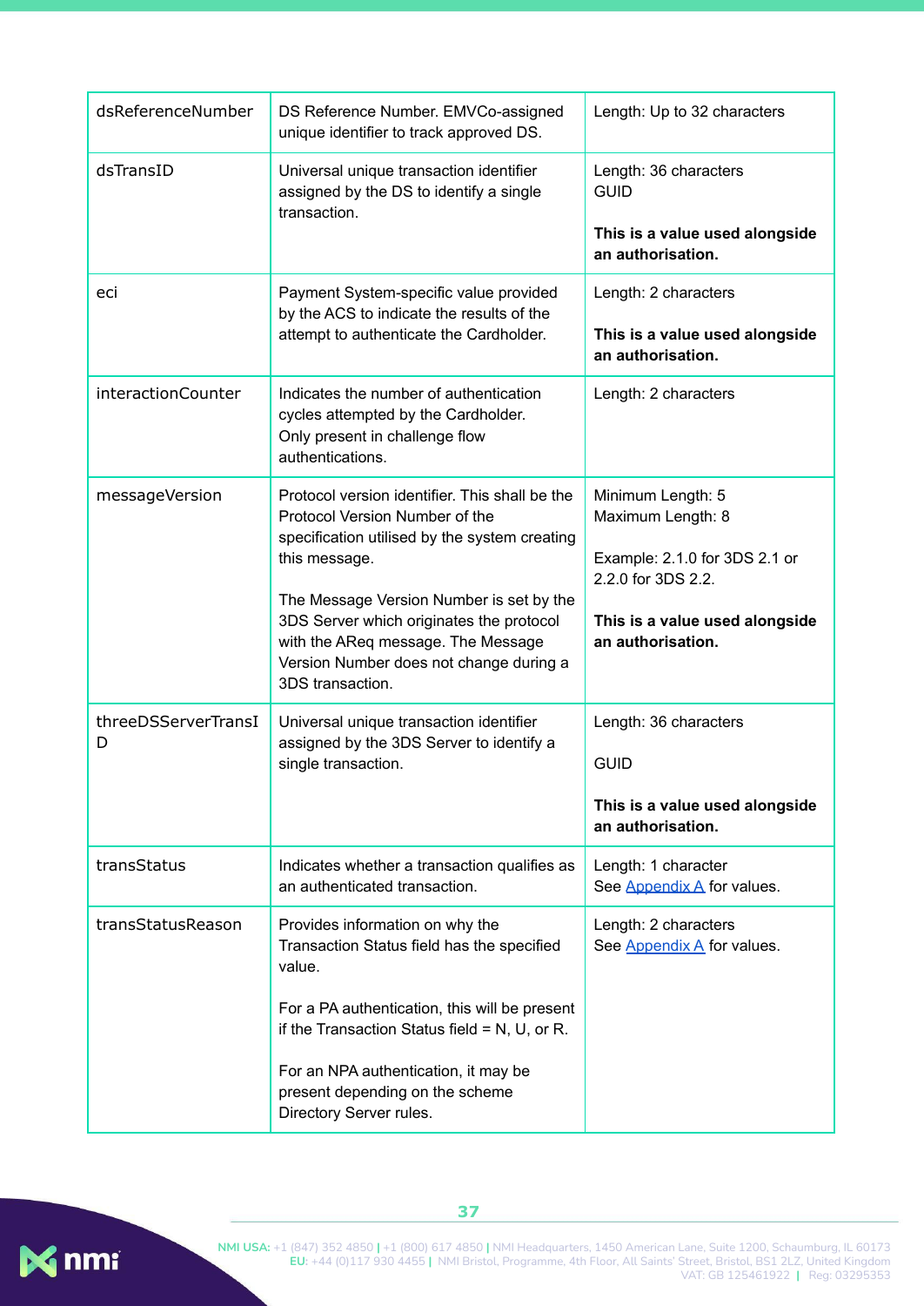| | | |
|---|---|---|
| dsReferenceNumber | DS Reference Number. EMVCo-assigned unique identifier to track approved DS. | Length: Up to 32 characters |
| dsTransID | Universal unique transaction identifier assigned by the DS to identify a single transaction. | Length: 36 characters<br>GUID<br><br>**This is a value used alongside an authorisation.** |
| eci | Payment System-specific value provided by the ACS to indicate the results of the attempt to authenticate the Cardholder. | Length: 2 characters<br><br>**This is a value used alongside an authorisation.** |
| interactionCounter | Indicates the number of authentication cycles attempted by the Cardholder. Only present in challenge flow authentications. | Length: 2 characters |
| messageVersion | Protocol version identifier. This shall be the Protocol Version Number of the specification utilised by the system creating this message.<br><br>The Message Version Number is set by the 3DS Server which originates the protocol with the AReq message. The Message Version Number does not change during a 3DS transaction. | Minimum Length: 5<br>Maximum Length: 8<br><br>Example: 2.1.0 for 3DS 2.1 or 2.2.0 for 3DS 2.2.<br><br>**This is a value used alongside an authorisation.** |
| threeDSServerTransID | Universal unique transaction identifier assigned by the 3DS Server to identify a single transaction. | Length: 36 characters<br><br>GUID<br><br>**This is a value used alongside an authorisation.** |
| transStatus | Indicates whether a transaction qualifies as an authenticated transaction. | Length: 1 character<br>See Appendix A for values. |
| transStatusReason | Provides information on why the Transaction Status field has the specified value.<br><br>For a PA authentication, this will be present if the Transaction Status field = N, U, or R.<br><br>For an NPA authentication, it may be present depending on the scheme Directory Server rules. | Length: 2 characters<br>See Appendix A for values. |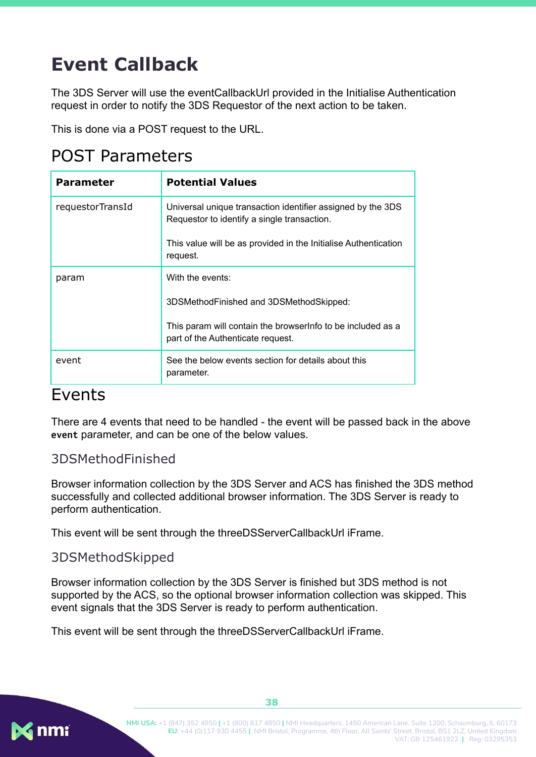# Event Callback

The 3DS Server will use the eventCallbackUrl provided in the Initialise Authentication request in order to notify the 3DS Requestor of the next action to be taken.

This is done via a POST request to the URL.

## POST Parameters

| Parameter | Potential Values |
| --- | --- |
| requestorTransId | Universal unique transaction identifier assigned by the 3DS Requestor to identify a single transaction.<br><br>This value will be as provided in the Initialise Authentication request. |
| param | With the events:<br><br>3DSMethodFinished and 3DSMethodSkipped:<br><br>This param will contain the browserInfo to be included as a part of the Authenticate request. |
| event | See the below events section for details about this parameter. |

## Events

There are 4 events that need to be handled - the event will be passed back in the above **`event`** parameter, and can be one of the below values.

### 3DSMethodFinished

Browser information collection by the 3DS Server and ACS has finished the 3DS method successfully and collected additional browser information. The 3DS Server is ready to perform authentication.

This event will be sent through the threeDSServerCallbackUrl iFrame.

### 3DSMethodSkipped

Browser information collection by the 3DS Server is finished but 3DS method is not supported by the ACS, so the optional browser information collection was skipped. This event signals that the 3DS Server is ready to perform authentication.

This event will be sent through the threeDSServerCallbackUrl iFrame.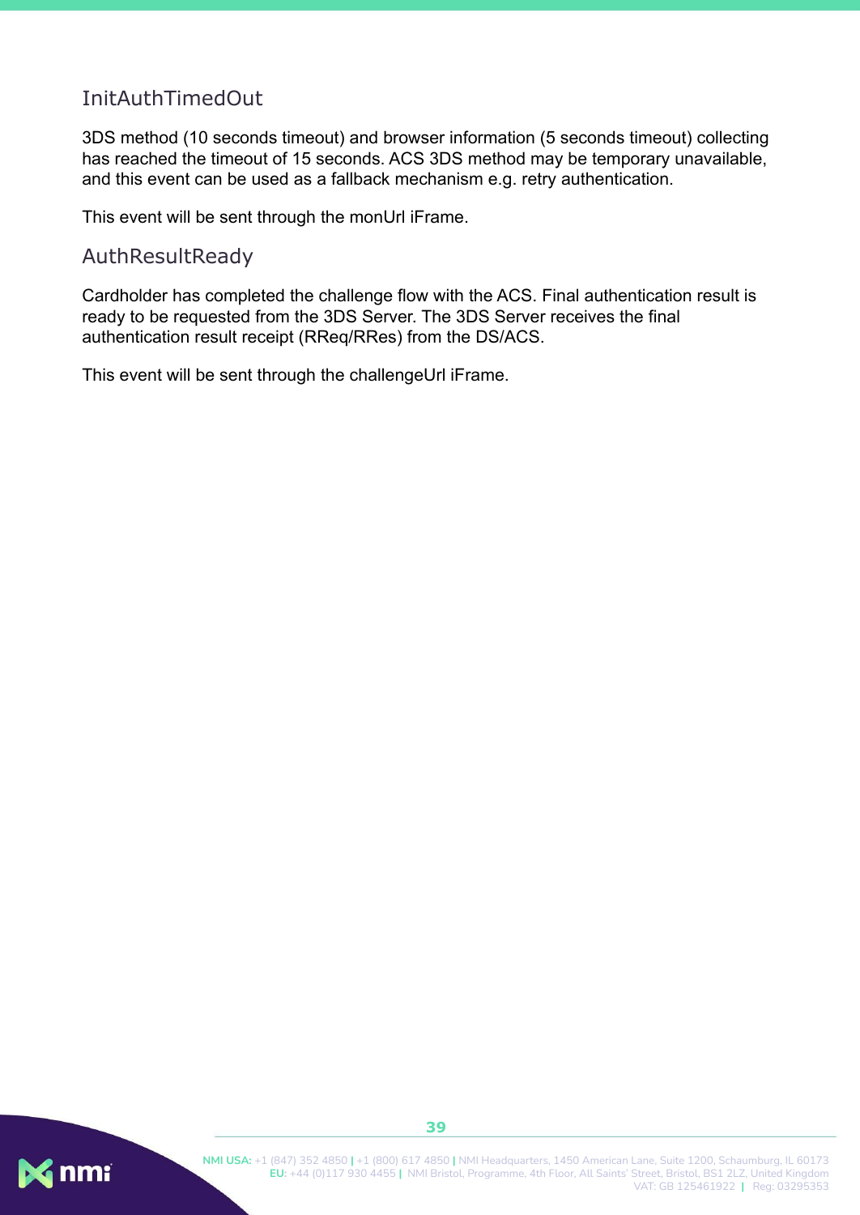### InitAuthTimedOut

3DS method (10 seconds timeout) and browser information (5 seconds timeout) collecting has reached the timeout of 15 seconds. ACS 3DS method may be temporary unavailable, and this event can be used as a fallback mechanism e.g. retry authentication.

This event will be sent through the monUrl iFrame.

### AuthResultReady

Cardholder has completed the challenge flow with the ACS. Final authentication result is ready to be requested from the 3DS Server. The 3DS Server receives the final authentication result receipt (RReq/RRes) from the DS/ACS.

This event will be sent through the challengeUrl iFrame.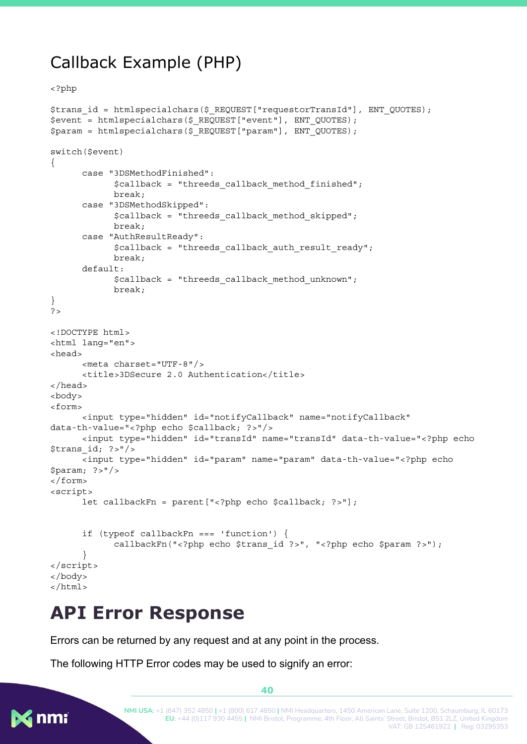## Callback Example (PHP)

```
<?php

$trans_id = htmlspecialchars($_REQUEST["requestorTransId"], ENT_QUOTES);
$event = htmlspecialchars($_REQUEST["event"], ENT_QUOTES);
$param = htmlspecialchars($_REQUEST["param"], ENT_QUOTES);

switch($event)
{
      case "3DSMethodFinished":
            $callback = "threeds_callback_method_finished";
            break;
      case "3DSMethodSkipped":
            $callback = "threeds_callback_method_skipped";
            break;
      case "AuthResultReady":
            $callback = "threeds_callback_auth_result_ready";
            break;
      default:
            $callback = "threeds_callback_method_unknown";
            break;
}
?>

<!DOCTYPE html>
<html lang="en">
<head>
      <meta charset="UTF-8"/>
      <title>3DSecure 2.0 Authentication</title>
</head>
<body>
<form>
      <input type="hidden" id="notifyCallback" name="notifyCallback"
data-th-value="<?php echo $callback; ?>"/>
      <input type="hidden" id="transId" name="transId" data-th-value="<?php echo
$trans_id; ?>"/>
      <input type="hidden" id="param" name="param" data-th-value="<?php echo
$param; ?>"/>
</form>
<script>
      let callbackFn = parent["<?php echo $callback; ?>"];


      if (typeof callbackFn === 'function') {
            callbackFn("<?php echo $trans_id ?>", "<?php echo $param ?>");
      }
</script>
</body>
</html>
```

# API Error Response

Errors can be returned by any request and at any point in the process.

The following HTTP Error codes may be used to signify an error: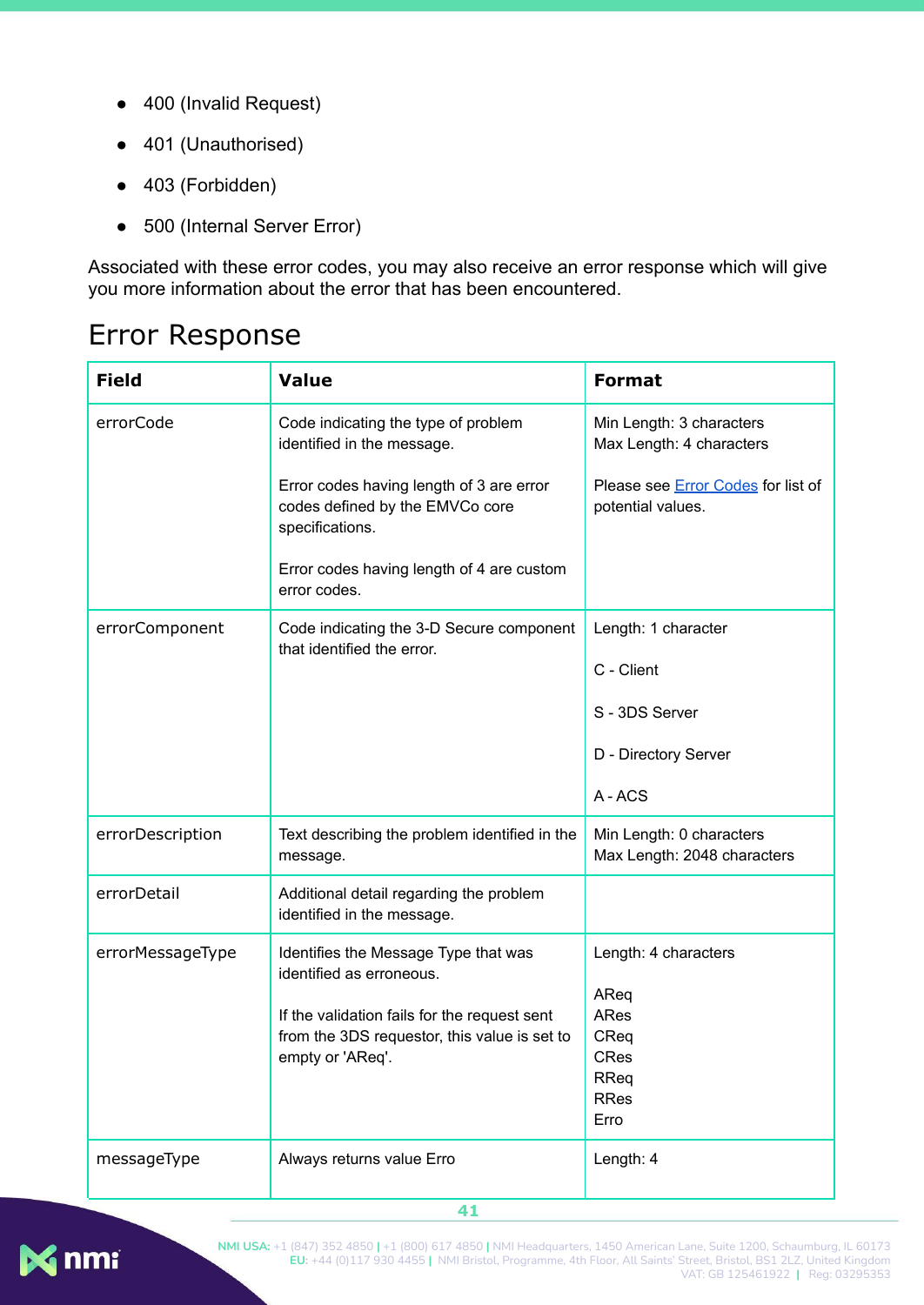- 400 (Invalid Request)
- 401 (Unauthorised)
- 403 (Forbidden)
- 500 (Internal Server Error)

Associated with these error codes, you may also receive an error response which will give you more information about the error that has been encountered.

## Error Response

| Field | Value | Format |
| --- | --- | --- |
| errorCode | Code indicating the type of problem identified in the message.<br><br>Error codes having length of 3 are error codes defined by the EMVCo core specifications.<br><br>Error codes having length of 4 are custom error codes. | Min Length: 3 characters<br>Max Length: 4 characters<br><br>Please see Error Codes for list of potential values. |
| errorComponent | Code indicating the 3-D Secure component that identified the error. | Length: 1 character<br><br>C - Client<br><br>S - 3DS Server<br><br>D - Directory Server<br><br>A - ACS |
| errorDescription | Text describing the problem identified in the message. | Min Length: 0 characters<br>Max Length: 2048 characters |
| errorDetail | Additional detail regarding the problem identified in the message. | |
| errorMessageType | Identifies the Message Type that was identified as erroneous.<br><br>If the validation fails for the request sent from the 3DS requestor, this value is set to empty or 'AReq'. | Length: 4 characters<br><br>AReq<br>ARes<br>CReq<br>CRes<br>RReq<br>RRes<br>Erro |
| messageType | Always returns value Erro | Length: 4 |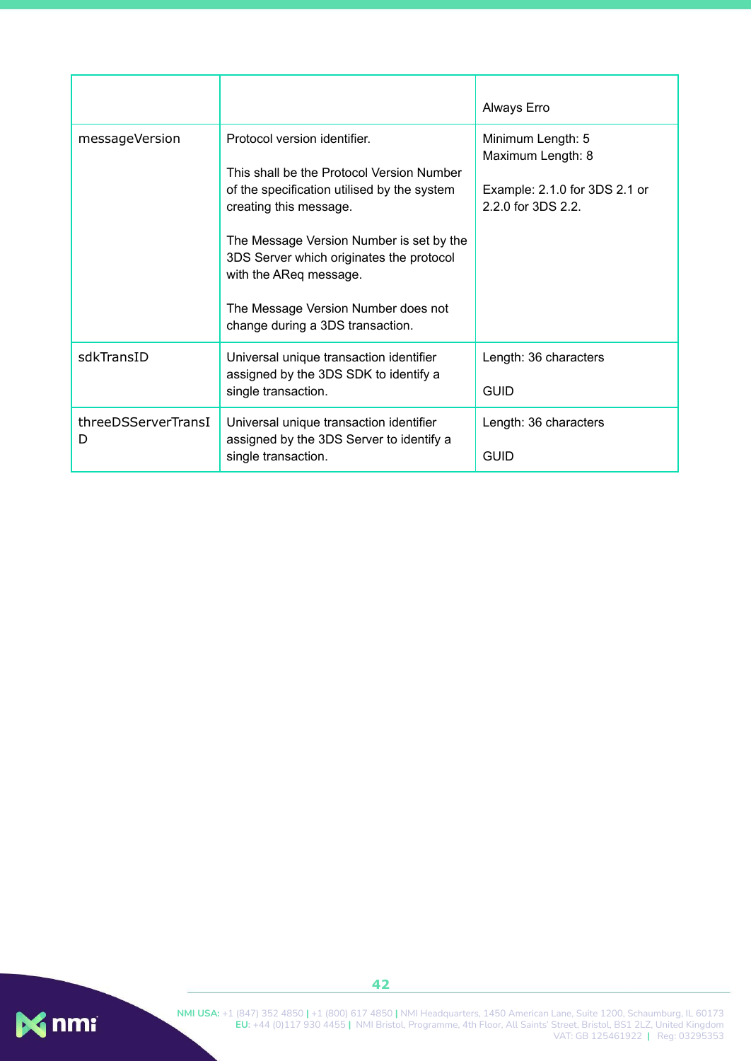| | | Always Erro |
|---|---|---|
| messageVersion | Protocol version identifier.<br><br>This shall be the Protocol Version Number of the specification utilised by the system creating this message.<br><br>The Message Version Number is set by the 3DS Server which originates the protocol with the AReq message.<br><br>The Message Version Number does not change during a 3DS transaction. | Minimum Length: 5<br>Maximum Length: 8<br><br>Example: 2.1.0 for 3DS 2.1 or 2.2.0 for 3DS 2.2. |
| sdkTransID | Universal unique transaction identifier assigned by the 3DS SDK to identify a single transaction. | Length: 36 characters<br><br>GUID |
| threeDSServerTransID | Universal unique transaction identifier assigned by the 3DS Server to identify a single transaction. | Length: 36 characters<br><br>GUID |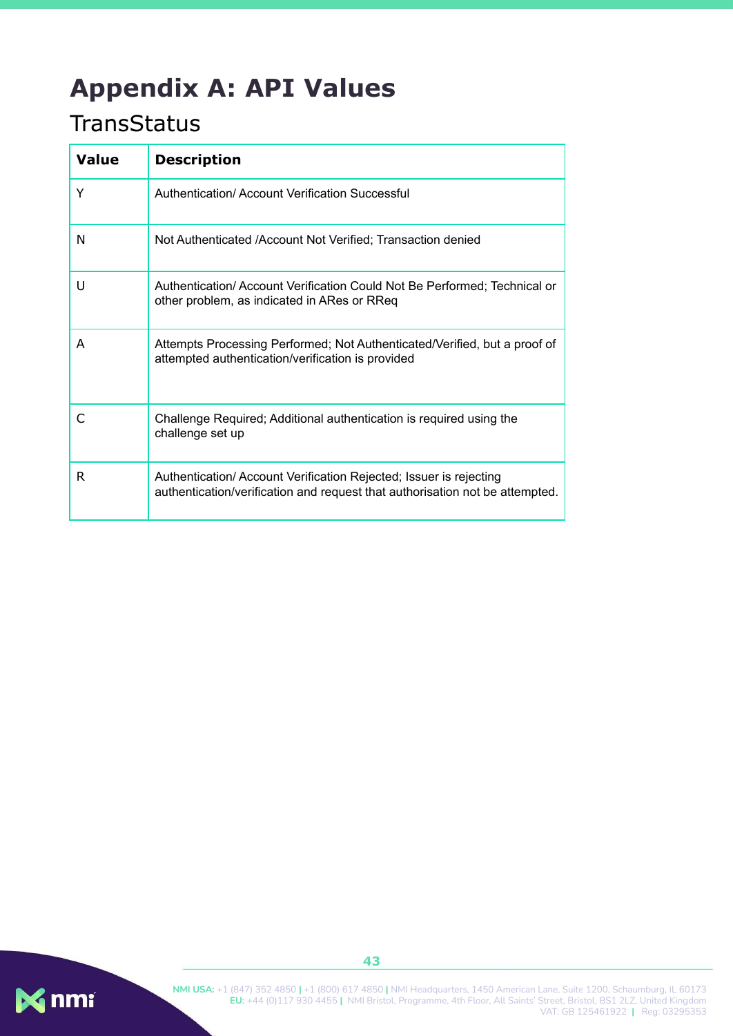# Appendix A: API Values

## TransStatus

| Value | Description |
|---|---|
| Y | Authentication/ Account Verification Successful |
| N | Not Authenticated /Account Not Verified; Transaction denied |
| U | Authentication/ Account Verification Could Not Be Performed; Technical or other problem, as indicated in ARes or RReq |
| A | Attempts Processing Performed; Not Authenticated/Verified, but a proof of attempted authentication/verification is provided |
| C | Challenge Required; Additional authentication is required using the challenge set up |
| R | Authentication/ Account Verification Rejected; Issuer is rejecting authentication/verification and request that authorisation not be attempted. |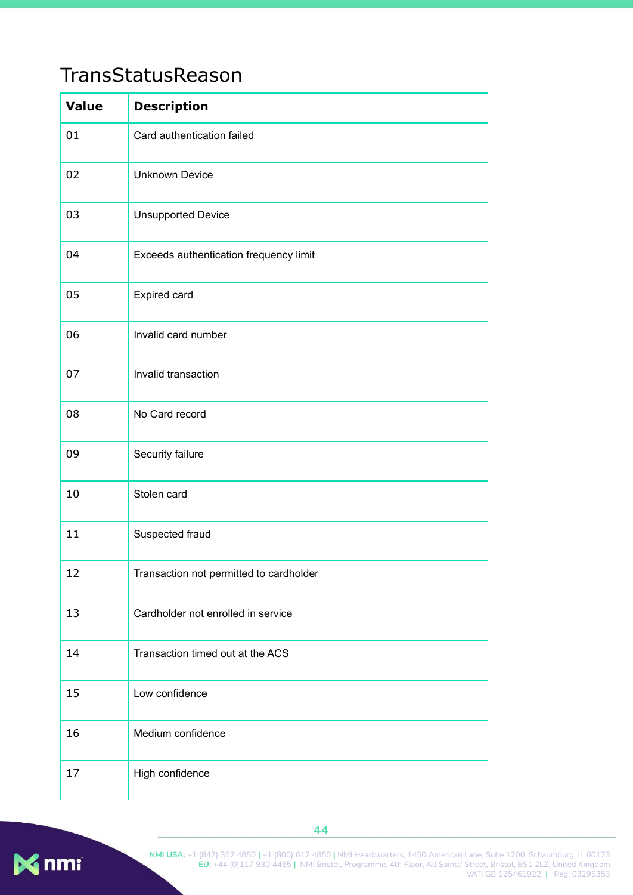## TransStatusReason

| Value | Description |
|---|---|
| 01 | Card authentication failed |
| 02 | Unknown Device |
| 03 | Unsupported Device |
| 04 | Exceeds authentication frequency limit |
| 05 | Expired card |
| 06 | Invalid card number |
| 07 | Invalid transaction |
| 08 | No Card record |
| 09 | Security failure |
| 10 | Stolen card |
| 11 | Suspected fraud |
| 12 | Transaction not permitted to cardholder |
| 13 | Cardholder not enrolled in service |
| 14 | Transaction timed out at the ACS |
| 15 | Low confidence |
| 16 | Medium confidence |
| 17 | High confidence |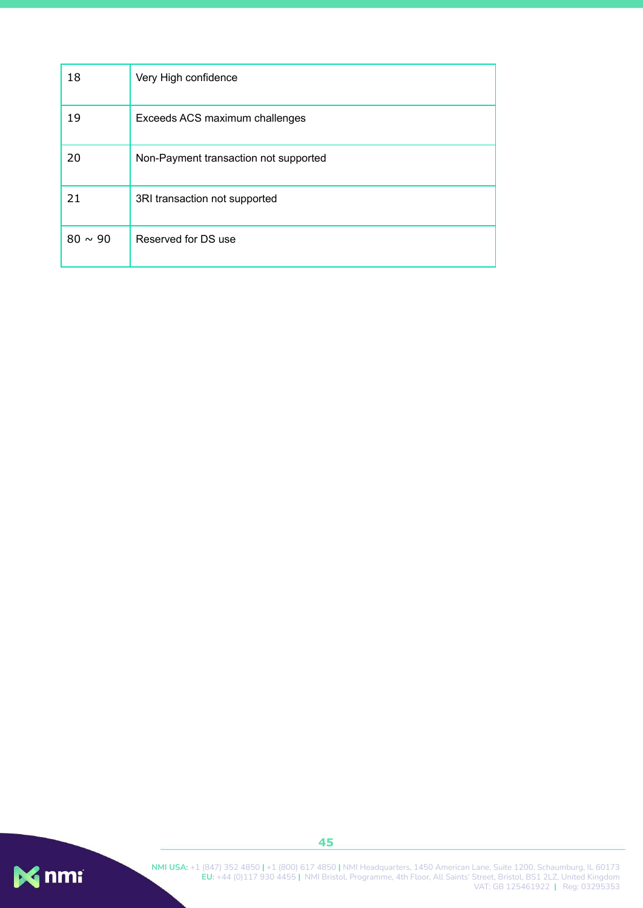| | |
|---|---|
| 18 | Very High confidence |
| 19 | Exceeds ACS maximum challenges |
| 20 | Non-Payment transaction not supported |
| 21 | 3RI transaction not supported |
| 80 ~ 90 | Reserved for DS use |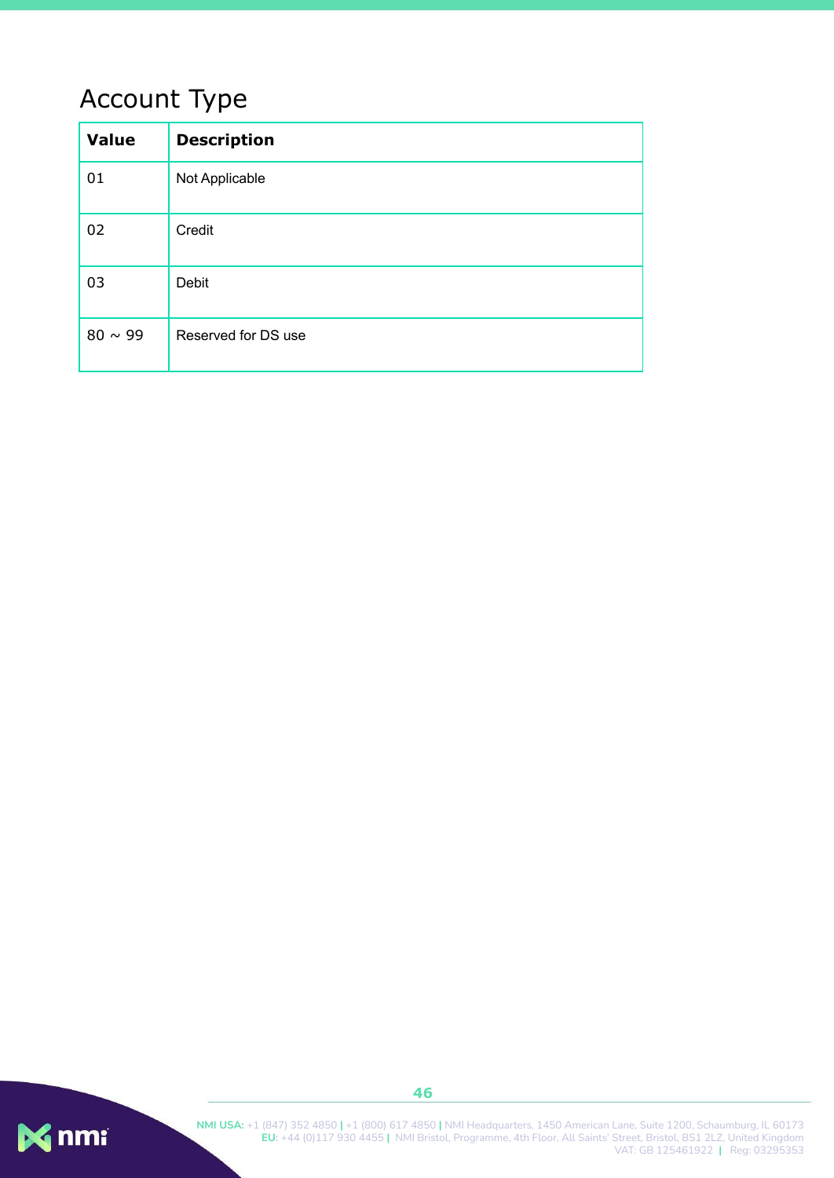## Account Type

| Value | Description |
|---|---|
| 01 | Not Applicable |
| 02 | Credit |
| 03 | Debit |
| 80 ~ 99 | Reserved for DS use |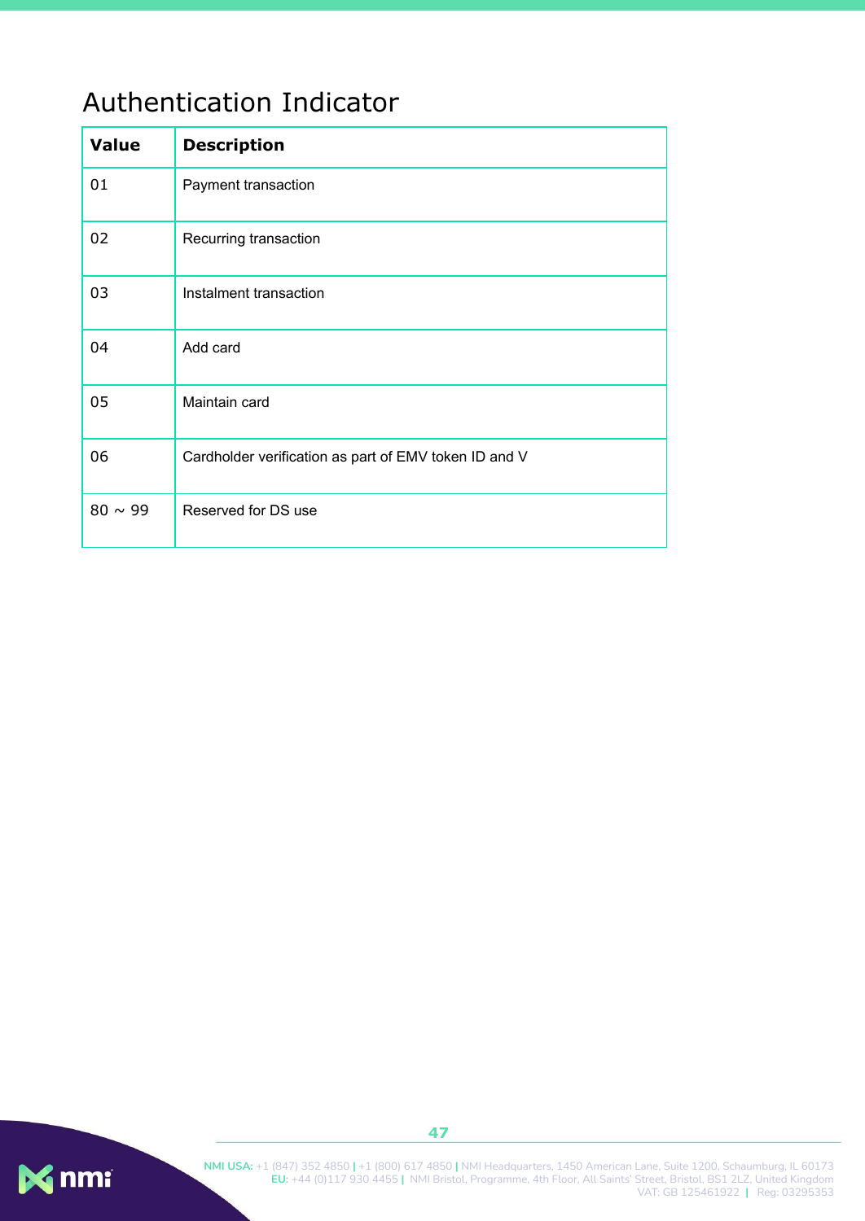## Authentication Indicator

| Value | Description |
|---|---|
| 01 | Payment transaction |
| 02 | Recurring transaction |
| 03 | Instalment transaction |
| 04 | Add card |
| 05 | Maintain card |
| 06 | Cardholder verification as part of EMV token ID and V |
| 80 ~ 99 | Reserved for DS use |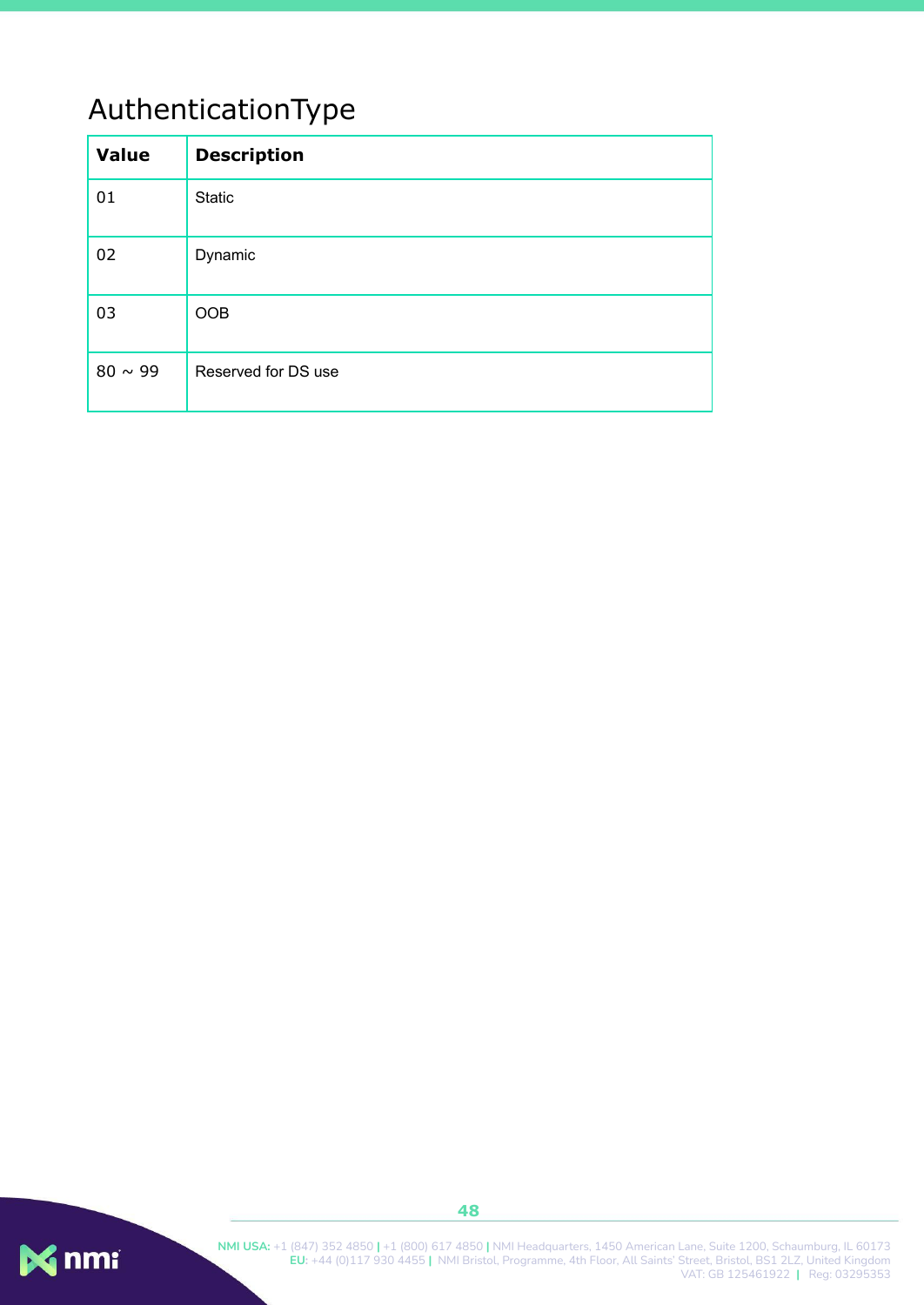## AuthenticationType

| Value | Description |
|---|---|
| 01 | Static |
| 02 | Dynamic |
| 03 | OOB |
| 80 ~ 99 | Reserved for DS use |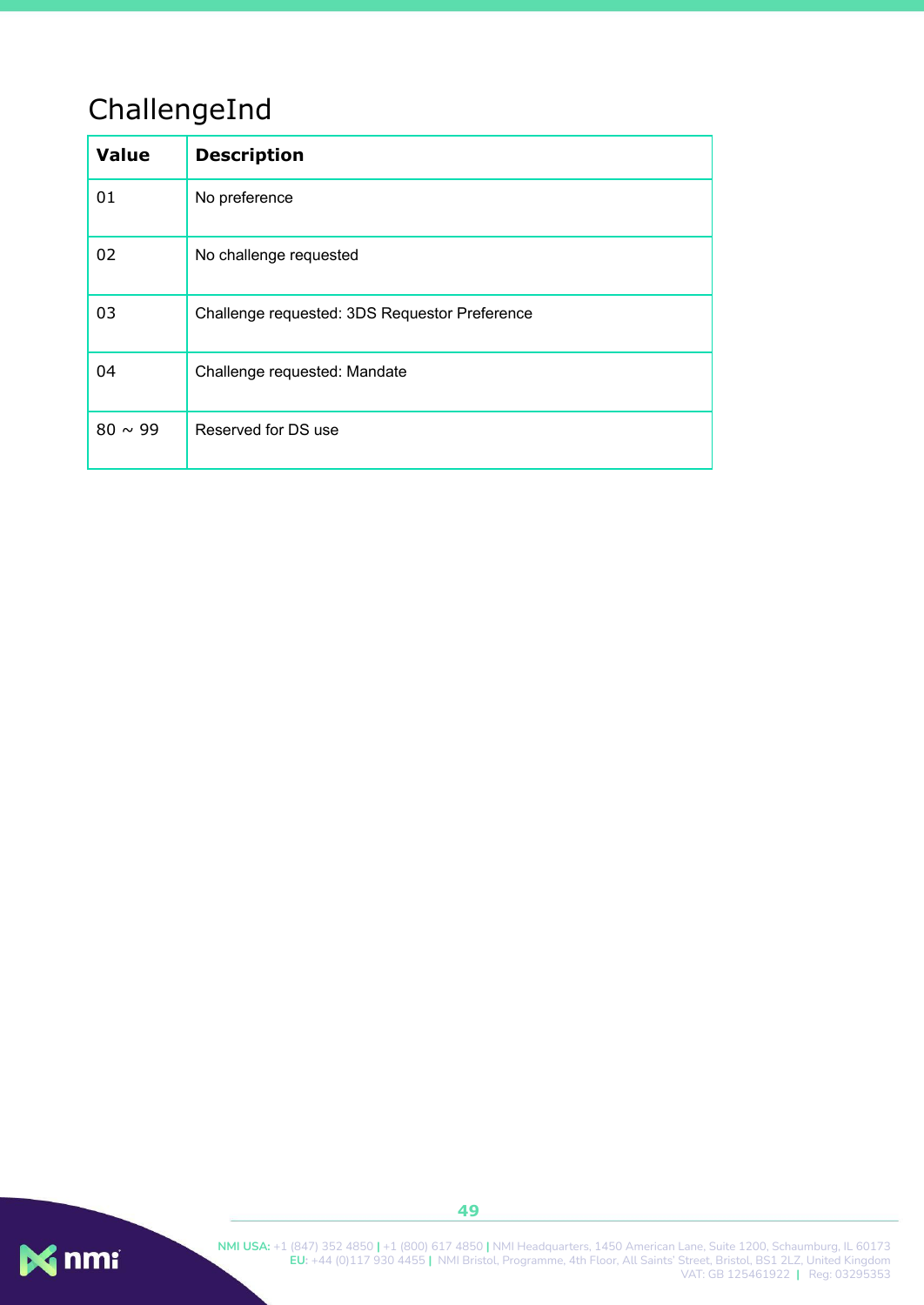# ChallengeInd

| Value | Description |
| --- | --- |
| 01 | No preference |
| 02 | No challenge requested |
| 03 | Challenge requested: 3DS Requestor Preference |
| 04 | Challenge requested: Mandate |
| 80 ~ 99 | Reserved for DS use |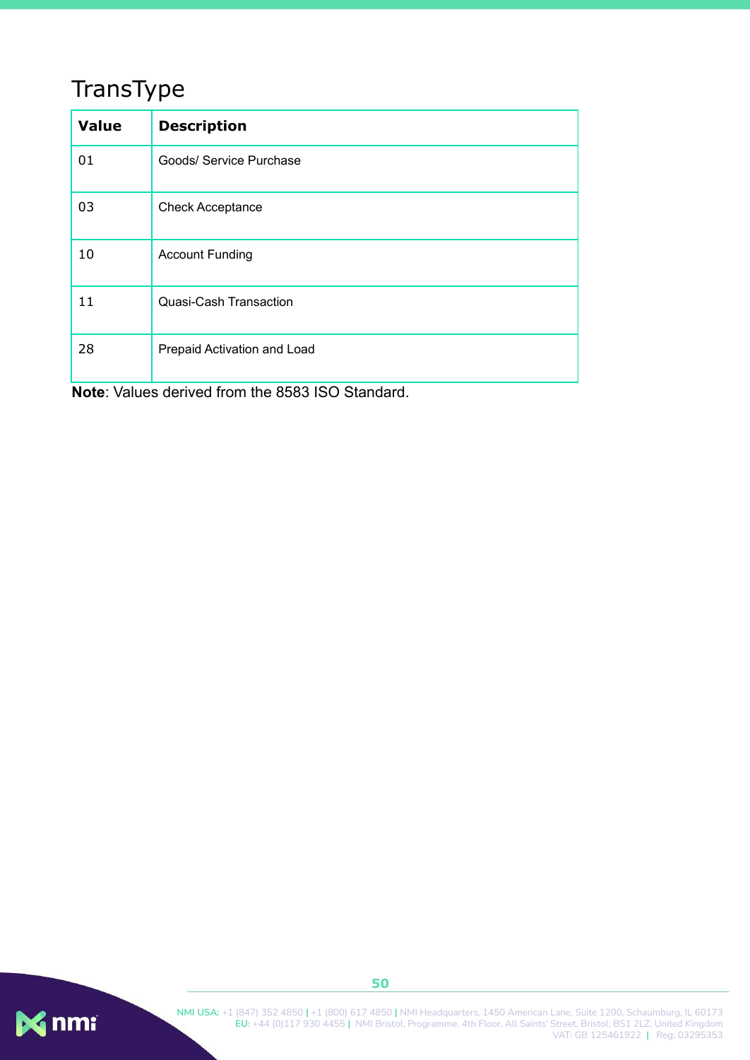## TransType

| Value | Description |
|---|---|
| 01 | Goods/ Service Purchase |
| 03 | Check Acceptance |
| 10 | Account Funding |
| 11 | Quasi-Cash Transaction |
| 28 | Prepaid Activation and Load |

**Note**: Values derived from the 8583 ISO Standard.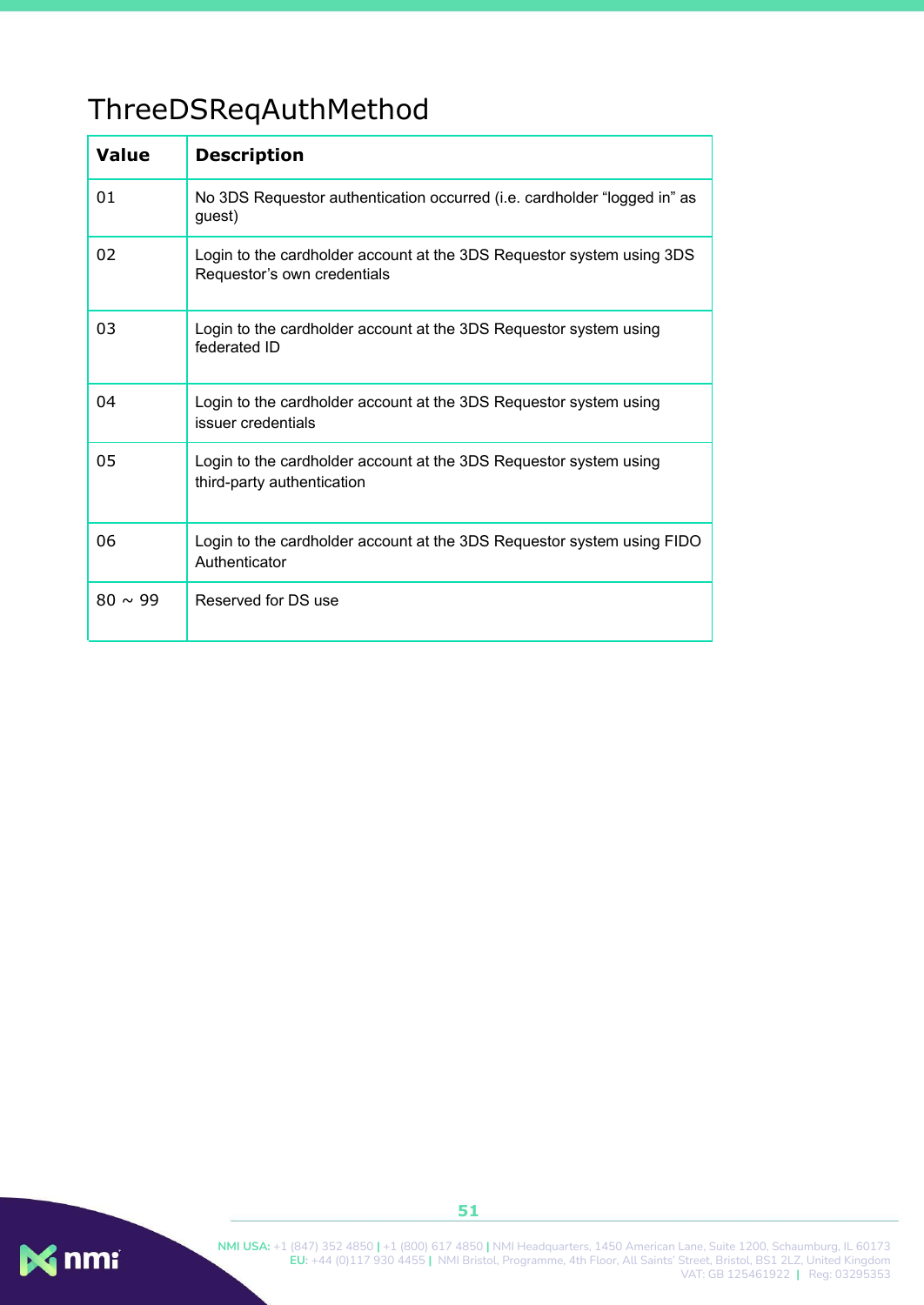# ThreeDSReqAuthMethod

| Value | Description |
|---|---|
| 01 | No 3DS Requestor authentication occurred (i.e. cardholder “logged in” as guest) |
| 02 | Login to the cardholder account at the 3DS Requestor system using 3DS Requestor’s own credentials |
| 03 | Login to the cardholder account at the 3DS Requestor system using federated ID |
| 04 | Login to the cardholder account at the 3DS Requestor system using issuer credentials |
| 05 | Login to the cardholder account at the 3DS Requestor system using third-party authentication |
| 06 | Login to the cardholder account at the 3DS Requestor system using FIDO Authenticator |
| 80 ~ 99 | Reserved for DS use |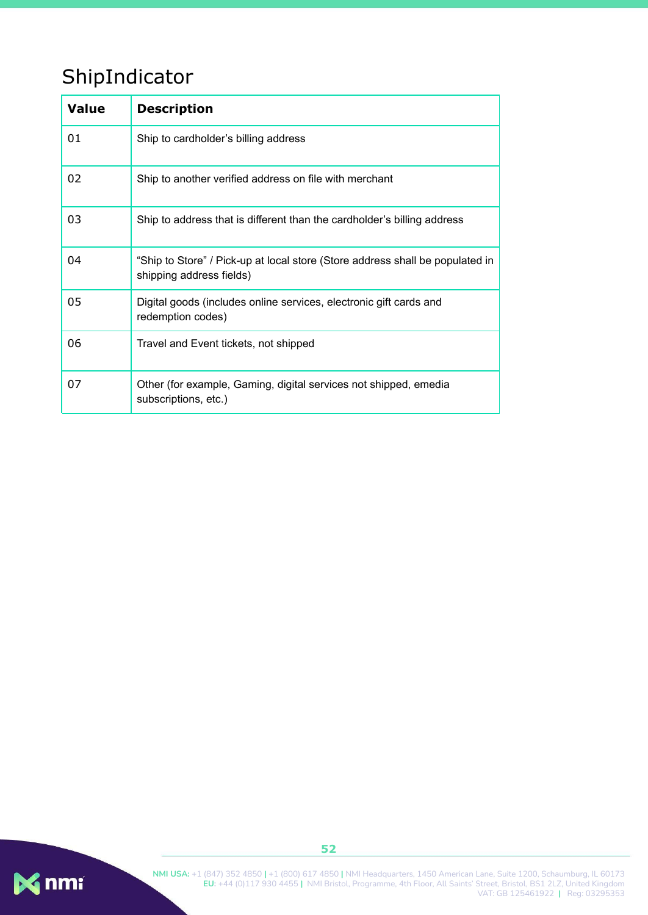## ShipIndicator

| Value | Description |
| --- | --- |
| 01 | Ship to cardholder’s billing address |
| 02 | Ship to another verified address on file with merchant |
| 03 | Ship to address that is different than the cardholder’s billing address |
| 04 | “Ship to Store” / Pick-up at local store (Store address shall be populated in shipping address fields) |
| 05 | Digital goods (includes online services, electronic gift cards and redemption codes) |
| 06 | Travel and Event tickets, not shipped |
| 07 | Other (for example, Gaming, digital services not shipped, emedia subscriptions, etc.) |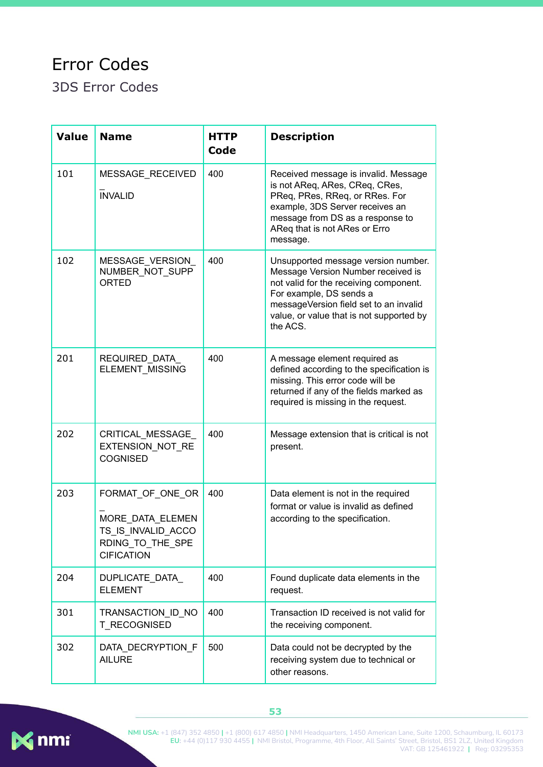# Error Codes

## 3DS Error Codes

| Value | Name | HTTP Code | Description |
|---|---|---|---|
| 101 | MESSAGE_RECEIVED_INVALID | 400 | Received message is invalid. Message is not AReq, ARes, CReq, CRes, PReq, PRes, RReq, or RRes. For example, 3DS Server receives an message from DS as a response to AReq that is not ARes or Erro message. |
| 102 | MESSAGE_VERSION_NUMBER_NOT_SUPPORTED | 400 | Unsupported message version number. Message Version Number received is not valid for the receiving component. For example, DS sends a messageVersion field set to an invalid value, or value that is not supported by the ACS. |
| 201 | REQUIRED_DATA_ELEMENT_MISSING | 400 | A message element required as defined according to the specification is missing. This error code will be returned if any of the fields marked as required is missing in the request. |
| 202 | CRITICAL_MESSAGE_EXTENSION_NOT_RECOGNISED | 400 | Message extension that is critical is not present. |
| 203 | FORMAT_OF_ONE_OR_MORE_DATA_ELEMENTS_IS_INVALID_ACCORDING_TO_THE_SPECIFICATION | 400 | Data element is not in the required format or value is invalid as defined according to the specification. |
| 204 | DUPLICATE_DATA_ELEMENT | 400 | Found duplicate data elements in the request. |
| 301 | TRANSACTION_ID_NOT_RECOGNISED | 400 | Transaction ID received is not valid for the receiving component. |
| 302 | DATA_DECRYPTION_FAILURE | 500 | Data could not be decrypted by the receiving system due to technical or other reasons. |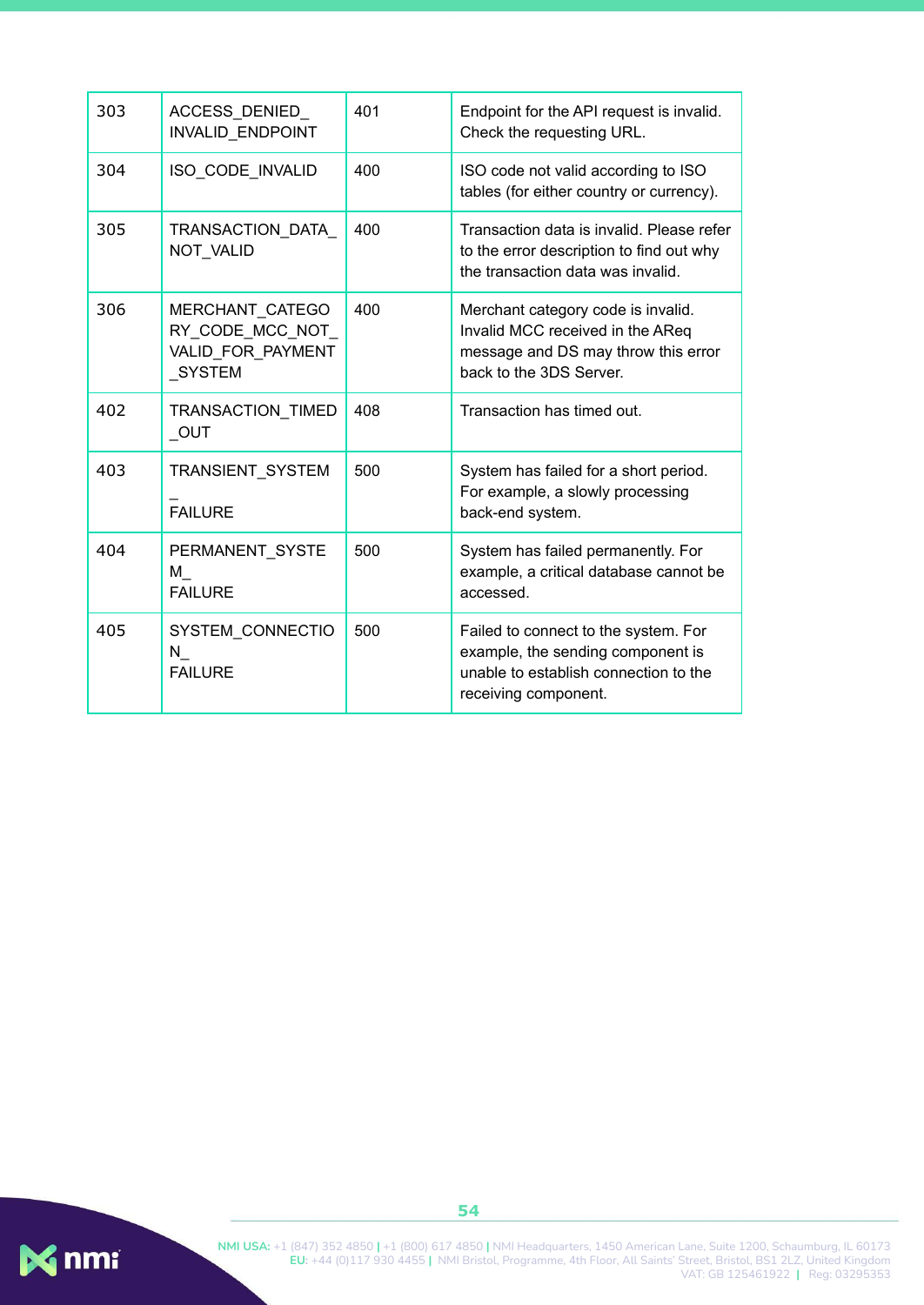| 303 | ACCESS_DENIED_INVALID_ENDPOINT | 401 | Endpoint for the API request is invalid. Check the requesting URL. |
|---|---|---|---|
| 304 | ISO_CODE_INVALID | 400 | ISO code not valid according to ISO tables (for either country or currency). |
| 305 | TRANSACTION_DATA_NOT_VALID | 400 | Transaction data is invalid. Please refer to the error description to find out why the transaction data was invalid. |
| 306 | MERCHANT_CATEGORY_CODE_MCC_NOT_VALID_FOR_PAYMENT_SYSTEM | 400 | Merchant category code is invalid. Invalid MCC received in the AReq message and DS may throw this error back to the 3DS Server. |
| 402 | TRANSACTION_TIMED_OUT | 408 | Transaction has timed out. |
| 403 | TRANSIENT_SYSTEM_FAILURE | 500 | System has failed for a short period. For example, a slowly processing back-end system. |
| 404 | PERMANENT_SYSTEM_FAILURE | 500 | System has failed permanently. For example, a critical database cannot be accessed. |
| 405 | SYSTEM_CONNECTION_FAILURE | 500 | Failed to connect to the system. For example, the sending component is unable to establish connection to the receiving component. |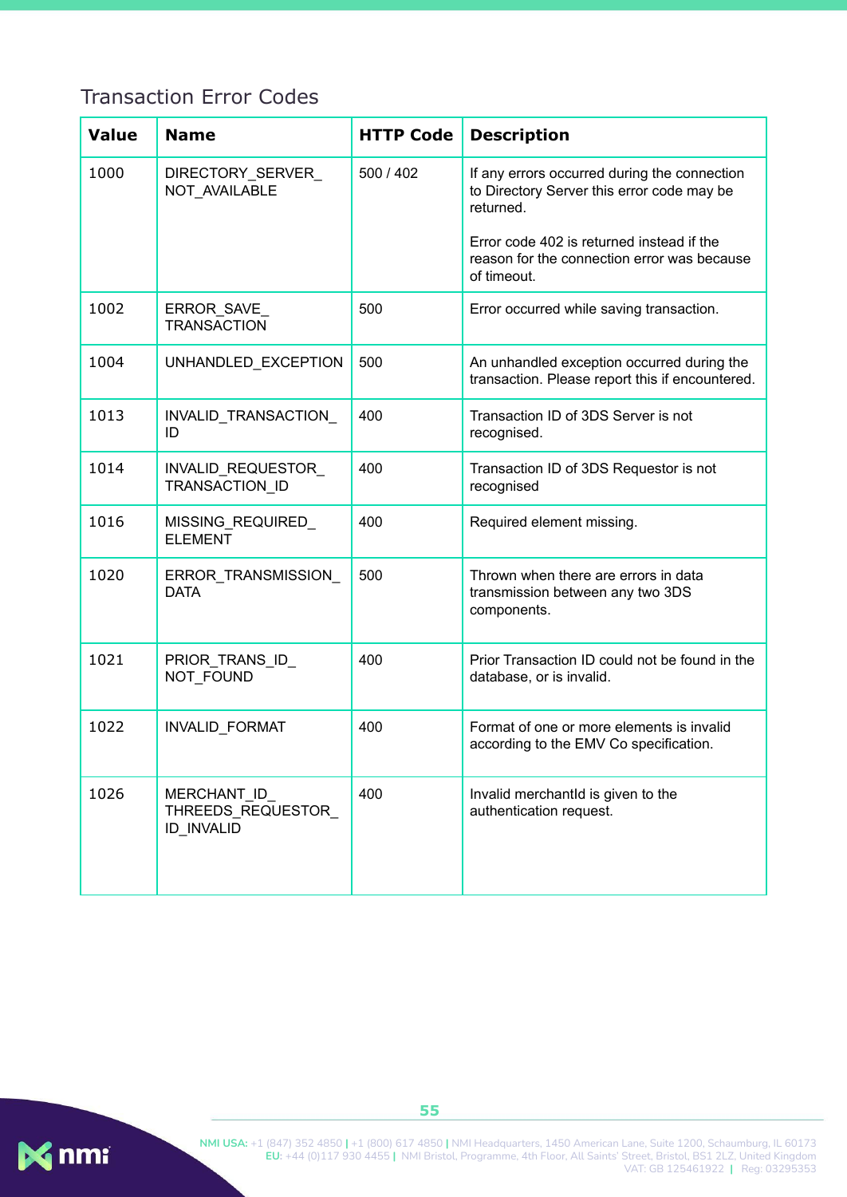## Transaction Error Codes

| Value | Name | HTTP Code | Description |
|---|---|---|---|
| 1000 | DIRECTORY_SERVER_NOT_AVAILABLE | 500 / 402 | If any errors occurred during the connection to Directory Server this error code may be returned.<br><br>Error code 402 is returned instead if the reason for the connection error was because of timeout. |
| 1002 | ERROR_SAVE_TRANSACTION | 500 | Error occurred while saving transaction. |
| 1004 | UNHANDLED_EXCEPTION | 500 | An unhandled exception occurred during the transaction. Please report this if encountered. |
| 1013 | INVALID_TRANSACTION_ID | 400 | Transaction ID of 3DS Server is not recognised. |
| 1014 | INVALID_REQUESTOR_TRANSACTION_ID | 400 | Transaction ID of 3DS Requestor is not recognised |
| 1016 | MISSING_REQUIRED_ELEMENT | 400 | Required element missing. |
| 1020 | ERROR_TRANSMISSION_DATA | 500 | Thrown when there are errors in data transmission between any two 3DS components. |
| 1021 | PRIOR_TRANS_ID_NOT_FOUND | 400 | Prior Transaction ID could not be found in the database, or is invalid. |
| 1022 | INVALID_FORMAT | 400 | Format of one or more elements is invalid according to the EMV Co specification. |
| 1026 | MERCHANT_ID_THREEDS_REQUESTOR_ID_INVALID | 400 | Invalid merchantId is given to the authentication request. |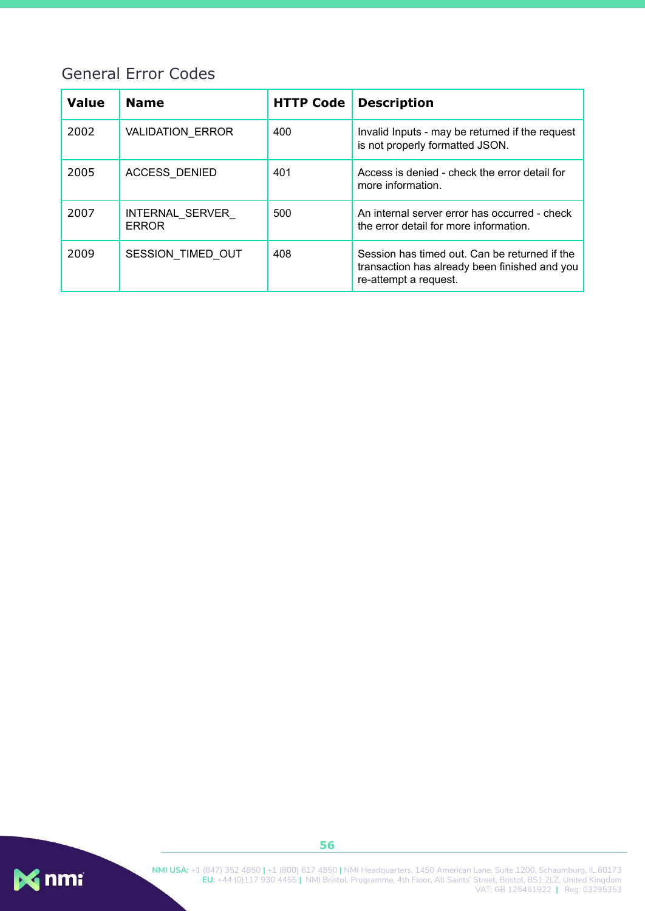## General Error Codes

| Value | Name | HTTP Code | Description |
|---|---|---|---|
| 2002 | VALIDATION_ERROR | 400 | Invalid Inputs - may be returned if the request is not properly formatted JSON. |
| 2005 | ACCESS_DENIED | 401 | Access is denied - check the error detail for more information. |
| 2007 | INTERNAL_SERVER_ERROR | 500 | An internal server error has occurred - check the error detail for more information. |
| 2009 | SESSION_TIMED_OUT | 408 | Session has timed out. Can be returned if the transaction has already been finished and you re-attempt a request. |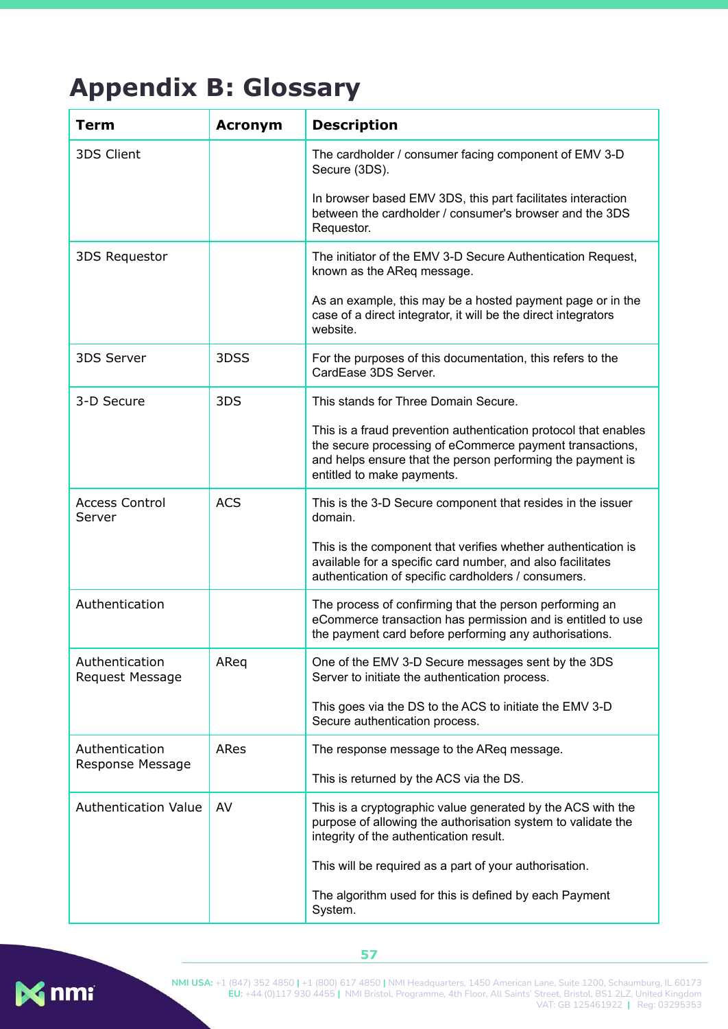# Appendix B: Glossary

| Term | Acronym | Description |
|---|---|---|
| 3DS Client | | The cardholder / consumer facing component of EMV 3-D Secure (3DS).<br><br>In browser based EMV 3DS, this part facilitates interaction between the cardholder / consumer's browser and the 3DS Requestor. |
| 3DS Requestor | | The initiator of the EMV 3-D Secure Authentication Request, known as the AReq message.<br><br>As an example, this may be a hosted payment page or in the case of a direct integrator, it will be the direct integrators website. |
| 3DS Server | 3DSS | For the purposes of this documentation, this refers to the CardEase 3DS Server. |
| 3-D Secure | 3DS | This stands for Three Domain Secure.<br><br>This is a fraud prevention authentication protocol that enables the secure processing of eCommerce payment transactions, and helps ensure that the person performing the payment is entitled to make payments. |
| Access Control Server | ACS | This is the 3-D Secure component that resides in the issuer domain.<br><br>This is the component that verifies whether authentication is available for a specific card number, and also facilitates authentication of specific cardholders / consumers. |
| Authentication | | The process of confirming that the person performing an eCommerce transaction has permission and is entitled to use the payment card before performing any authorisations. |
| Authentication Request Message | AReq | One of the EMV 3-D Secure messages sent by the 3DS Server to initiate the authentication process.<br><br>This goes via the DS to the ACS to initiate the EMV 3-D Secure authentication process. |
| Authentication Response Message | ARes | The response message to the AReq message.<br><br>This is returned by the ACS via the DS. |
| Authentication Value | AV | This is a cryptographic value generated by the ACS with the purpose of allowing the authorisation system to validate the integrity of the authentication result.<br><br>This will be required as a part of your authorisation.<br><br>The algorithm used for this is defined by each Payment System. |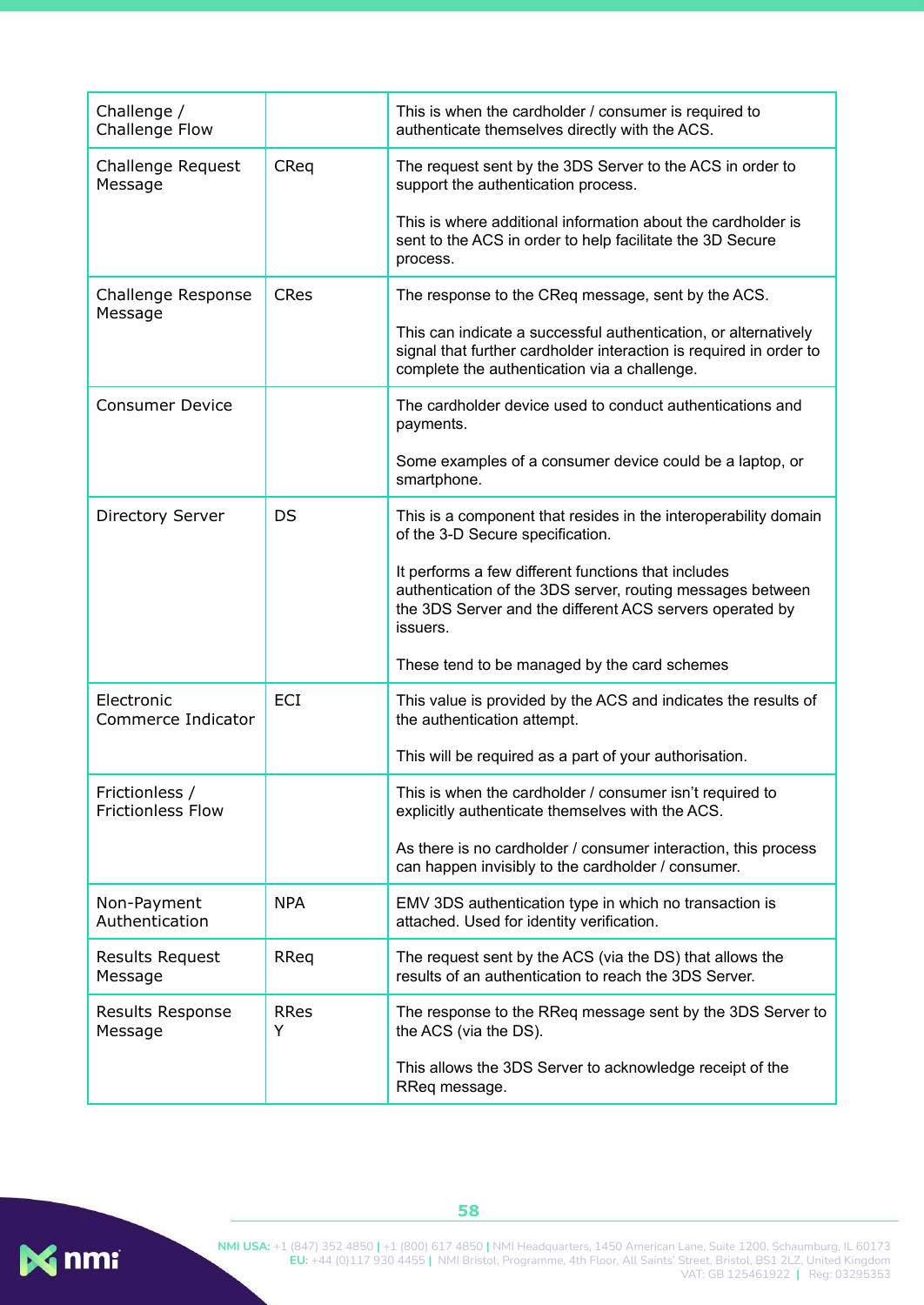| | | |
|---|---|---|
| Challenge / Challenge Flow | | This is when the cardholder / consumer is required to authenticate themselves directly with the ACS. |
| Challenge Request Message | CReq | The request sent by the 3DS Server to the ACS in order to support the authentication process.<br><br>This is where additional information about the cardholder is sent to the ACS in order to help facilitate the 3D Secure process. |
| Challenge Response Message | CRes | The response to the CReq message, sent by the ACS.<br><br>This can indicate a successful authentication, or alternatively signal that further cardholder interaction is required in order to complete the authentication via a challenge. |
| Consumer Device | | The cardholder device used to conduct authentications and payments.<br><br>Some examples of a consumer device could be a laptop, or smartphone. |
| Directory Server | DS | This is a component that resides in the interoperability domain of the 3-D Secure specification.<br><br>It performs a few different functions that includes authentication of the 3DS server, routing messages between the 3DS Server and the different ACS servers operated by issuers.<br><br>These tend to be managed by the card schemes |
| Electronic Commerce Indicator | ECI | This value is provided by the ACS and indicates the results of the authentication attempt.<br><br>This will be required as a part of your authorisation. |
| Frictionless / Frictionless Flow | | This is when the cardholder / consumer isn't required to explicitly authenticate themselves with the ACS.<br><br>As there is no cardholder / consumer interaction, this process can happen invisibly to the cardholder / consumer. |
| Non-Payment Authentication | NPA | EMV 3DS authentication type in which no transaction is attached. Used for identity verification. |
| Results Request Message | RReq | The request sent by the ACS (via the DS) that allows the results of an authentication to reach the 3DS Server. |
| Results Response Message | RRes<br>Y | The response to the RReq message sent by the 3DS Server to the ACS (via the DS).<br><br>This allows the 3DS Server to acknowledge receipt of the RReq message. |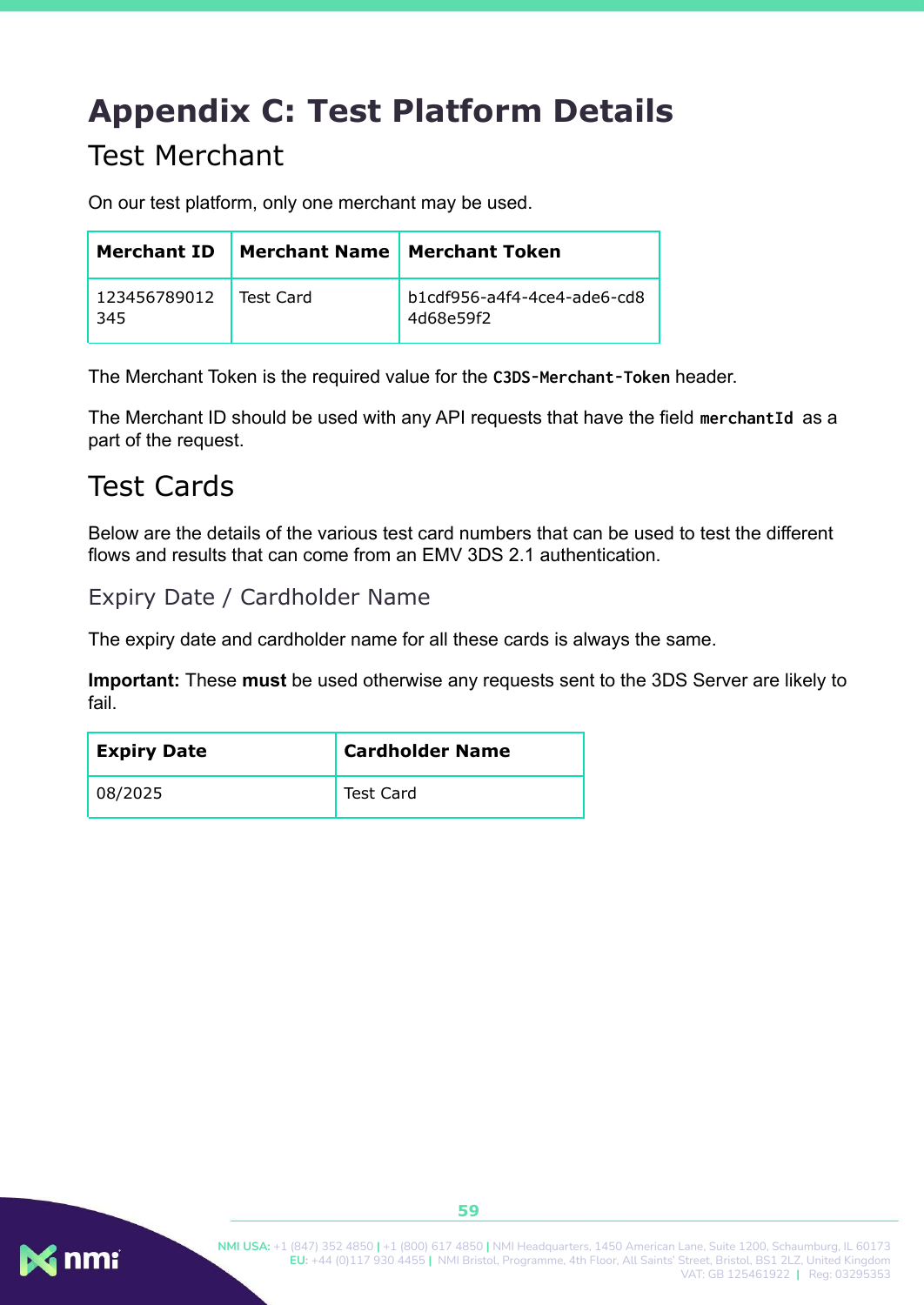# Appendix C: Test Platform Details

## Test Merchant

On our test platform, only one merchant may be used.

| Merchant ID | Merchant Name | Merchant Token |
| --- | --- | --- |
| 123456789012345 | Test Card | b1cdf956-a4f4-4ce4-ade6-cd84d68e59f2 |

The Merchant Token is the required value for the `C3DS-Merchant-Token` header.

The Merchant ID should be used with any API requests that have the field `merchantId` as a part of the request.

## Test Cards

Below are the details of the various test card numbers that can be used to test the different flows and results that can come from an EMV 3DS 2.1 authentication.

### Expiry Date / Cardholder Name

The expiry date and cardholder name for all these cards is always the same.

**Important:** These **must** be used otherwise any requests sent to the 3DS Server are likely to fail.

| Expiry Date | Cardholder Name |
| --- | --- |
| 08/2025 | Test Card |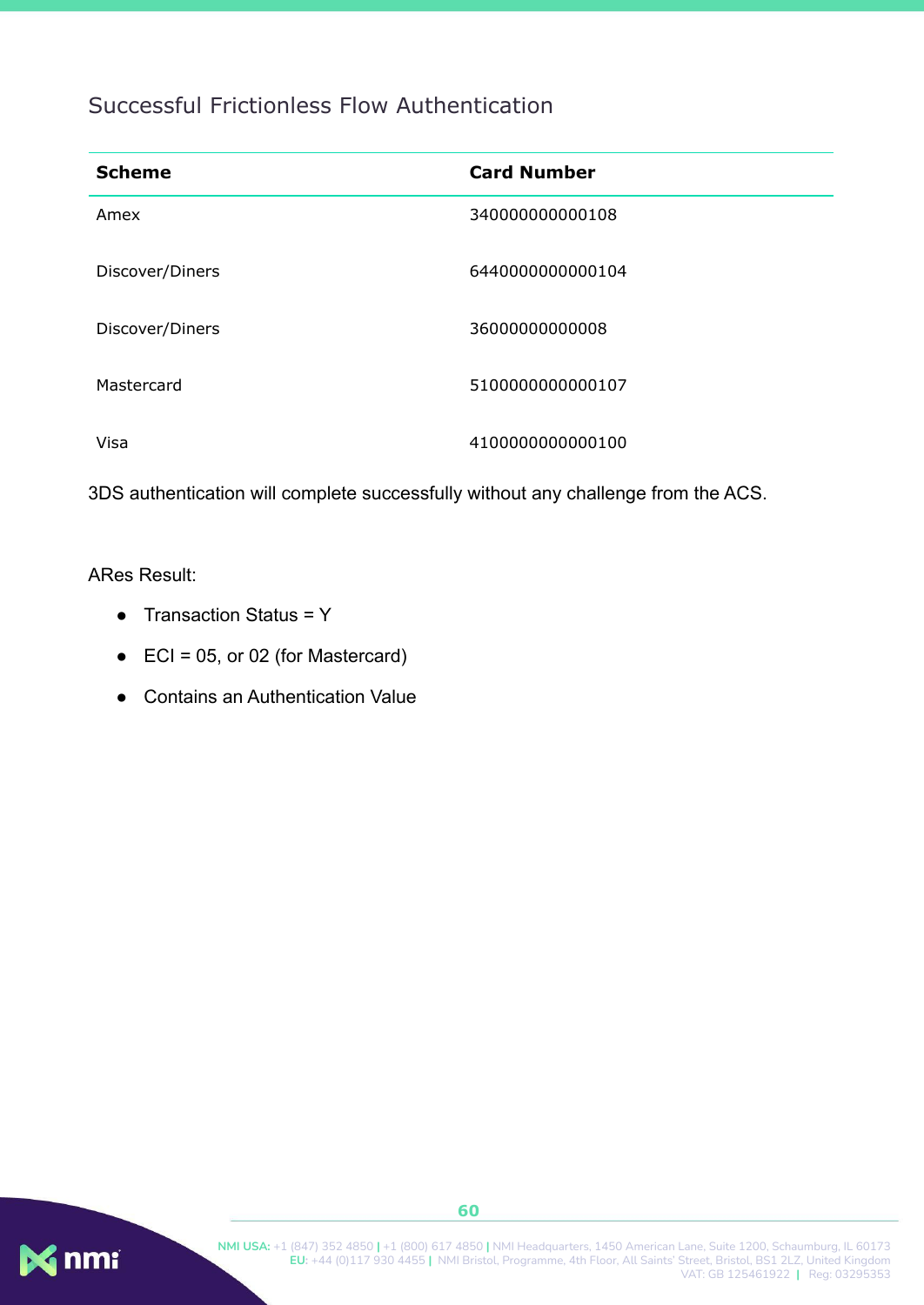## Successful Frictionless Flow Authentication

| Scheme | Card Number |
|---|---|
| Amex | 340000000000108 |
| Discover/Diners | 6440000000000104 |
| Discover/Diners | 36000000000008 |
| Mastercard | 5100000000000107 |
| Visa | 4100000000000100 |

3DS authentication will complete successfully without any challenge from the ACS.

ARes Result:

- Transaction Status = Y
- ECI = 05, or 02 (for Mastercard)
- Contains an Authentication Value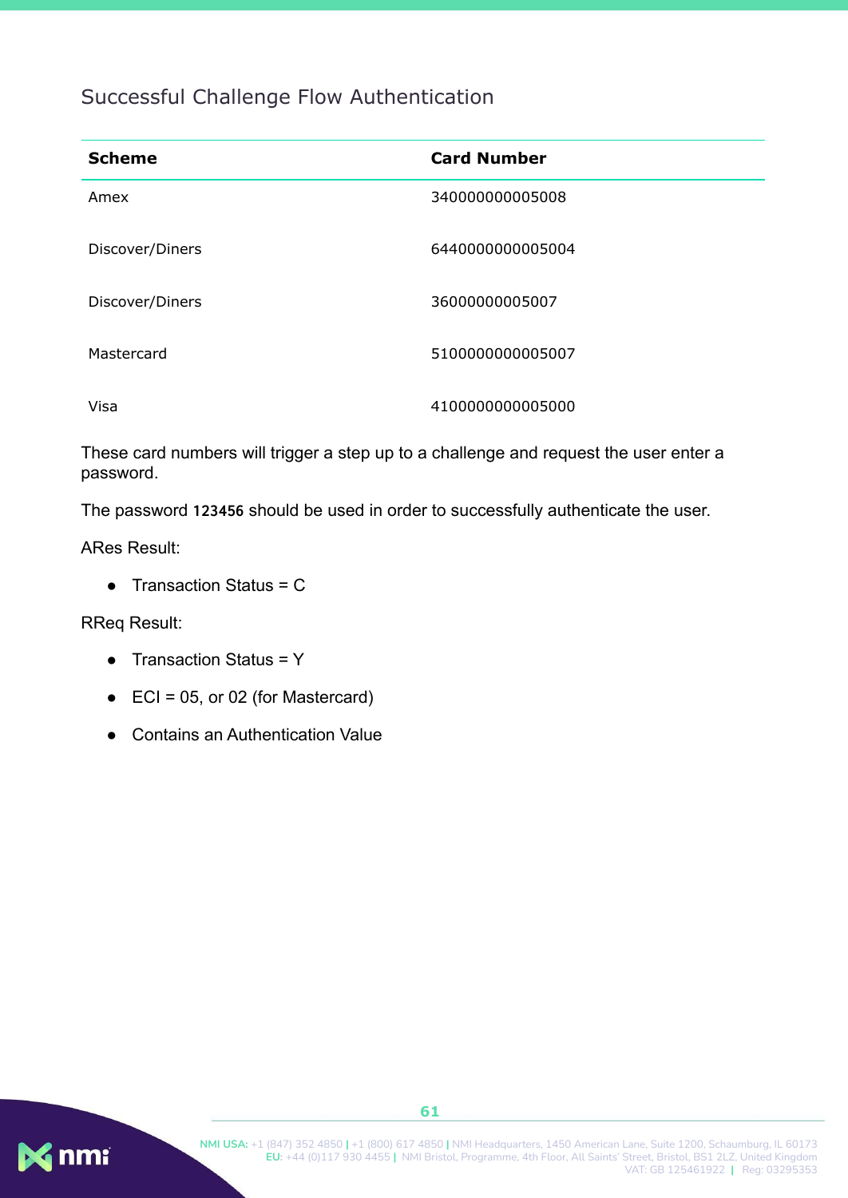## Successful Challenge Flow Authentication

| Scheme | Card Number |
| --- | --- |
| Amex | 340000000005008 |
| Discover/Diners | 6440000000005004 |
| Discover/Diners | 36000000005007 |
| Mastercard | 5100000000005007 |
| Visa | 4100000000005000 |

These card numbers will trigger a step up to a challenge and request the user enter a password.

The password `123456` should be used in order to successfully authenticate the user.

ARes Result:

- Transaction Status = C

RReq Result:

- Transaction Status = Y
- ECI = 05, or 02 (for Mastercard)
- Contains an Authentication Value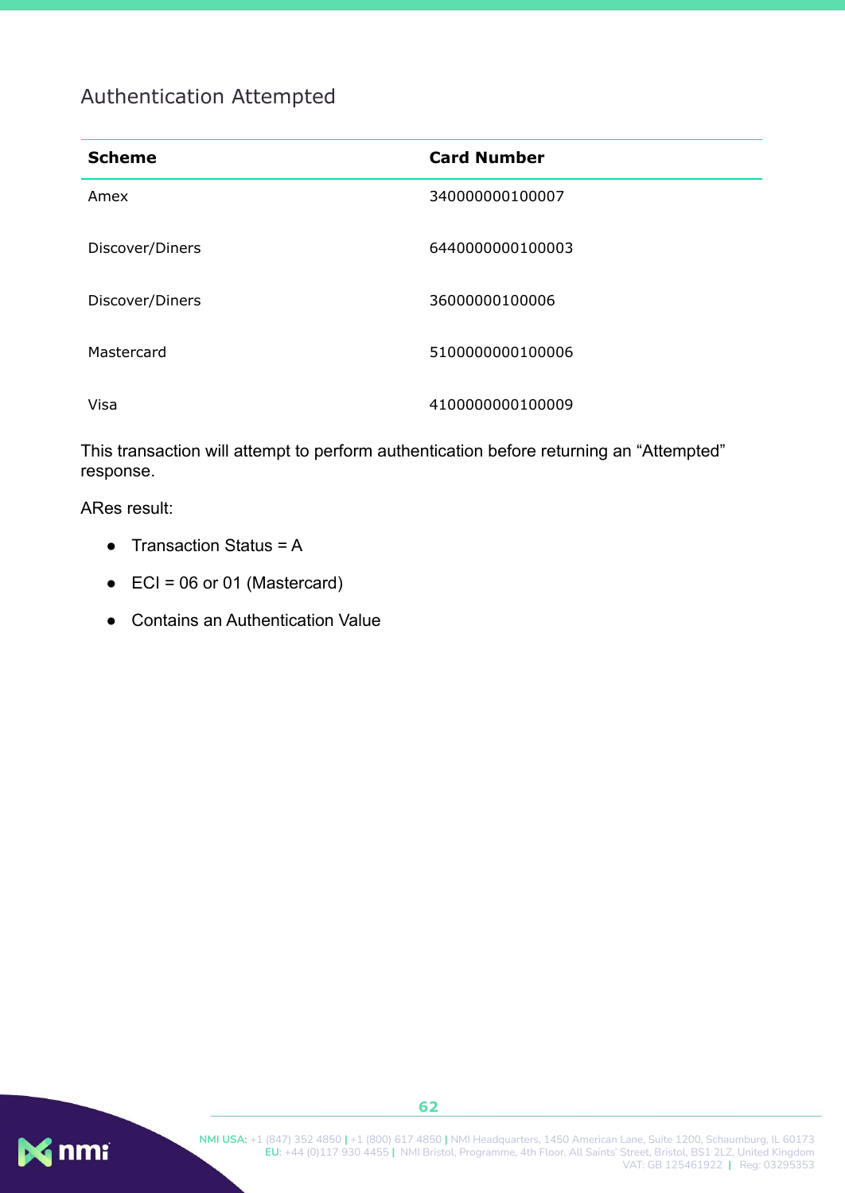## Authentication Attempted

| Scheme | Card Number |
|---|---|
| Amex | 340000000100007 |
| Discover/Diners | 6440000000100003 |
| Discover/Diners | 36000000100006 |
| Mastercard | 5100000000100006 |
| Visa | 4100000000100009 |

This transaction will attempt to perform authentication before returning an “Attempted” response.

ARes result:

- Transaction Status = A
- ECI = 06 or 01 (Mastercard)
- Contains an Authentication Value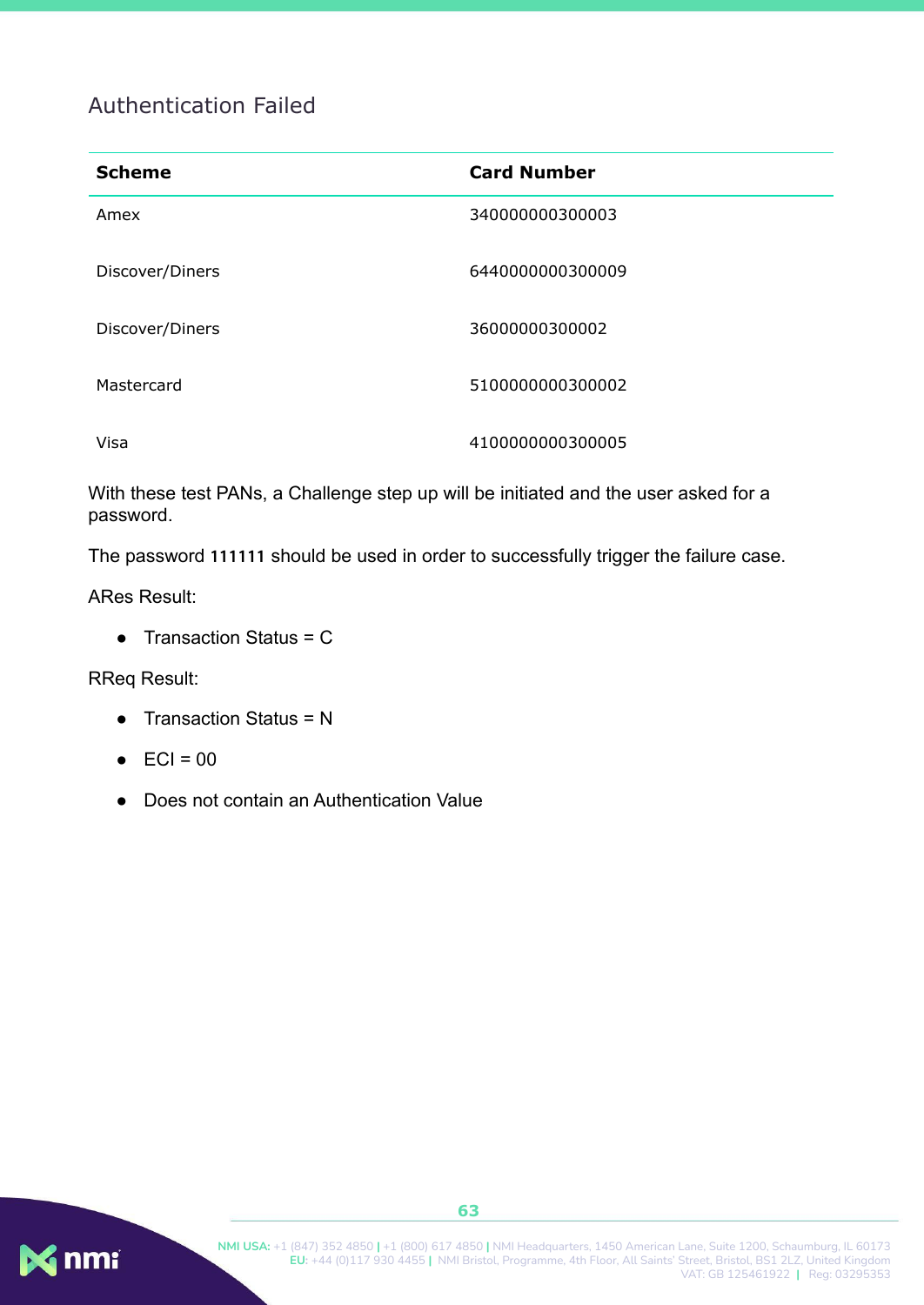## Authentication Failed

| Scheme | Card Number |
|---|---|
| Amex | 340000000300003 |
| Discover/Diners | 6440000000300009 |
| Discover/Diners | 36000000300002 |
| Mastercard | 5100000000300002 |
| Visa | 4100000000300005 |

With these test PANs, a Challenge step up will be initiated and the user asked for a password.

The password **111111** should be used in order to successfully trigger the failure case.

ARes Result:

- Transaction Status = C

RReq Result:

- Transaction Status = N
- ECI = 00
- Does not contain an Authentication Value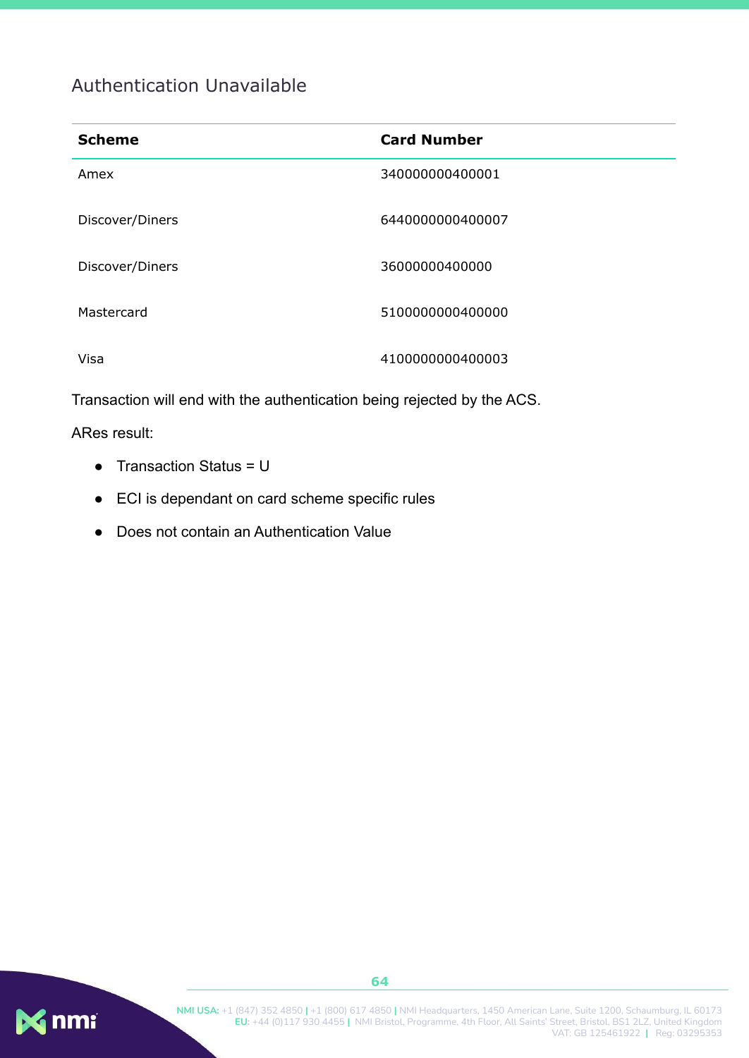## Authentication Unavailable

| Scheme | Card Number |
| --- | --- |
| Amex | 340000000400001 |
| Discover/Diners | 6440000000400007 |
| Discover/Diners | 36000000400000 |
| Mastercard | 5100000000400000 |
| Visa | 4100000000400003 |

Transaction will end with the authentication being rejected by the ACS.

ARes result:

- Transaction Status = U
- ECI is dependant on card scheme specific rules
- Does not contain an Authentication Value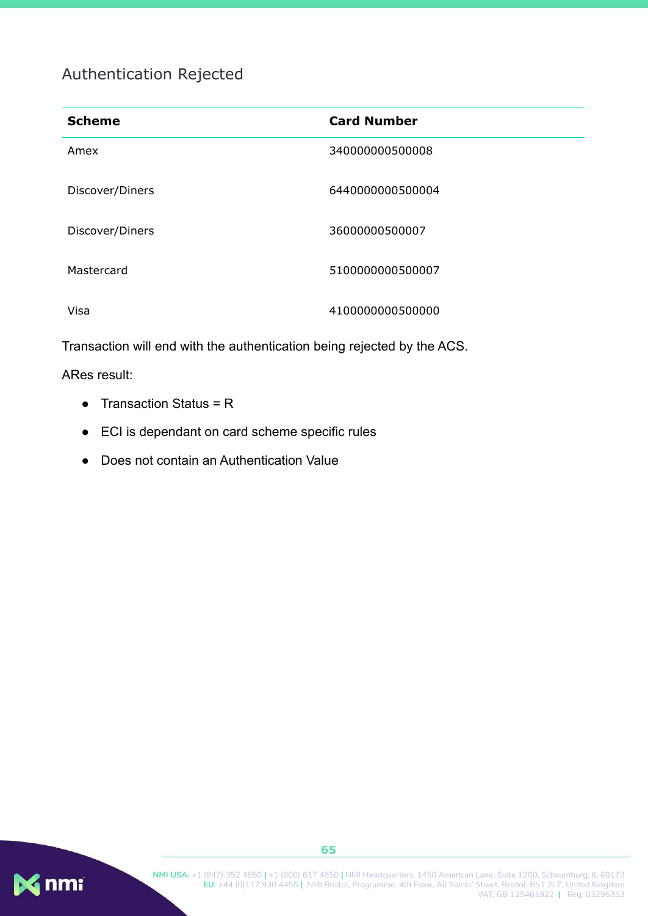## Authentication Rejected

| Scheme | Card Number |
| --- | --- |
| Amex | 340000000500008 |
| Discover/Diners | 6440000000500004 |
| Discover/Diners | 36000000500007 |
| Mastercard | 5100000000500007 |
| Visa | 4100000000500000 |

Transaction will end with the authentication being rejected by the ACS.

ARes result:

- Transaction Status = R
- ECI is dependant on card scheme specific rules
- Does not contain an Authentication Value